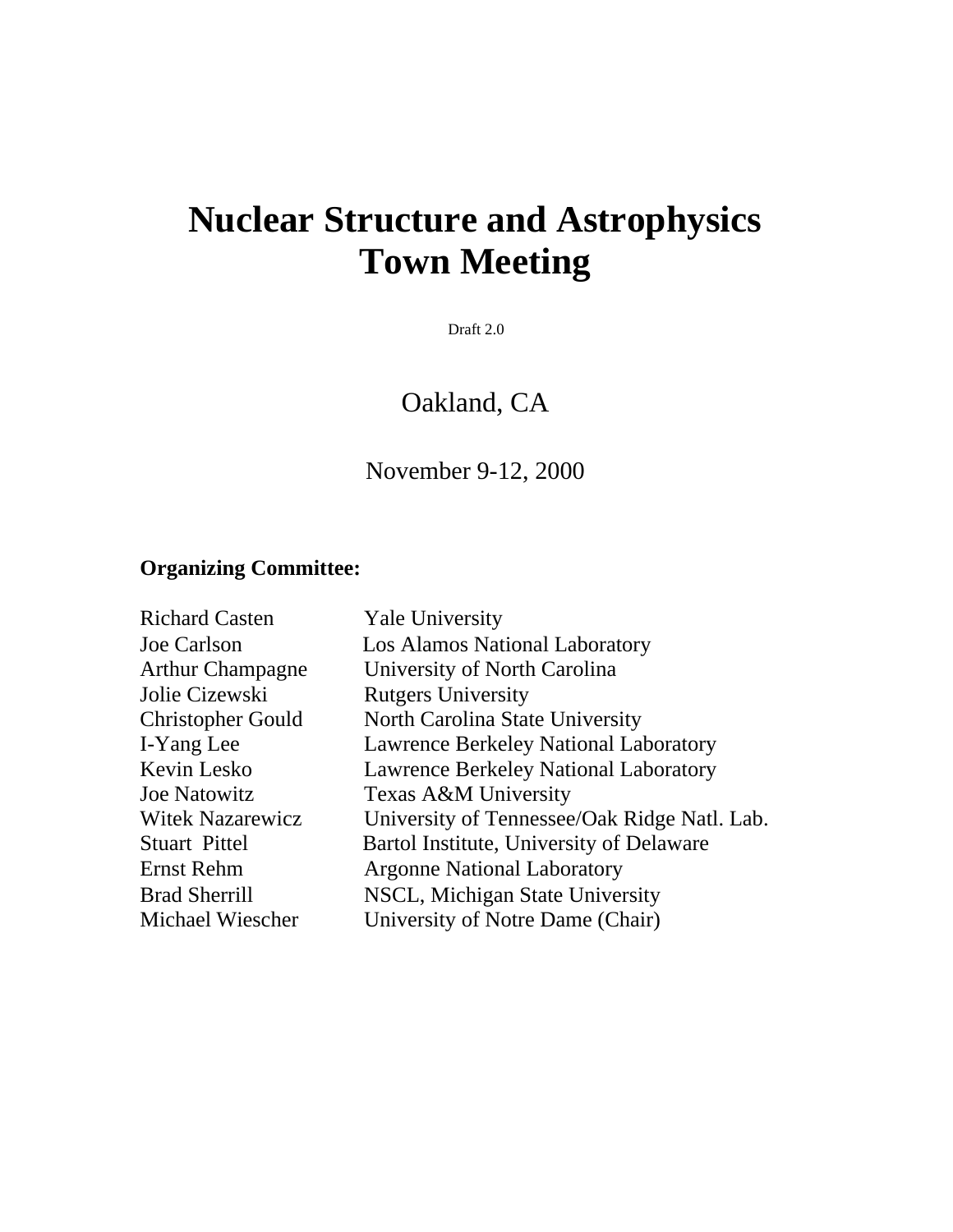# Nuclear Structure and Astrophysics Town Meeting

Draft 2.0

Oakland, CA

November 9-12, 2000

**Organizing Committee:**

| | |
|---|---|
| Richard Casten | Yale University |
| Joe Carlson | Los Alamos National Laboratory |
| Arthur Champagne | University of North Carolina |
| Jolie Cizewski | Rutgers University |
| Christopher Gould | North Carolina State University |
| I-Yang Lee | Lawrence Berkeley National Laboratory |
| Kevin Lesko | Lawrence Berkeley National Laboratory |
| Joe Natowitz | Texas A&M University |
| Witek Nazarewicz | University of Tennessee/Oak Ridge Natl. Lab. |
| Stuart Pittel | Bartol Institute, University of Delaware |
| Ernst Rehm | Argonne National Laboratory |
| Brad Sherrill | NSCL, Michigan State University |
| Michael Wiescher | University of Notre Dame (Chair) |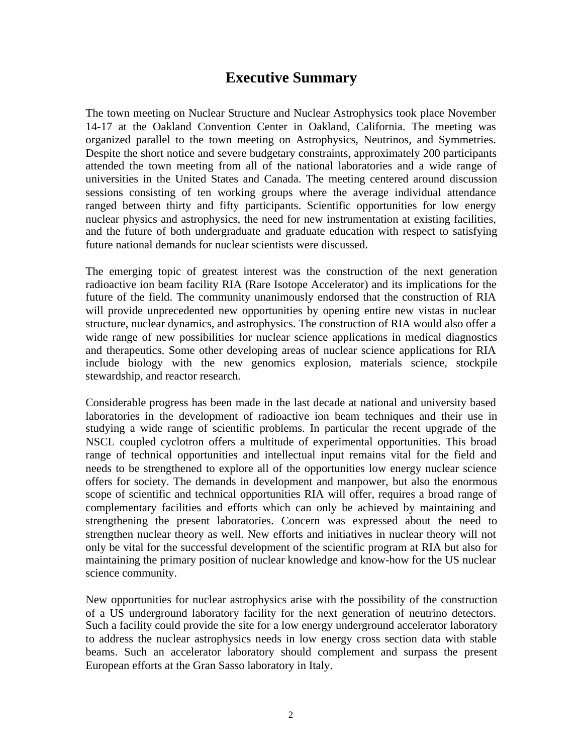# Executive Summary

The town meeting on Nuclear Structure and Nuclear Astrophysics took place November 14-17 at the Oakland Convention Center in Oakland, California. The meeting was organized parallel to the town meeting on Astrophysics, Neutrinos, and Symmetries. Despite the short notice and severe budgetary constraints, approximately 200 participants attended the town meeting from all of the national laboratories and a wide range of universities in the United States and Canada. The meeting centered around discussion sessions consisting of ten working groups where the average individual attendance ranged between thirty and fifty participants. Scientific opportunities for low energy nuclear physics and astrophysics, the need for new instrumentation at existing facilities, and the future of both undergraduate and graduate education with respect to satisfying future national demands for nuclear scientists were discussed.

The emerging topic of greatest interest was the construction of the next generation radioactive ion beam facility RIA (Rare Isotope Accelerator) and its implications for the future of the field. The community unanimously endorsed that the construction of RIA will provide unprecedented new opportunities by opening entire new vistas in nuclear structure, nuclear dynamics, and astrophysics. The construction of RIA would also offer a wide range of new possibilities for nuclear science applications in medical diagnostics and therapeutics. Some other developing areas of nuclear science applications for RIA include biology with the new genomics explosion, materials science, stockpile stewardship, and reactor research.

Considerable progress has been made in the last decade at national and university based laboratories in the development of radioactive ion beam techniques and their use in studying a wide range of scientific problems. In particular the recent upgrade of the NSCL coupled cyclotron offers a multitude of experimental opportunities. This broad range of technical opportunities and intellectual input remains vital for the field and needs to be strengthened to explore all of the opportunities low energy nuclear science offers for society. The demands in development and manpower, but also the enormous scope of scientific and technical opportunities RIA will offer, requires a broad range of complementary facilities and efforts which can only be achieved by maintaining and strengthening the present laboratories. Concern was expressed about the need to strengthen nuclear theory as well. New efforts and initiatives in nuclear theory will not only be vital for the successful development of the scientific program at RIA but also for maintaining the primary position of nuclear knowledge and know-how for the US nuclear science community.

New opportunities for nuclear astrophysics arise with the possibility of the construction of a US underground laboratory facility for the next generation of neutrino detectors. Such a facility could provide the site for a low energy underground accelerator laboratory to address the nuclear astrophysics needs in low energy cross section data with stable beams. Such an accelerator laboratory should complement and surpass the present European efforts at the Gran Sasso laboratory in Italy.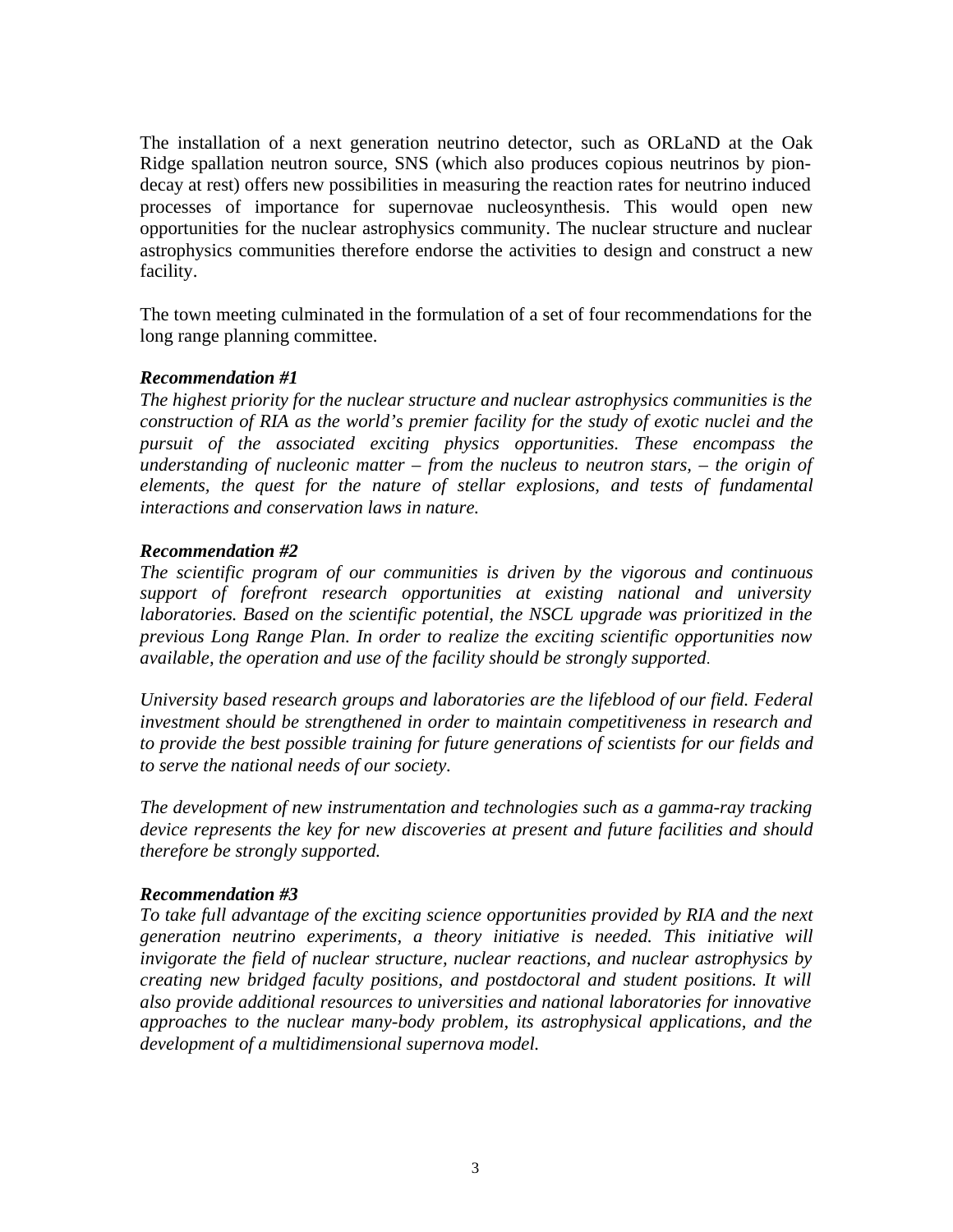The installation of a next generation neutrino detector, such as ORLaND at the Oak Ridge spallation neutron source, SNS (which also produces copious neutrinos by pion-decay at rest) offers new possibilities in measuring the reaction rates for neutrino induced processes of importance for supernovae nucleosynthesis. This would open new opportunities for the nuclear astrophysics community. The nuclear structure and nuclear astrophysics communities therefore endorse the activities to design and construct a new facility.

The town meeting culminated in the formulation of a set of four recommendations for the long range planning committee.

***Recommendation #1***

*The highest priority for the nuclear structure and nuclear astrophysics communities is the construction of RIA as the world's premier facility for the study of exotic nuclei and the pursuit of the associated exciting physics opportunities. These encompass the understanding of nucleonic matter – from the nucleus to neutron stars, – the origin of elements, the quest for the nature of stellar explosions, and tests of fundamental interactions and conservation laws in nature.*

***Recommendation #2***

*The scientific program of our communities is driven by the vigorous and continuous support of forefront research opportunities at existing national and university laboratories. Based on the scientific potential, the NSCL upgrade was prioritized in the previous Long Range Plan. In order to realize the exciting scientific opportunities now available, the operation and use of the facility should be strongly supported.*

*University based research groups and laboratories are the lifeblood of our field. Federal investment should be strengthened in order to maintain competitiveness in research and to provide the best possible training for future generations of scientists for our fields and to serve the national needs of our society.*

*The development of new instrumentation and technologies such as a gamma-ray tracking device represents the key for new discoveries at present and future facilities and should therefore be strongly supported.*

***Recommendation #3***

*To take full advantage of the exciting science opportunities provided by RIA and the next generation neutrino experiments, a theory initiative is needed. This initiative will invigorate the field of nuclear structure, nuclear reactions, and nuclear astrophysics by creating new bridged faculty positions, and postdoctoral and student positions. It will also provide additional resources to universities and national laboratories for innovative approaches to the nuclear many-body problem, its astrophysical applications, and the development of a multidimensional supernova model.*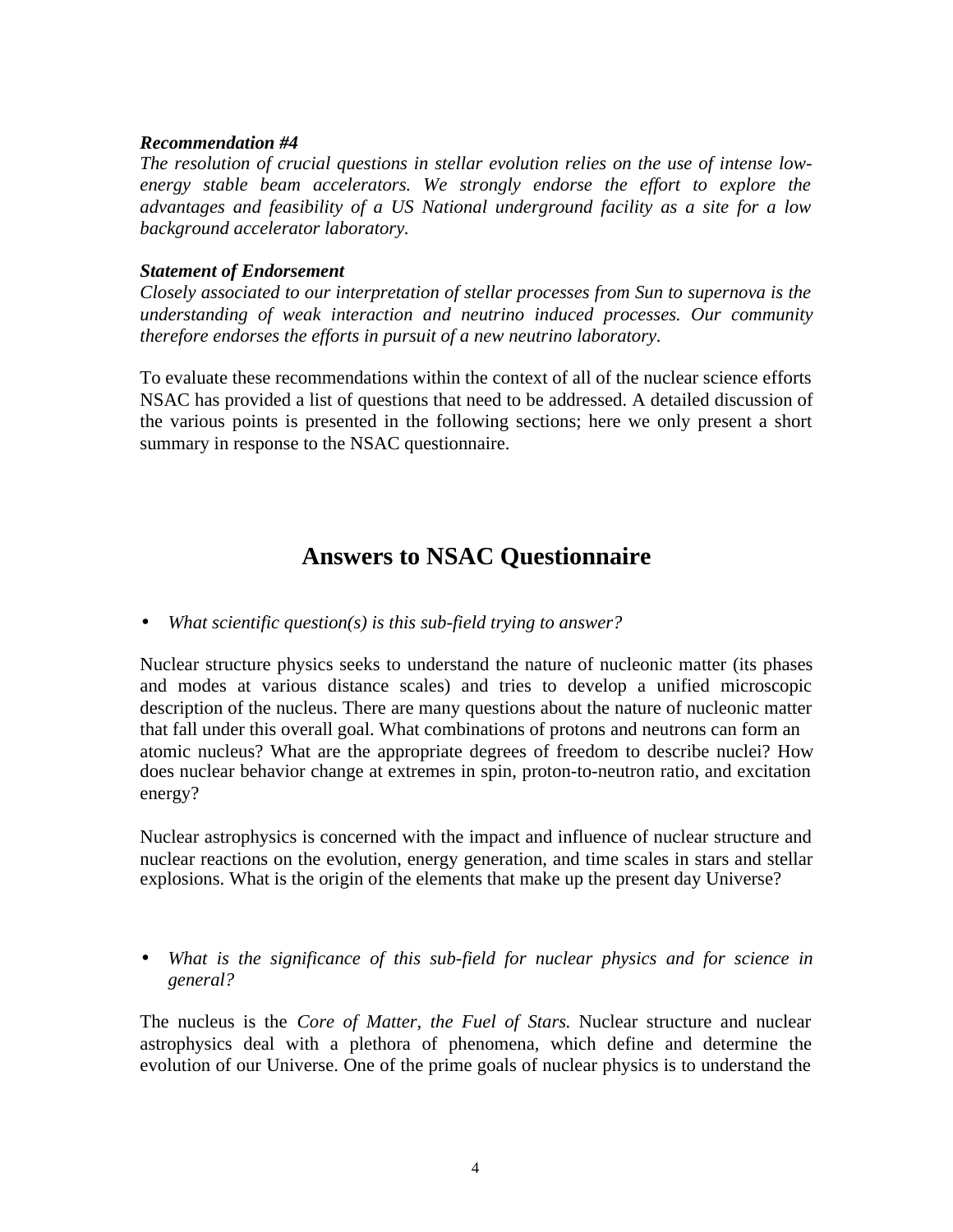***Recommendation #4***
*The resolution of crucial questions in stellar evolution relies on the use of intense low-energy stable beam accelerators. We strongly endorse the effort to explore the advantages and feasibility of a US National underground facility as a site for a low background accelerator laboratory.*

***Statement of Endorsement***
*Closely associated to our interpretation of stellar processes from Sun to supernova is the understanding of weak interaction and neutrino induced processes. Our community therefore endorses the efforts in pursuit of a new neutrino laboratory.*

To evaluate these recommendations within the context of all of the nuclear science efforts NSAC has provided a list of questions that need to be addressed. A detailed discussion of the various points is presented in the following sections; here we only present a short summary in response to the NSAC questionnaire.

## Answers to NSAC Questionnaire

- *What scientific question(s) is this sub-field trying to answer?*

Nuclear structure physics seeks to understand the nature of nucleonic matter (its phases and modes at various distance scales) and tries to develop a unified microscopic description of the nucleus. There are many questions about the nature of nucleonic matter that fall under this overall goal. What combinations of protons and neutrons can form an atomic nucleus? What are the appropriate degrees of freedom to describe nuclei? How does nuclear behavior change at extremes in spin, proton-to-neutron ratio, and excitation energy?

Nuclear astrophysics is concerned with the impact and influence of nuclear structure and nuclear reactions on the evolution, energy generation, and time scales in stars and stellar explosions. What is the origin of the elements that make up the present day Universe?

- *What is the significance of this sub-field for nuclear physics and for science in general?*

The nucleus is the *Core of Matter, the Fuel of Stars.* Nuclear structure and nuclear astrophysics deal with a plethora of phenomena, which define and determine the evolution of our Universe. One of the prime goals of nuclear physics is to understand the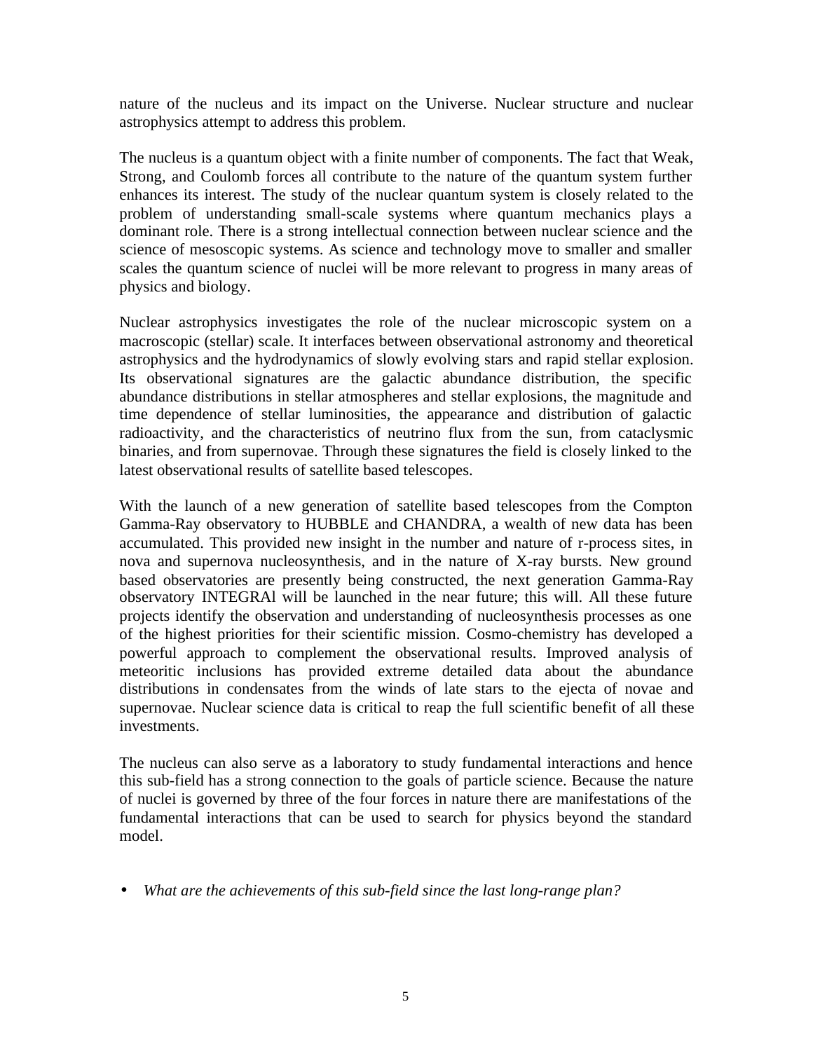nature of the nucleus and its impact on the Universe. Nuclear structure and nuclear astrophysics attempt to address this problem.

The nucleus is a quantum object with a finite number of components. The fact that Weak, Strong, and Coulomb forces all contribute to the nature of the quantum system further enhances its interest. The study of the nuclear quantum system is closely related to the problem of understanding small-scale systems where quantum mechanics plays a dominant role. There is a strong intellectual connection between nuclear science and the science of mesoscopic systems. As science and technology move to smaller and smaller scales the quantum science of nuclei will be more relevant to progress in many areas of physics and biology.

Nuclear astrophysics investigates the role of the nuclear microscopic system on a macroscopic (stellar) scale. It interfaces between observational astronomy and theoretical astrophysics and the hydrodynamics of slowly evolving stars and rapid stellar explosion. Its observational signatures are the galactic abundance distribution, the specific abundance distributions in stellar atmospheres and stellar explosions, the magnitude and time dependence of stellar luminosities, the appearance and distribution of galactic radioactivity, and the characteristics of neutrino flux from the sun, from cataclysmic binaries, and from supernovae. Through these signatures the field is closely linked to the latest observational results of satellite based telescopes.

With the launch of a new generation of satellite based telescopes from the Compton Gamma-Ray observatory to HUBBLE and CHANDRA, a wealth of new data has been accumulated. This provided new insight in the number and nature of r-process sites, in nova and supernova nucleosynthesis, and in the nature of X-ray bursts. New ground based observatories are presently being constructed, the next generation Gamma-Ray observatory INTEGRAl will be launched in the near future; this will. All these future projects identify the observation and understanding of nucleosynthesis processes as one of the highest priorities for their scientific mission. Cosmo-chemistry has developed a powerful approach to complement the observational results. Improved analysis of meteoritic inclusions has provided extreme detailed data about the abundance distributions in condensates from the winds of late stars to the ejecta of novae and supernovae. Nuclear science data is critical to reap the full scientific benefit of all these investments.

The nucleus can also serve as a laboratory to study fundamental interactions and hence this sub-field has a strong connection to the goals of particle science. Because the nature of nuclei is governed by three of the four forces in nature there are manifestations of the fundamental interactions that can be used to search for physics beyond the standard model.

- *What are the achievements of this sub-field since the last long-range plan?*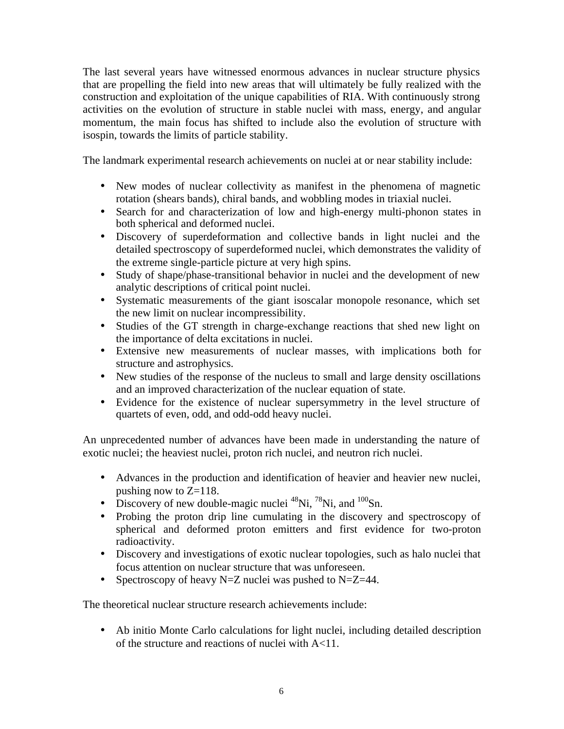The last several years have witnessed enormous advances in nuclear structure physics that are propelling the field into new areas that will ultimately be fully realized with the construction and exploitation of the unique capabilities of RIA. With continuously strong activities on the evolution of structure in stable nuclei with mass, energy, and angular momentum, the main focus has shifted to include also the evolution of structure with isospin, towards the limits of particle stability.

The landmark experimental research achievements on nuclei at or near stability include:

- New modes of nuclear collectivity as manifest in the phenomena of magnetic rotation (shears bands), chiral bands, and wobbling modes in triaxial nuclei.
- Search for and characterization of low and high-energy multi-phonon states in both spherical and deformed nuclei.
- Discovery of superdeformation and collective bands in light nuclei and the detailed spectroscopy of superdeformed nuclei, which demonstrates the validity of the extreme single-particle picture at very high spins.
- Study of shape/phase-transitional behavior in nuclei and the development of new analytic descriptions of critical point nuclei.
- Systematic measurements of the giant isoscalar monopole resonance, which set the new limit on nuclear incompressibility.
- Studies of the GT strength in charge-exchange reactions that shed new light on the importance of delta excitations in nuclei.
- Extensive new measurements of nuclear masses, with implications both for structure and astrophysics.
- New studies of the response of the nucleus to small and large density oscillations and an improved characterization of the nuclear equation of state.
- Evidence for the existence of nuclear supersymmetry in the level structure of quartets of even, odd, and odd-odd heavy nuclei.

An unprecedented number of advances have been made in understanding the nature of exotic nuclei; the heaviest nuclei, proton rich nuclei, and neutron rich nuclei.

- Advances in the production and identification of heavier and heavier new nuclei, pushing now to Z=118.
- Discovery of new double-magic nuclei $^{48}$Ni, $^{78}$Ni, and $^{100}$Sn.
- Probing the proton drip line cumulating in the discovery and spectroscopy of spherical and deformed proton emitters and first evidence for two-proton radioactivity.
- Discovery and investigations of exotic nuclear topologies, such as halo nuclei that focus attention on nuclear structure that was unforeseen.
- Spectroscopy of heavy N=Z nuclei was pushed to N=Z=44.

The theoretical nuclear structure research achievements include:

- Ab initio Monte Carlo calculations for light nuclei, including detailed description of the structure and reactions of nuclei with A<11.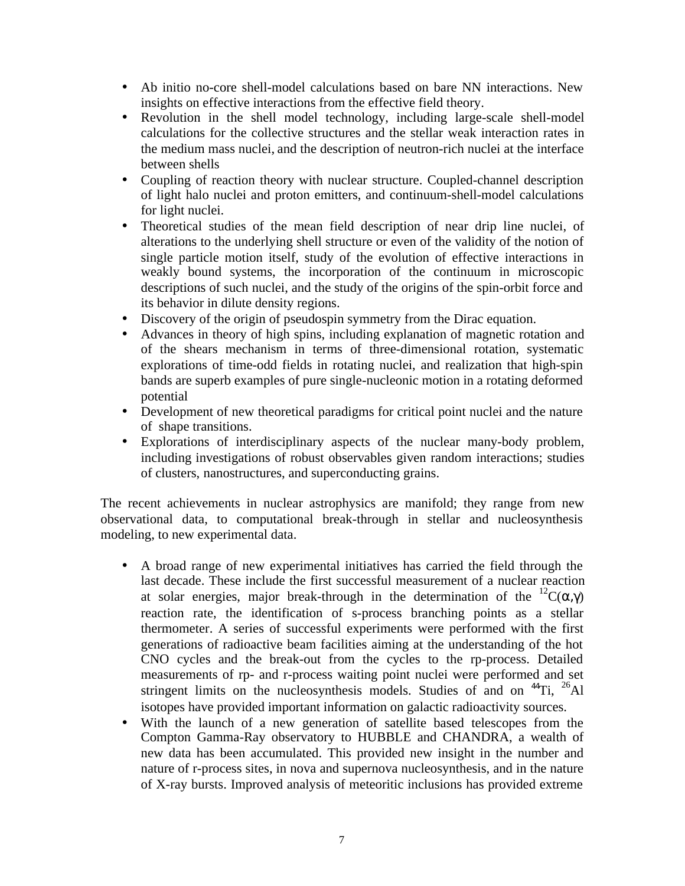- Ab initio no-core shell-model calculations based on bare NN interactions. New insights on effective interactions from the effective field theory.
- Revolution in the shell model technology, including large-scale shell-model calculations for the collective structures and the stellar weak interaction rates in the medium mass nuclei, and the description of neutron-rich nuclei at the interface between shells
- Coupling of reaction theory with nuclear structure. Coupled-channel description of light halo nuclei and proton emitters, and continuum-shell-model calculations for light nuclei.
- Theoretical studies of the mean field description of near drip line nuclei, of alterations to the underlying shell structure or even of the validity of the notion of single particle motion itself, study of the evolution of effective interactions in weakly bound systems, the incorporation of the continuum in microscopic descriptions of such nuclei, and the study of the origins of the spin-orbit force and its behavior in dilute density regions.
- Discovery of the origin of pseudospin symmetry from the Dirac equation.
- Advances in theory of high spins, including explanation of magnetic rotation and of the shears mechanism in terms of three-dimensional rotation, systematic explorations of time-odd fields in rotating nuclei, and realization that high-spin bands are superb examples of pure single-nucleonic motion in a rotating deformed potential
- Development of new theoretical paradigms for critical point nuclei and the nature of shape transitions.
- Explorations of interdisciplinary aspects of the nuclear many-body problem, including investigations of robust observables given random interactions; studies of clusters, nanostructures, and superconducting grains.

The recent achievements in nuclear astrophysics are manifold; they range from new observational data, to computational break-through in stellar and nucleosynthesis modeling, to new experimental data.

- A broad range of new experimental initiatives has carried the field through the last decade. These include the first successful measurement of a nuclear reaction at solar energies, major break-through in the determination of the $^{12}C(\alpha,\gamma)$ reaction rate, the identification of s-process branching points as a stellar thermometer. A series of successful experiments were performed with the first generations of radioactive beam facilities aiming at the understanding of the hot CNO cycles and the break-out from the cycles to the rp-process. Detailed measurements of rp- and r-process waiting point nuclei were performed and set stringent limits on the nucleosynthesis models. Studies of and on $^{44}Ti$, $^{26}Al$ isotopes have provided important information on galactic radioactivity sources.
- With the launch of a new generation of satellite based telescopes from the Compton Gamma-Ray observatory to HUBBLE and CHANDRA, a wealth of new data has been accumulated. This provided new insight in the number and nature of r-process sites, in nova and supernova nucleosynthesis, and in the nature of X-ray bursts. Improved analysis of meteoritic inclusions has provided extreme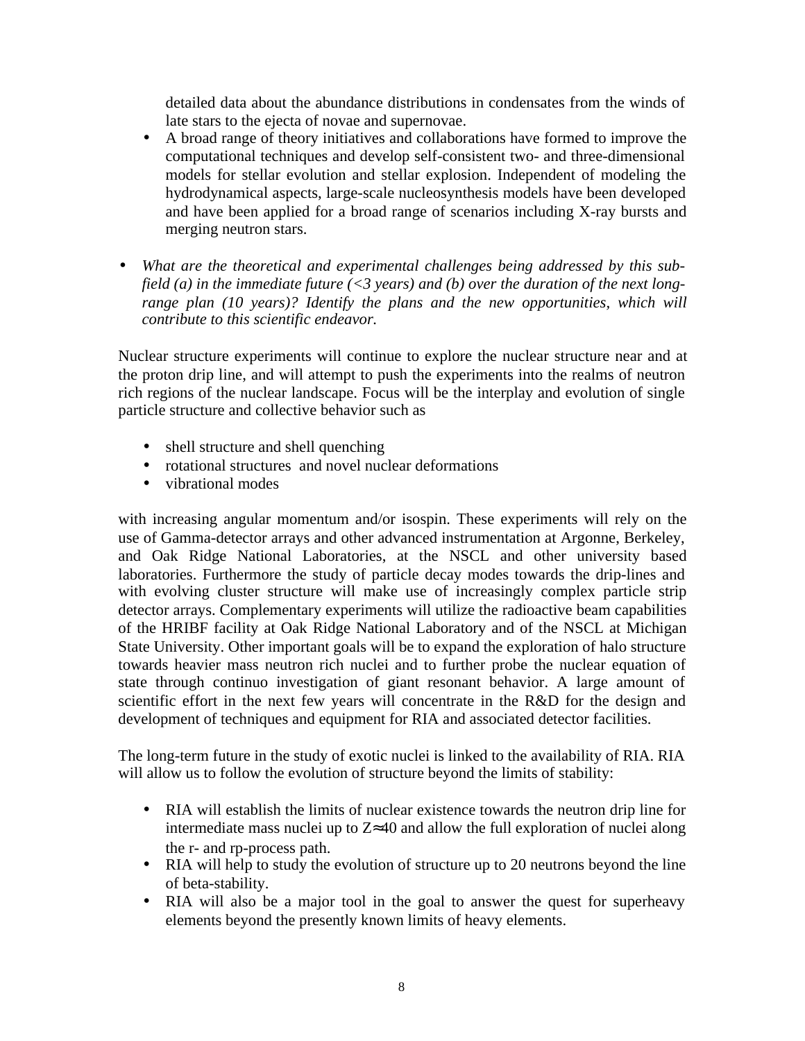detailed data about the abundance distributions in condensates from the winds of late stars to the ejecta of novae and supernovae.

- A broad range of theory initiatives and collaborations have formed to improve the computational techniques and develop self-consistent two- and three-dimensional models for stellar evolution and stellar explosion. Independent of modeling the hydrodynamical aspects, large-scale nucleosynthesis models have been developed and have been applied for a broad range of scenarios including X-ray bursts and merging neutron stars.

- *What are the theoretical and experimental challenges being addressed by this sub-field (a) in the immediate future (<3 years) and (b) over the duration of the next long-range plan (10 years)? Identify the plans and the new opportunities, which will contribute to this scientific endeavor.*

Nuclear structure experiments will continue to explore the nuclear structure near and at the proton drip line, and will attempt to push the experiments into the realms of neutron rich regions of the nuclear landscape. Focus will be the interplay and evolution of single particle structure and collective behavior such as

- shell structure and shell quenching
- rotational structures and novel nuclear deformations
- vibrational modes

with increasing angular momentum and/or isospin. These experiments will rely on the use of Gamma-detector arrays and other advanced instrumentation at Argonne, Berkeley, and Oak Ridge National Laboratories, at the NSCL and other university based laboratories. Furthermore the study of particle decay modes towards the drip-lines and with evolving cluster structure will make use of increasingly complex particle strip detector arrays. Complementary experiments will utilize the radioactive beam capabilities of the HRIBF facility at Oak Ridge National Laboratory and of the NSCL at Michigan State University. Other important goals will be to expand the exploration of halo structure towards heavier mass neutron rich nuclei and to further probe the nuclear equation of state through continuo investigation of giant resonant behavior. A large amount of scientific effort in the next few years will concentrate in the R&D for the design and development of techniques and equipment for RIA and associated detector facilities.

The long-term future in the study of exotic nuclei is linked to the availability of RIA. RIA will allow us to follow the evolution of structure beyond the limits of stability:

- RIA will establish the limits of nuclear existence towards the neutron drip line for intermediate mass nuclei up to $Z \approx 40$ and allow the full exploration of nuclei along the r- and rp-process path.
- RIA will help to study the evolution of structure up to 20 neutrons beyond the line of beta-stability.
- RIA will also be a major tool in the goal to answer the quest for superheavy elements beyond the presently known limits of heavy elements.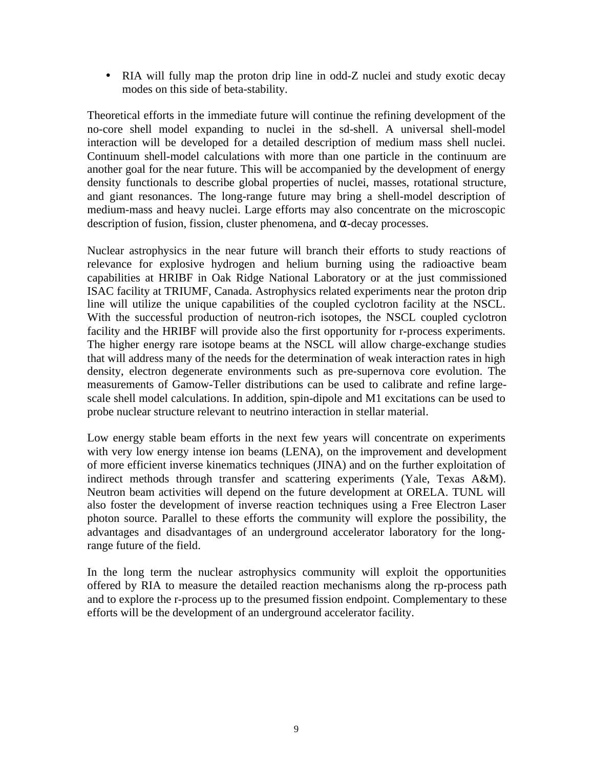- RIA will fully map the proton drip line in odd-Z nuclei and study exotic decay modes on this side of beta-stability.

Theoretical efforts in the immediate future will continue the refining development of the no-core shell model expanding to nuclei in the sd-shell. A universal shell-model interaction will be developed for a detailed description of medium mass shell nuclei. Continuum shell-model calculations with more than one particle in the continuum are another goal for the near future. This will be accompanied by the development of energy density functionals to describe global properties of nuclei, masses, rotational structure, and giant resonances. The long-range future may bring a shell-model description of medium-mass and heavy nuclei. Large efforts may also concentrate on the microscopic description of fusion, fission, cluster phenomena, and $\alpha$-decay processes.

Nuclear astrophysics in the near future will branch their efforts to study reactions of relevance for explosive hydrogen and helium burning using the radioactive beam capabilities at HRIBF in Oak Ridge National Laboratory or at the just commissioned ISAC facility at TRIUMF, Canada. Astrophysics related experiments near the proton drip line will utilize the unique capabilities of the coupled cyclotron facility at the NSCL. With the successful production of neutron-rich isotopes, the NSCL coupled cyclotron facility and the HRIBF will provide also the first opportunity for r-process experiments. The higher energy rare isotope beams at the NSCL will allow charge-exchange studies that will address many of the needs for the determination of weak interaction rates in high density, electron degenerate environments such as pre-supernova core evolution. The measurements of Gamow-Teller distributions can be used to calibrate and refine large-scale shell model calculations. In addition, spin-dipole and M1 excitations can be used to probe nuclear structure relevant to neutrino interaction in stellar material.

Low energy stable beam efforts in the next few years will concentrate on experiments with very low energy intense ion beams (LENA), on the improvement and development of more efficient inverse kinematics techniques (JINA) and on the further exploitation of indirect methods through transfer and scattering experiments (Yale, Texas A&M). Neutron beam activities will depend on the future development at ORELA. TUNL will also foster the development of inverse reaction techniques using a Free Electron Laser photon source. Parallel to these efforts the community will explore the possibility, the advantages and disadvantages of an underground accelerator laboratory for the long-range future of the field.

In the long term the nuclear astrophysics community will exploit the opportunities offered by RIA to measure the detailed reaction mechanisms along the rp-process path and to explore the r-process up to the presumed fission endpoint. Complementary to these efforts will be the development of an underground accelerator facility.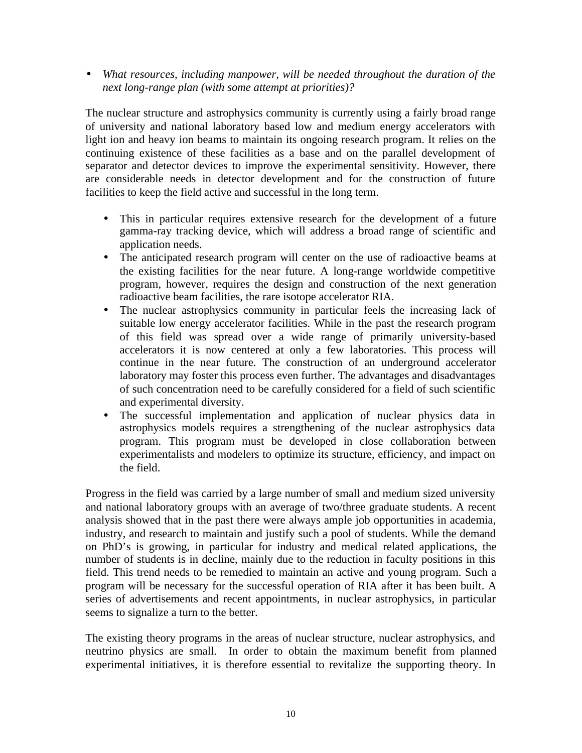- *What resources, including manpower, will be needed throughout the duration of the next long-range plan (with some attempt at priorities)?*

The nuclear structure and astrophysics community is currently using a fairly broad range of university and national laboratory based low and medium energy accelerators with light ion and heavy ion beams to maintain its ongoing research program. It relies on the continuing existence of these facilities as a base and on the parallel development of separator and detector devices to improve the experimental sensitivity. However, there are considerable needs in detector development and for the construction of future facilities to keep the field active and successful in the long term.

- This in particular requires extensive research for the development of a future gamma-ray tracking device, which will address a broad range of scientific and application needs.
- The anticipated research program will center on the use of radioactive beams at the existing facilities for the near future. A long-range worldwide competitive program, however, requires the design and construction of the next generation radioactive beam facilities, the rare isotope accelerator RIA.
- The nuclear astrophysics community in particular feels the increasing lack of suitable low energy accelerator facilities. While in the past the research program of this field was spread over a wide range of primarily university-based accelerators it is now centered at only a few laboratories. This process will continue in the near future. The construction of an underground accelerator laboratory may foster this process even further. The advantages and disadvantages of such concentration need to be carefully considered for a field of such scientific and experimental diversity.
- The successful implementation and application of nuclear physics data in astrophysics models requires a strengthening of the nuclear astrophysics data program. This program must be developed in close collaboration between experimentalists and modelers to optimize its structure, efficiency, and impact on the field.

Progress in the field was carried by a large number of small and medium sized university and national laboratory groups with an average of two/three graduate students. A recent analysis showed that in the past there were always ample job opportunities in academia, industry, and research to maintain and justify such a pool of students. While the demand on PhD's is growing, in particular for industry and medical related applications, the number of students is in decline, mainly due to the reduction in faculty positions in this field. This trend needs to be remedied to maintain an active and young program. Such a program will be necessary for the successful operation of RIA after it has been built. A series of advertisements and recent appointments, in nuclear astrophysics, in particular seems to signalize a turn to the better.

The existing theory programs in the areas of nuclear structure, nuclear astrophysics, and neutrino physics are small. In order to obtain the maximum benefit from planned experimental initiatives, it is therefore essential to revitalize the supporting theory. In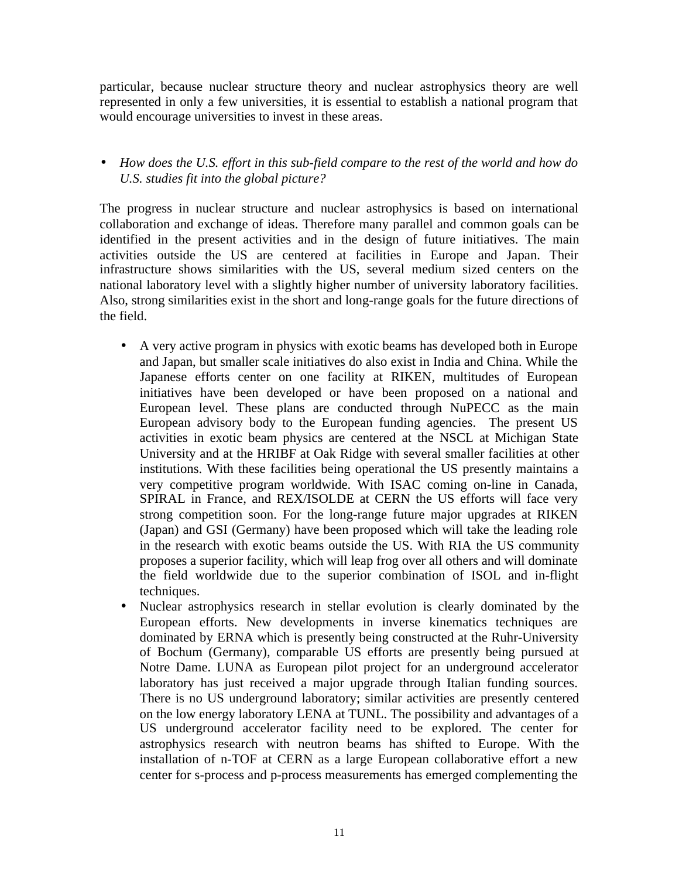particular, because nuclear structure theory and nuclear astrophysics theory are well represented in only a few universities, it is essential to establish a national program that would encourage universities to invest in these areas.

- *How does the U.S. effort in this sub-field compare to the rest of the world and how do U.S. studies fit into the global picture?*

The progress in nuclear structure and nuclear astrophysics is based on international collaboration and exchange of ideas. Therefore many parallel and common goals can be identified in the present activities and in the design of future initiatives. The main activities outside the US are centered at facilities in Europe and Japan. Their infrastructure shows similarities with the US, several medium sized centers on the national laboratory level with a slightly higher number of university laboratory facilities. Also, strong similarities exist in the short and long-range goals for the future directions of the field.

- A very active program in physics with exotic beams has developed both in Europe and Japan, but smaller scale initiatives do also exist in India and China. While the Japanese efforts center on one facility at RIKEN, multitudes of European initiatives have been developed or have been proposed on a national and European level. These plans are conducted through NuPECC as the main European advisory body to the European funding agencies. The present US activities in exotic beam physics are centered at the NSCL at Michigan State University and at the HRIBF at Oak Ridge with several smaller facilities at other institutions. With these facilities being operational the US presently maintains a very competitive program worldwide. With ISAC coming on-line in Canada, SPIRAL in France, and REX/ISOLDE at CERN the US efforts will face very strong competition soon. For the long-range future major upgrades at RIKEN (Japan) and GSI (Germany) have been proposed which will take the leading role in the research with exotic beams outside the US. With RIA the US community proposes a superior facility, which will leap frog over all others and will dominate the field worldwide due to the superior combination of ISOL and in-flight techniques.
- Nuclear astrophysics research in stellar evolution is clearly dominated by the European efforts. New developments in inverse kinematics techniques are dominated by ERNA which is presently being constructed at the Ruhr-University of Bochum (Germany), comparable US efforts are presently being pursued at Notre Dame. LUNA as European pilot project for an underground accelerator laboratory has just received a major upgrade through Italian funding sources. There is no US underground laboratory; similar activities are presently centered on the low energy laboratory LENA at TUNL. The possibility and advantages of a US underground accelerator facility need to be explored. The center for astrophysics research with neutron beams has shifted to Europe. With the installation of n-TOF at CERN as a large European collaborative effort a new center for s-process and p-process measurements has emerged complementing the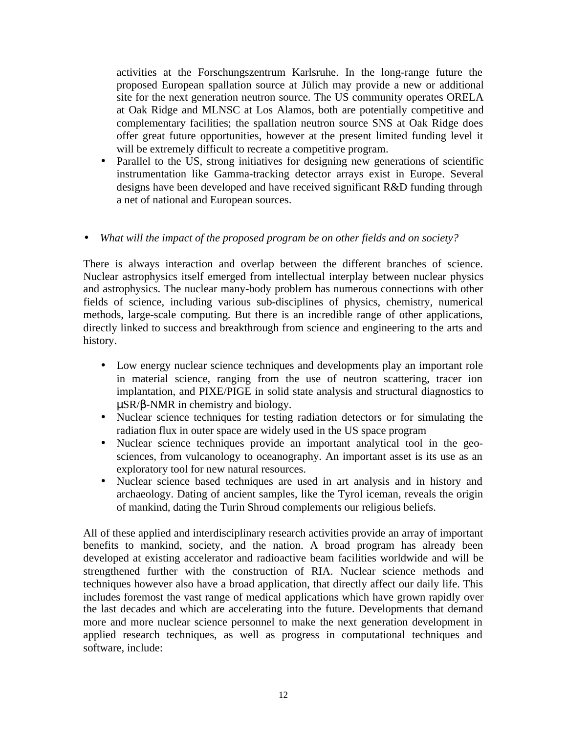activities at the Forschungszentrum Karlsruhe. In the long-range future the proposed European spallation source at Jülich may provide a new or additional site for the next generation neutron source. The US community operates ORELA at Oak Ridge and MLNSC at Los Alamos, both are potentially competitive and complementary facilities; the spallation neutron source SNS at Oak Ridge does offer great future opportunities, however at the present limited funding level it will be extremely difficult to recreate a competitive program.

- Parallel to the US, strong initiatives for designing new generations of scientific instrumentation like Gamma-tracking detector arrays exist in Europe. Several designs have been developed and have received significant R&D funding through a net of national and European sources.

- *What will the impact of the proposed program be on other fields and on society?*

There is always interaction and overlap between the different branches of science. Nuclear astrophysics itself emerged from intellectual interplay between nuclear physics and astrophysics. The nuclear many-body problem has numerous connections with other fields of science, including various sub-disciplines of physics, chemistry, numerical methods, large-scale computing. But there is an incredible range of other applications, directly linked to success and breakthrough from science and engineering to the arts and history.

- Low energy nuclear science techniques and developments play an important role in material science, ranging from the use of neutron scattering, tracer ion implantation, and PIXE/PIGE in solid state analysis and structural diagnostics to μSR/β-NMR in chemistry and biology.
- Nuclear science techniques for testing radiation detectors or for simulating the radiation flux in outer space are widely used in the US space program
- Nuclear science techniques provide an important analytical tool in the geo-sciences, from vulcanology to oceanography. An important asset is its use as an exploratory tool for new natural resources.
- Nuclear science based techniques are used in art analysis and in history and archaeology. Dating of ancient samples, like the Tyrol iceman, reveals the origin of mankind, dating the Turin Shroud complements our religious beliefs.

All of these applied and interdisciplinary research activities provide an array of important benefits to mankind, society, and the nation. A broad program has already been developed at existing accelerator and radioactive beam facilities worldwide and will be strengthened further with the construction of RIA. Nuclear science methods and techniques however also have a broad application, that directly affect our daily life. This includes foremost the vast range of medical applications which have grown rapidly over the last decades and which are accelerating into the future. Developments that demand more and more nuclear science personnel to make the next generation development in applied research techniques, as well as progress in computational techniques and software, include: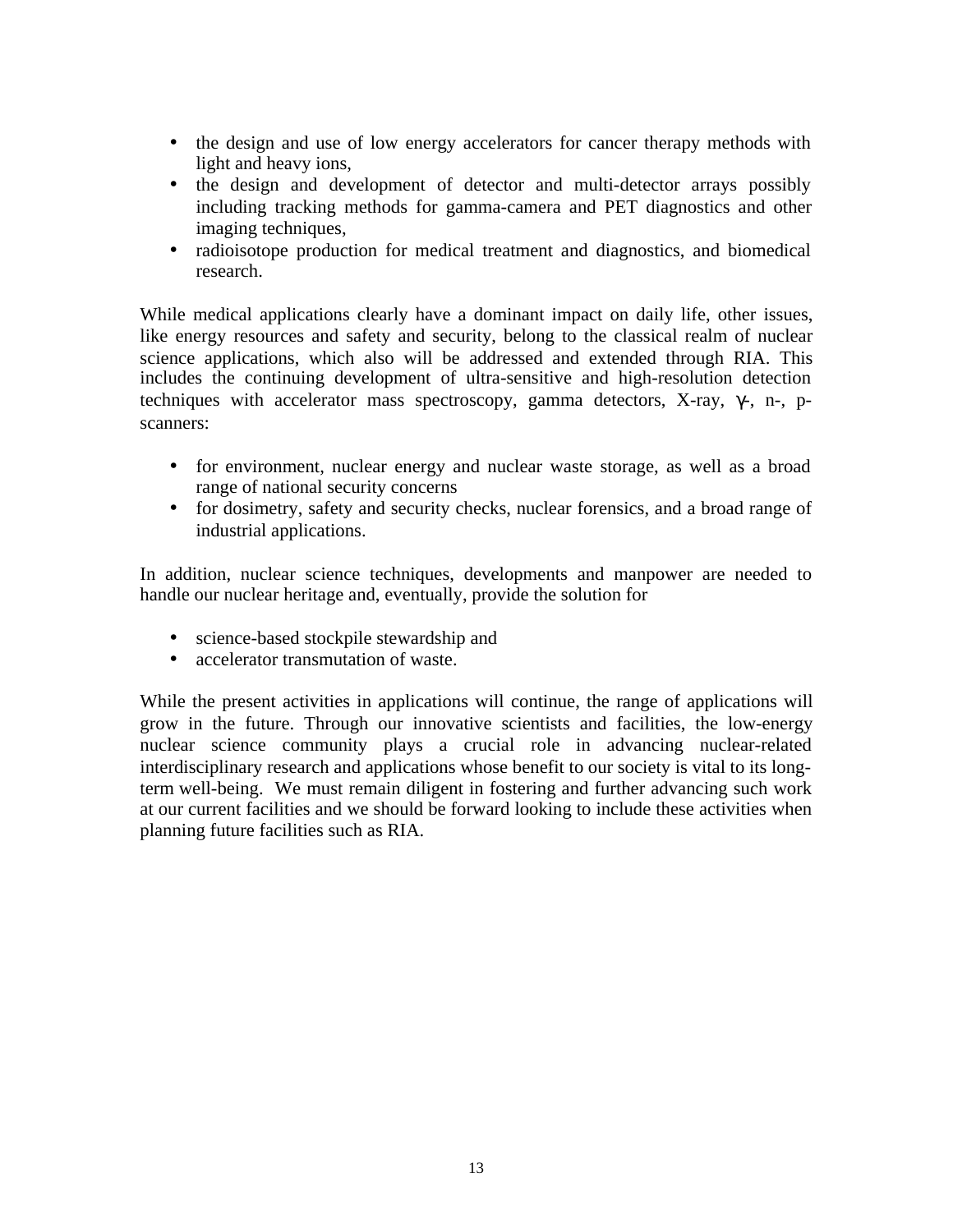- the design and use of low energy accelerators for cancer therapy methods with light and heavy ions,
- the design and development of detector and multi-detector arrays possibly including tracking methods for gamma-camera and PET diagnostics and other imaging techniques,
- radioisotope production for medical treatment and diagnostics, and biomedical research.

While medical applications clearly have a dominant impact on daily life, other issues, like energy resources and safety and security, belong to the classical realm of nuclear science applications, which also will be addressed and extended through RIA. This includes the continuing development of ultra-sensitive and high-resolution detection techniques with accelerator mass spectroscopy, gamma detectors, X-ray, $\gamma$-, n-, p-scanners:

- for environment, nuclear energy and nuclear waste storage, as well as a broad range of national security concerns
- for dosimetry, safety and security checks, nuclear forensics, and a broad range of industrial applications.

In addition, nuclear science techniques, developments and manpower are needed to handle our nuclear heritage and, eventually, provide the solution for

- science-based stockpile stewardship and
- accelerator transmutation of waste.

While the present activities in applications will continue, the range of applications will grow in the future. Through our innovative scientists and facilities, the low-energy nuclear science community plays a crucial role in advancing nuclear-related interdisciplinary research and applications whose benefit to our society is vital to its long-term well-being. We must remain diligent in fostering and further advancing such work at our current facilities and we should be forward looking to include these activities when planning future facilities such as RIA.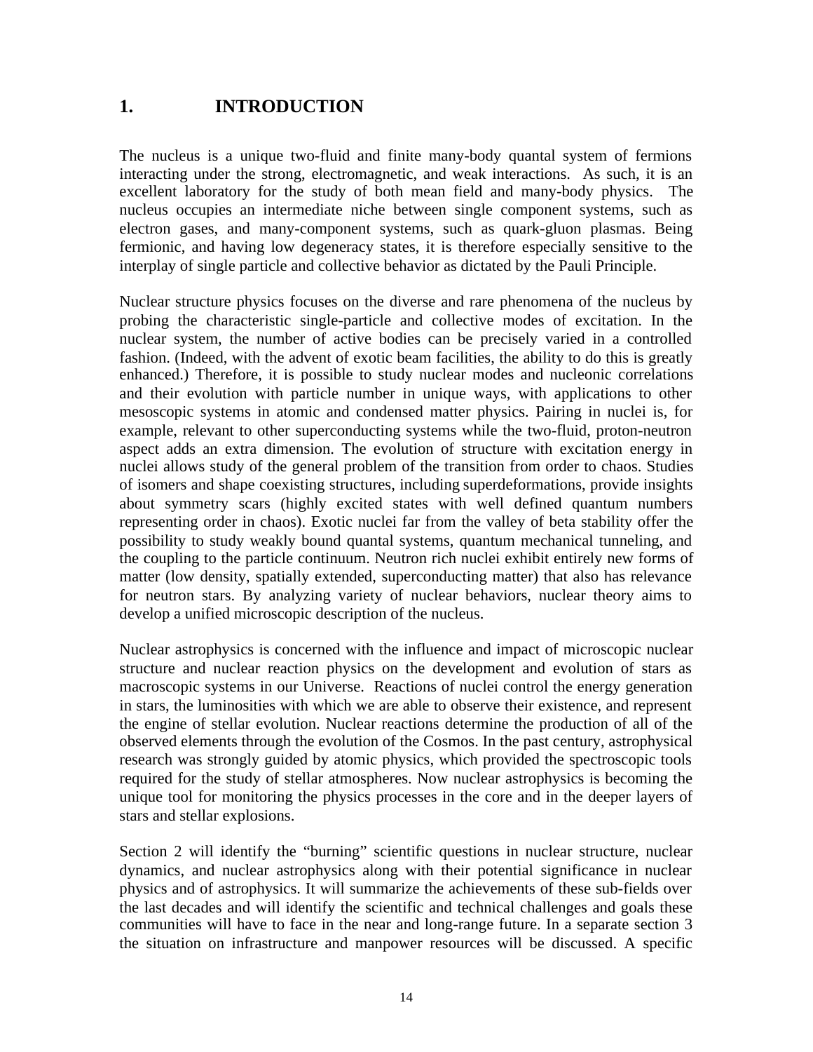# 1. INTRODUCTION

The nucleus is a unique two-fluid and finite many-body quantal system of fermions interacting under the strong, electromagnetic, and weak interactions. As such, it is an excellent laboratory for the study of both mean field and many-body physics. The nucleus occupies an intermediate niche between single component systems, such as electron gases, and many-component systems, such as quark-gluon plasmas. Being fermionic, and having low degeneracy states, it is therefore especially sensitive to the interplay of single particle and collective behavior as dictated by the Pauli Principle.

Nuclear structure physics focuses on the diverse and rare phenomena of the nucleus by probing the characteristic single-particle and collective modes of excitation. In the nuclear system, the number of active bodies can be precisely varied in a controlled fashion. (Indeed, with the advent of exotic beam facilities, the ability to do this is greatly enhanced.) Therefore, it is possible to study nuclear modes and nucleonic correlations and their evolution with particle number in unique ways, with applications to other mesoscopic systems in atomic and condensed matter physics. Pairing in nuclei is, for example, relevant to other superconducting systems while the two-fluid, proton-neutron aspect adds an extra dimension. The evolution of structure with excitation energy in nuclei allows study of the general problem of the transition from order to chaos. Studies of isomers and shape coexisting structures, including superdeformations, provide insights about symmetry scars (highly excited states with well defined quantum numbers representing order in chaos). Exotic nuclei far from the valley of beta stability offer the possibility to study weakly bound quantal systems, quantum mechanical tunneling, and the coupling to the particle continuum. Neutron rich nuclei exhibit entirely new forms of matter (low density, spatially extended, superconducting matter) that also has relevance for neutron stars. By analyzing variety of nuclear behaviors, nuclear theory aims to develop a unified microscopic description of the nucleus.

Nuclear astrophysics is concerned with the influence and impact of microscopic nuclear structure and nuclear reaction physics on the development and evolution of stars as macroscopic systems in our Universe. Reactions of nuclei control the energy generation in stars, the luminosities with which we are able to observe their existence, and represent the engine of stellar evolution. Nuclear reactions determine the production of all of the observed elements through the evolution of the Cosmos. In the past century, astrophysical research was strongly guided by atomic physics, which provided the spectroscopic tools required for the study of stellar atmospheres. Now nuclear astrophysics is becoming the unique tool for monitoring the physics processes in the core and in the deeper layers of stars and stellar explosions.

Section 2 will identify the "burning" scientific questions in nuclear structure, nuclear dynamics, and nuclear astrophysics along with their potential significance in nuclear physics and of astrophysics. It will summarize the achievements of these sub-fields over the last decades and will identify the scientific and technical challenges and goals these communities will have to face in the near and long-range future. In a separate section 3 the situation on infrastructure and manpower resources will be discussed. A specific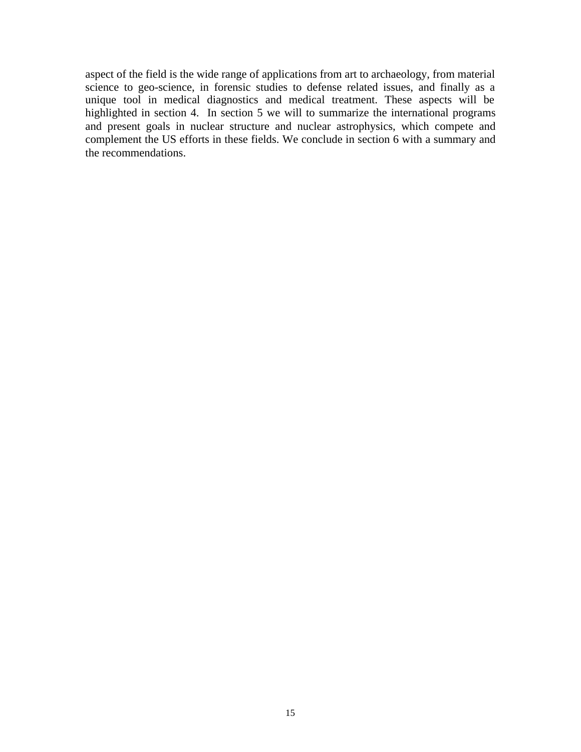aspect of the field is the wide range of applications from art to archaeology, from material science to geo-science, in forensic studies to defense related issues, and finally as a unique tool in medical diagnostics and medical treatment. These aspects will be highlighted in section 4. In section 5 we will to summarize the international programs and present goals in nuclear structure and nuclear astrophysics, which compete and complement the US efforts in these fields. We conclude in section 6 with a summary and the recommendations.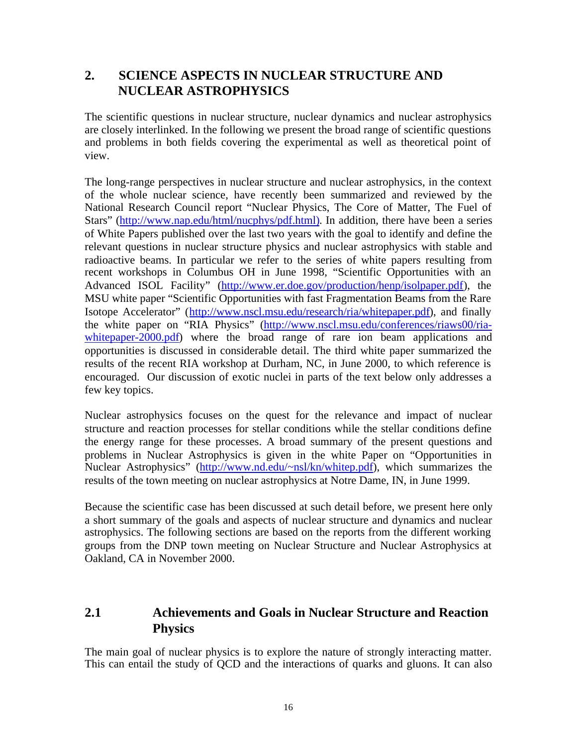## 2. SCIENCE ASPECTS IN NUCLEAR STRUCTURE AND NUCLEAR ASTROPHYSICS

The scientific questions in nuclear structure, nuclear dynamics and nuclear astrophysics are closely interlinked. In the following we present the broad range of scientific questions and problems in both fields covering the experimental as well as theoretical point of view.

The long-range perspectives in nuclear structure and nuclear astrophysics, in the context of the whole nuclear science, have recently been summarized and reviewed by the National Research Council report "Nuclear Physics, The Core of Matter, The Fuel of Stars" (http://www.nap.edu/html/nucphys/pdf.html). In addition, there have been a series of White Papers published over the last two years with the goal to identify and define the relevant questions in nuclear structure physics and nuclear astrophysics with stable and radioactive beams. In particular we refer to the series of white papers resulting from recent workshops in Columbus OH in June 1998, "Scientific Opportunities with an Advanced ISOL Facility" (http://www.er.doe.gov/production/henp/isolpaper.pdf), the MSU white paper "Scientific Opportunities with fast Fragmentation Beams from the Rare Isotope Accelerator" (http://www.nscl.msu.edu/research/ria/whitepaper.pdf), and finally the white paper on "RIA Physics" (http://www.nscl.msu.edu/conferences/riaws00/ria-whitepaper-2000.pdf) where the broad range of rare ion beam applications and opportunities is discussed in considerable detail. The third white paper summarized the results of the recent RIA workshop at Durham, NC, in June 2000, to which reference is encouraged. Our discussion of exotic nuclei in parts of the text below only addresses a few key topics.

Nuclear astrophysics focuses on the quest for the relevance and impact of nuclear structure and reaction processes for stellar conditions while the stellar conditions define the energy range for these processes. A broad summary of the present questions and problems in Nuclear Astrophysics is given in the white Paper on "Opportunities in Nuclear Astrophysics" (http://www.nd.edu/~nsl/kn/whitep.pdf), which summarizes the results of the town meeting on nuclear astrophysics at Notre Dame, IN, in June 1999.

Because the scientific case has been discussed at such detail before, we present here only a short summary of the goals and aspects of nuclear structure and dynamics and nuclear astrophysics. The following sections are based on the reports from the different working groups from the DNP town meeting on Nuclear Structure and Nuclear Astrophysics at Oakland, CA in November 2000.

### 2.1 Achievements and Goals in Nuclear Structure and Reaction Physics

The main goal of nuclear physics is to explore the nature of strongly interacting matter. This can entail the study of QCD and the interactions of quarks and gluons. It can also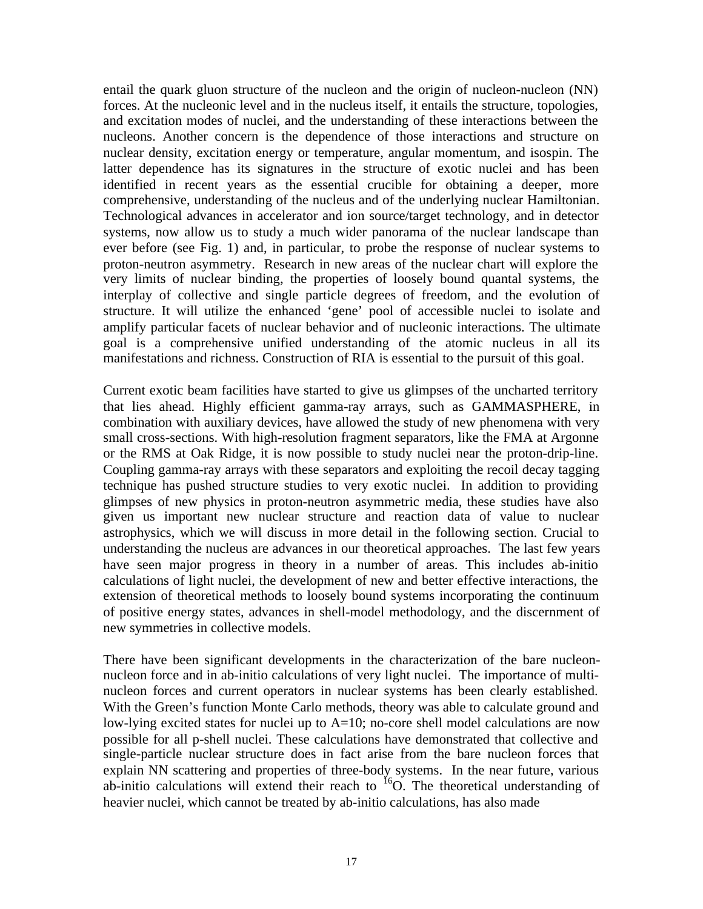entail the quark gluon structure of the nucleon and the origin of nucleon-nucleon (NN) forces. At the nucleonic level and in the nucleus itself, it entails the structure, topologies, and excitation modes of nuclei, and the understanding of these interactions between the nucleons. Another concern is the dependence of those interactions and structure on nuclear density, excitation energy or temperature, angular momentum, and isospin. The latter dependence has its signatures in the structure of exotic nuclei and has been identified in recent years as the essential crucible for obtaining a deeper, more comprehensive, understanding of the nucleus and of the underlying nuclear Hamiltonian. Technological advances in accelerator and ion source/target technology, and in detector systems, now allow us to study a much wider panorama of the nuclear landscape than ever before (see Fig. 1) and, in particular, to probe the response of nuclear systems to proton-neutron asymmetry. Research in new areas of the nuclear chart will explore the very limits of nuclear binding, the properties of loosely bound quantal systems, the interplay of collective and single particle degrees of freedom, and the evolution of structure. It will utilize the enhanced 'gene' pool of accessible nuclei to isolate and amplify particular facets of nuclear behavior and of nucleonic interactions. The ultimate goal is a comprehensive unified understanding of the atomic nucleus in all its manifestations and richness. Construction of RIA is essential to the pursuit of this goal.

Current exotic beam facilities have started to give us glimpses of the uncharted territory that lies ahead. Highly efficient gamma-ray arrays, such as GAMMASPHERE, in combination with auxiliary devices, have allowed the study of new phenomena with very small cross-sections. With high-resolution fragment separators, like the FMA at Argonne or the RMS at Oak Ridge, it is now possible to study nuclei near the proton-drip-line. Coupling gamma-ray arrays with these separators and exploiting the recoil decay tagging technique has pushed structure studies to very exotic nuclei. In addition to providing glimpses of new physics in proton-neutron asymmetric media, these studies have also given us important new nuclear structure and reaction data of value to nuclear astrophysics, which we will discuss in more detail in the following section. Crucial to understanding the nucleus are advances in our theoretical approaches. The last few years have seen major progress in theory in a number of areas. This includes ab-initio calculations of light nuclei, the development of new and better effective interactions, the extension of theoretical methods to loosely bound systems incorporating the continuum of positive energy states, advances in shell-model methodology, and the discernment of new symmetries in collective models.

There have been significant developments in the characterization of the bare nucleon-nucleon force and in ab-initio calculations of very light nuclei. The importance of multi-nucleon forces and current operators in nuclear systems has been clearly established. With the Green's function Monte Carlo methods, theory was able to calculate ground and low-lying excited states for nuclei up to A=10; no-core shell model calculations are now possible for all p-shell nuclei. These calculations have demonstrated that collective and single-particle nuclear structure does in fact arise from the bare nucleon forces that explain NN scattering and properties of three-body systems. In the near future, various ab-initio calculations will extend their reach to $^{16}$O. The theoretical understanding of heavier nuclei, which cannot be treated by ab-initio calculations, has also made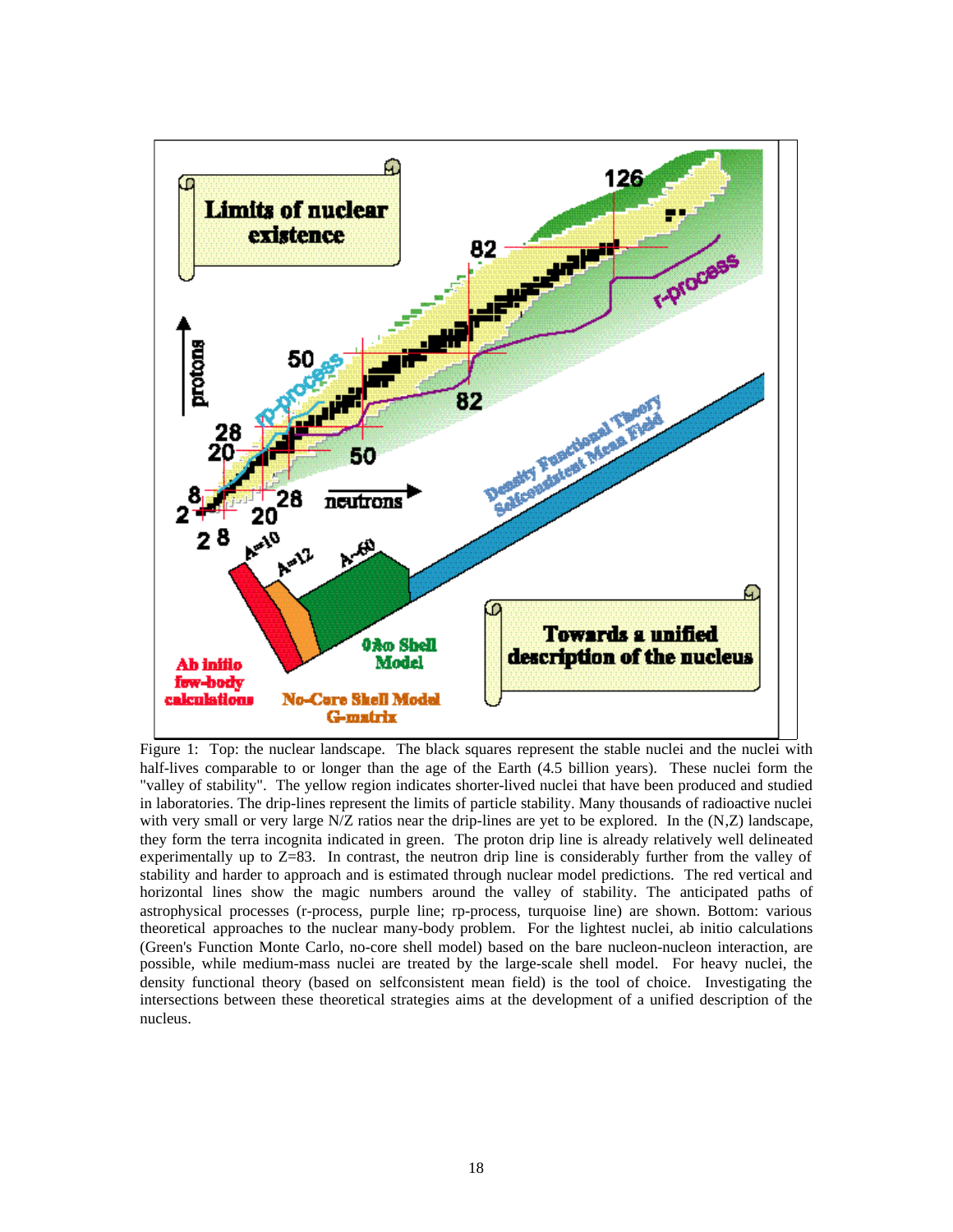Figure 1: Top: the nuclear landscape. The black squares represent the stable nuclei and the nuclei with half-lives comparable to or longer than the age of the Earth (4.5 billion years). These nuclei form the "valley of stability". The yellow region indicates shorter-lived nuclei that have been produced and studied in laboratories. The drip-lines represent the limits of particle stability. Many thousands of radioactive nuclei with very small or very large N/Z ratios near the drip-lines are yet to be explored. In the (N,Z) landscape, they form the terra incognita indicated in green. The proton drip line is already relatively well delineated experimentally up to Z=83. In contrast, the neutron drip line is considerably further from the valley of stability and harder to approach and is estimated through nuclear model predictions. The red vertical and horizontal lines show the magic numbers around the valley of stability. The anticipated paths of astrophysical processes (r-process, purple line; rp-process, turquoise line) are shown. Bottom: various theoretical approaches to the nuclear many-body problem. For the lightest nuclei, ab initio calculations (Green's Function Monte Carlo, no-core shell model) based on the bare nucleon-nucleon interaction, are possible, while medium-mass nuclei are treated by the large-scale shell model. For heavy nuclei, the density functional theory (based on selfconsistent mean field) is the tool of choice. Investigating the intersections between these theoretical strategies aims at the development of a unified description of the nucleus.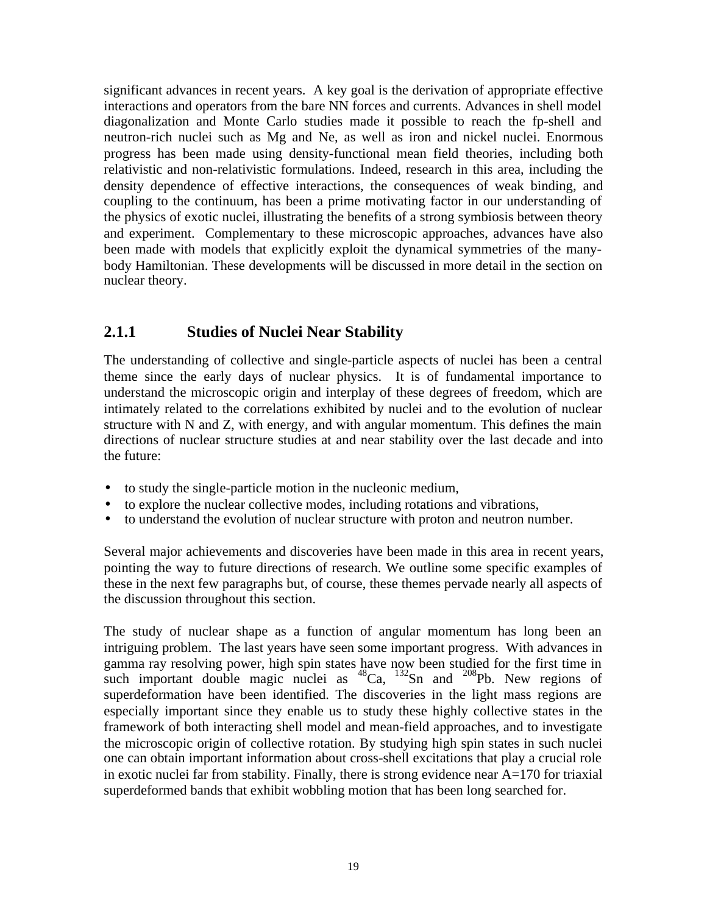significant advances in recent years. A key goal is the derivation of appropriate effective interactions and operators from the bare NN forces and currents. Advances in shell model diagonalization and Monte Carlo studies made it possible to reach the fp-shell and neutron-rich nuclei such as Mg and Ne, as well as iron and nickel nuclei. Enormous progress has been made using density-functional mean field theories, including both relativistic and non-relativistic formulations. Indeed, research in this area, including the density dependence of effective interactions, the consequences of weak binding, and coupling to the continuum, has been a prime motivating factor in our understanding of the physics of exotic nuclei, illustrating the benefits of a strong symbiosis between theory and experiment. Complementary to these microscopic approaches, advances have also been made with models that explicitly exploit the dynamical symmetries of the many-body Hamiltonian. These developments will be discussed in more detail in the section on nuclear theory.

### 2.1.1 Studies of Nuclei Near Stability

The understanding of collective and single-particle aspects of nuclei has been a central theme since the early days of nuclear physics. It is of fundamental importance to understand the microscopic origin and interplay of these degrees of freedom, which are intimately related to the correlations exhibited by nuclei and to the evolution of nuclear structure with N and Z, with energy, and with angular momentum. This defines the main directions of nuclear structure studies at and near stability over the last decade and into the future:

- to study the single-particle motion in the nucleonic medium,
- to explore the nuclear collective modes, including rotations and vibrations,
- to understand the evolution of nuclear structure with proton and neutron number.

Several major achievements and discoveries have been made in this area in recent years, pointing the way to future directions of research. We outline some specific examples of these in the next few paragraphs but, of course, these themes pervade nearly all aspects of the discussion throughout this section.

The study of nuclear shape as a function of angular momentum has long been an intriguing problem. The last years have seen some important progress. With advances in gamma ray resolving power, high spin states have now been studied for the first time in such important double magic nuclei as $^{48}$Ca, $^{132}$Sn and $^{208}$Pb. New regions of superdeformation have been identified. The discoveries in the light mass regions are especially important since they enable us to study these highly collective states in the framework of both interacting shell model and mean-field approaches, and to investigate the microscopic origin of collective rotation. By studying high spin states in such nuclei one can obtain important information about cross-shell excitations that play a crucial role in exotic nuclei far from stability. Finally, there is strong evidence near A=170 for triaxial superdeformed bands that exhibit wobbling motion that has been long searched for.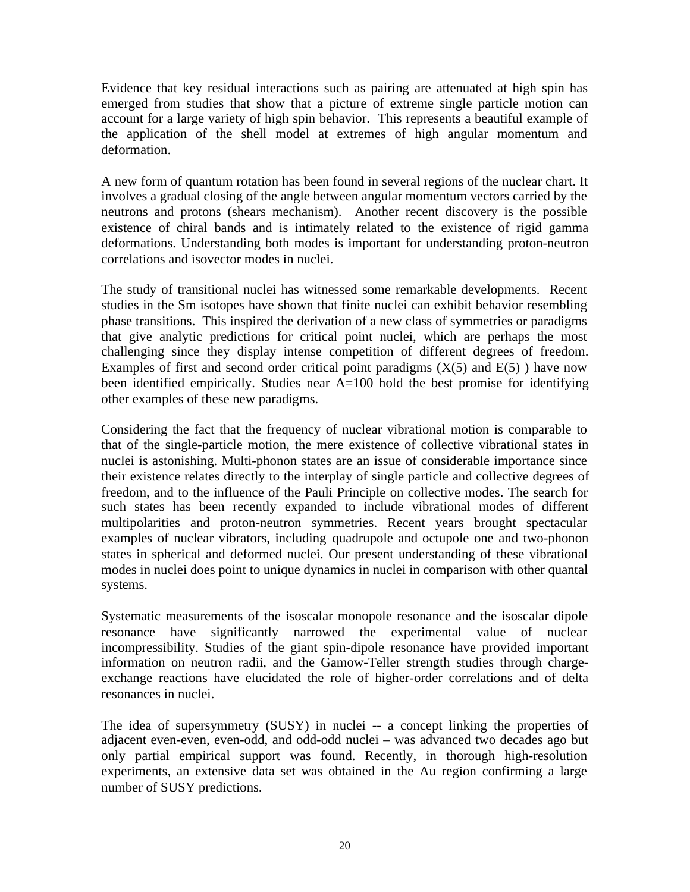Evidence that key residual interactions such as pairing are attenuated at high spin has emerged from studies that show that a picture of extreme single particle motion can account for a large variety of high spin behavior. This represents a beautiful example of the application of the shell model at extremes of high angular momentum and deformation.

A new form of quantum rotation has been found in several regions of the nuclear chart. It involves a gradual closing of the angle between angular momentum vectors carried by the neutrons and protons (shears mechanism). Another recent discovery is the possible existence of chiral bands and is intimately related to the existence of rigid gamma deformations. Understanding both modes is important for understanding proton-neutron correlations and isovector modes in nuclei.

The study of transitional nuclei has witnessed some remarkable developments. Recent studies in the Sm isotopes have shown that finite nuclei can exhibit behavior resembling phase transitions. This inspired the derivation of a new class of symmetries or paradigms that give analytic predictions for critical point nuclei, which are perhaps the most challenging since they display intense competition of different degrees of freedom. Examples of first and second order critical point paradigms (X(5) and E(5) ) have now been identified empirically. Studies near A=100 hold the best promise for identifying other examples of these new paradigms.

Considering the fact that the frequency of nuclear vibrational motion is comparable to that of the single-particle motion, the mere existence of collective vibrational states in nuclei is astonishing. Multi-phonon states are an issue of considerable importance since their existence relates directly to the interplay of single particle and collective degrees of freedom, and to the influence of the Pauli Principle on collective modes. The search for such states has been recently expanded to include vibrational modes of different multipolarities and proton-neutron symmetries. Recent years brought spectacular examples of nuclear vibrators, including quadrupole and octupole one and two-phonon states in spherical and deformed nuclei. Our present understanding of these vibrational modes in nuclei does point to unique dynamics in nuclei in comparison with other quantal systems.

Systematic measurements of the isoscalar monopole resonance and the isoscalar dipole resonance have significantly narrowed the experimental value of nuclear incompressibility. Studies of the giant spin-dipole resonance have provided important information on neutron radii, and the Gamow-Teller strength studies through charge-exchange reactions have elucidated the role of higher-order correlations and of delta resonances in nuclei.

The idea of supersymmetry (SUSY) in nuclei -- a concept linking the properties of adjacent even-even, even-odd, and odd-odd nuclei – was advanced two decades ago but only partial empirical support was found. Recently, in thorough high-resolution experiments, an extensive data set was obtained in the Au region confirming a large number of SUSY predictions.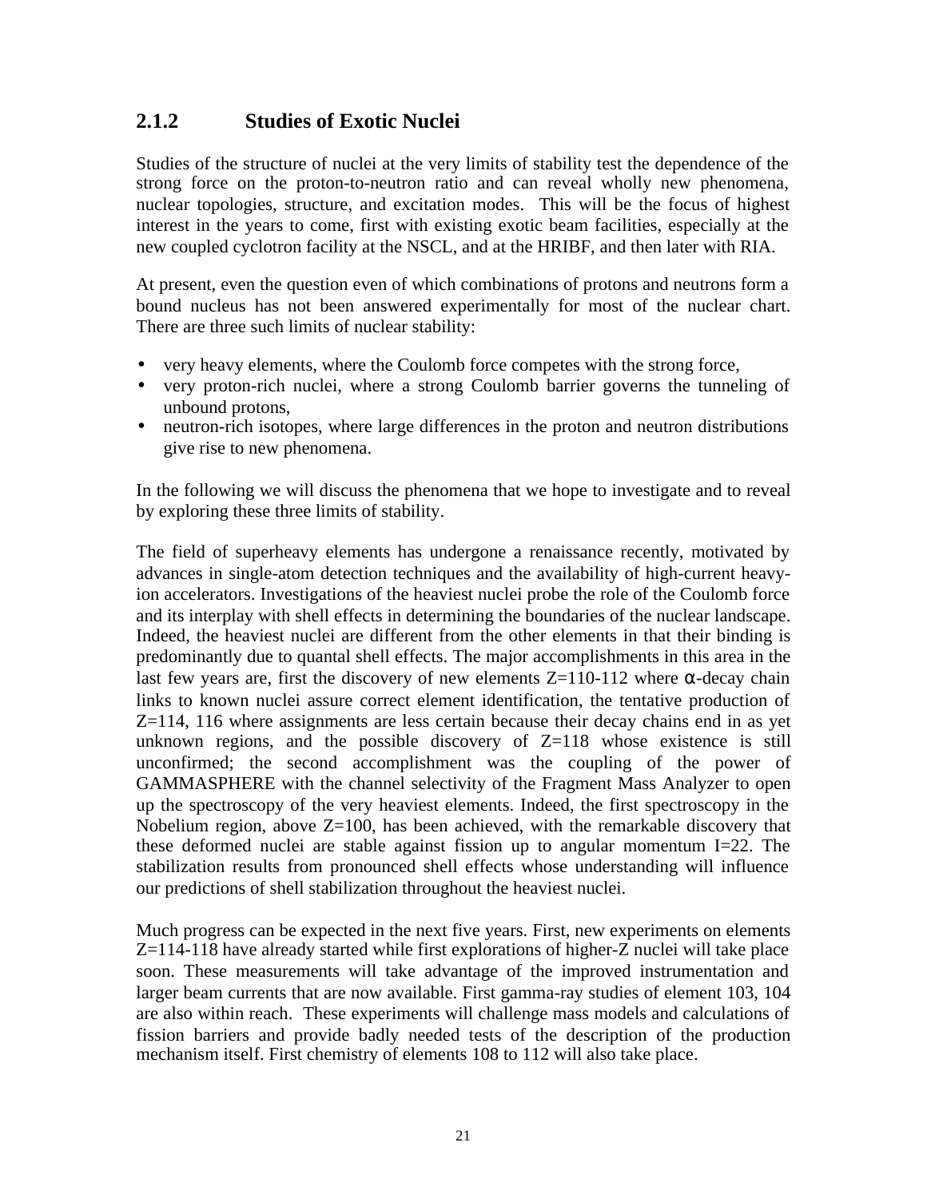### 2.1.2 Studies of Exotic Nuclei

Studies of the structure of nuclei at the very limits of stability test the dependence of the strong force on the proton-to-neutron ratio and can reveal wholly new phenomena, nuclear topologies, structure, and excitation modes. This will be the focus of highest interest in the years to come, first with existing exotic beam facilities, especially at the new coupled cyclotron facility at the NSCL, and at the HRIBF, and then later with RIA.

At present, even the question even of which combinations of protons and neutrons form a bound nucleus has not been answered experimentally for most of the nuclear chart. There are three such limits of nuclear stability:

- very heavy elements, where the Coulomb force competes with the strong force,
- very proton-rich nuclei, where a strong Coulomb barrier governs the tunneling of unbound protons,
- neutron-rich isotopes, where large differences in the proton and neutron distributions give rise to new phenomena.

In the following we will discuss the phenomena that we hope to investigate and to reveal by exploring these three limits of stability.

The field of superheavy elements has undergone a renaissance recently, motivated by advances in single-atom detection techniques and the availability of high-current heavy-ion accelerators. Investigations of the heaviest nuclei probe the role of the Coulomb force and its interplay with shell effects in determining the boundaries of the nuclear landscape. Indeed, the heaviest nuclei are different from the other elements in that their binding is predominantly due to quantal shell effects. The major accomplishments in this area in the last few years are, first the discovery of new elements Z=110-112 where $\alpha$-decay chain links to known nuclei assure correct element identification, the tentative production of Z=114, 116 where assignments are less certain because their decay chains end in as yet unknown regions, and the possible discovery of Z=118 whose existence is still unconfirmed; the second accomplishment was the coupling of the power of GAMMASPHERE with the channel selectivity of the Fragment Mass Analyzer to open up the spectroscopy of the very heaviest elements. Indeed, the first spectroscopy in the Nobelium region, above Z=100, has been achieved, with the remarkable discovery that these deformed nuclei are stable against fission up to angular momentum I=22. The stabilization results from pronounced shell effects whose understanding will influence our predictions of shell stabilization throughout the heaviest nuclei.

Much progress can be expected in the next five years. First, new experiments on elements Z=114-118 have already started while first explorations of higher-Z nuclei will take place soon. These measurements will take advantage of the improved instrumentation and larger beam currents that are now available. First gamma-ray studies of element 103, 104 are also within reach. These experiments will challenge mass models and calculations of fission barriers and provide badly needed tests of the description of the production mechanism itself. First chemistry of elements 108 to 112 will also take place.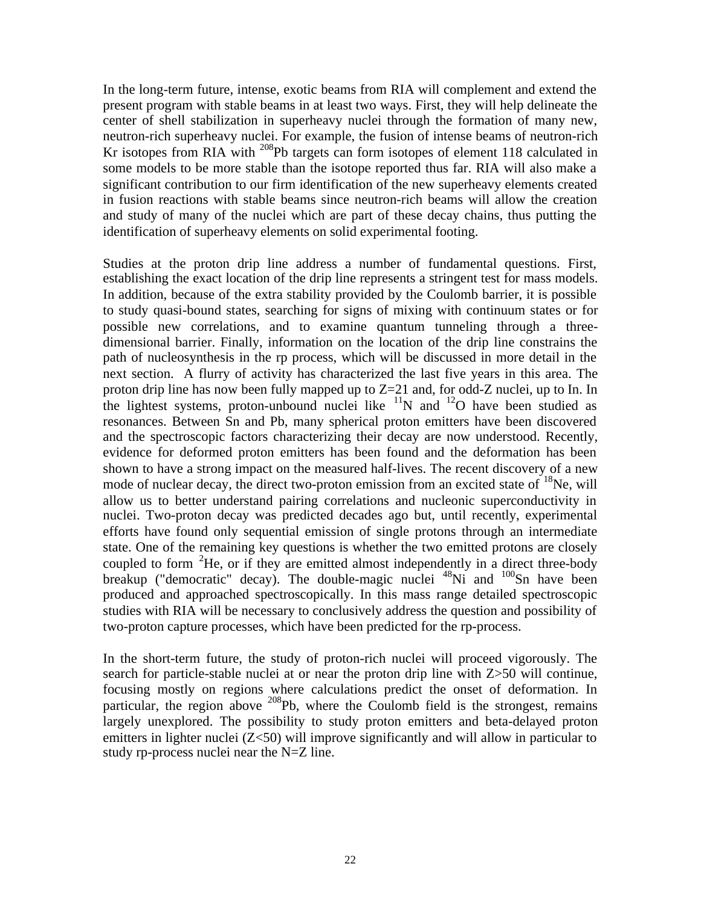In the long-term future, intense, exotic beams from RIA will complement and extend the present program with stable beams in at least two ways. First, they will help delineate the center of shell stabilization in superheavy nuclei through the formation of many new, neutron-rich superheavy nuclei. For example, the fusion of intense beams of neutron-rich Kr isotopes from RIA with $^{208}$Pb targets can form isotopes of element 118 calculated in some models to be more stable than the isotope reported thus far. RIA will also make a significant contribution to our firm identification of the new superheavy elements created in fusion reactions with stable beams since neutron-rich beams will allow the creation and study of many of the nuclei which are part of these decay chains, thus putting the identification of superheavy elements on solid experimental footing.

Studies at the proton drip line address a number of fundamental questions. First, establishing the exact location of the drip line represents a stringent test for mass models. In addition, because of the extra stability provided by the Coulomb barrier, it is possible to study quasi-bound states, searching for signs of mixing with continuum states or for possible new correlations, and to examine quantum tunneling through a three-dimensional barrier. Finally, information on the location of the drip line constrains the path of nucleosynthesis in the rp process, which will be discussed in more detail in the next section. A flurry of activity has characterized the last five years in this area. The proton drip line has now been fully mapped up to Z=21 and, for odd-Z nuclei, up to In. In the lightest systems, proton-unbound nuclei like $^{11}$N and $^{12}$O have been studied as resonances. Between Sn and Pb, many spherical proton emitters have been discovered and the spectroscopic factors characterizing their decay are now understood. Recently, evidence for deformed proton emitters has been found and the deformation has been shown to have a strong impact on the measured half-lives. The recent discovery of a new mode of nuclear decay, the direct two-proton emission from an excited state of $^{18}$Ne, will allow us to better understand pairing correlations and nucleonic superconductivity in nuclei. Two-proton decay was predicted decades ago but, until recently, experimental efforts have found only sequential emission of single protons through an intermediate state. One of the remaining key questions is whether the two emitted protons are closely coupled to form $^{2}$He, or if they are emitted almost independently in a direct three-body breakup ("democratic" decay). The double-magic nuclei $^{48}$Ni and $^{100}$Sn have been produced and approached spectroscopically. In this mass range detailed spectroscopic studies with RIA will be necessary to conclusively address the question and possibility of two-proton capture processes, which have been predicted for the rp-process.

In the short-term future, the study of proton-rich nuclei will proceed vigorously. The search for particle-stable nuclei at or near the proton drip line with Z>50 will continue, focusing mostly on regions where calculations predict the onset of deformation. In particular, the region above $^{208}$Pb, where the Coulomb field is the strongest, remains largely unexplored. The possibility to study proton emitters and beta-delayed proton emitters in lighter nuclei (Z<50) will improve significantly and will allow in particular to study rp-process nuclei near the N=Z line.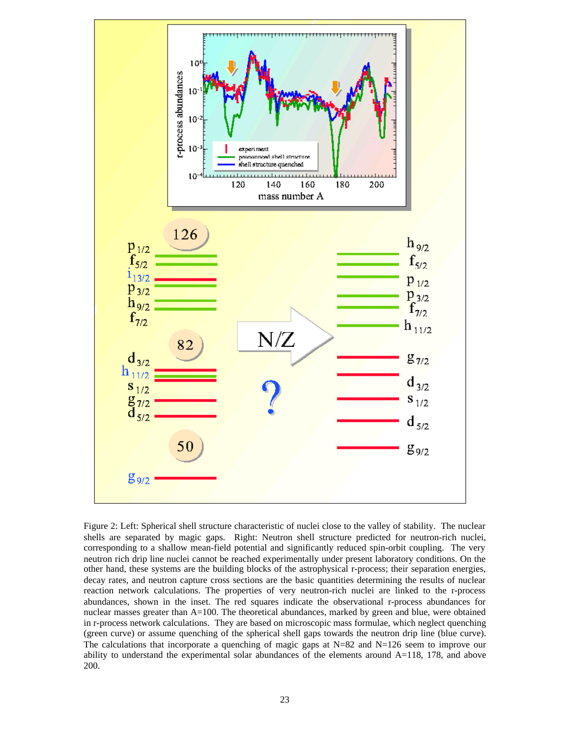Figure 2: Left: Spherical shell structure characteristic of nuclei close to the valley of stability. The nuclear shells are separated by magic gaps. Right: Neutron shell structure predicted for neutron-rich nuclei, corresponding to a shallow mean-field potential and significantly reduced spin-orbit coupling. The very neutron rich drip line nuclei cannot be reached experimentally under present laboratory conditions. On the other hand, these systems are the building blocks of the astrophysical r-process; their separation energies, decay rates, and neutron capture cross sections are the basic quantities determining the results of nuclear reaction network calculations. The properties of very neutron-rich nuclei are linked to the r-process abundances, shown in the inset. The red squares indicate the observational r-process abundances for nuclear masses greater than A=100. The theoretical abundances, marked by green and blue, were obtained in r-process network calculations. They are based on microscopic mass formulae, which neglect quenching (green curve) or assume quenching of the spherical shell gaps towards the neutron drip line (blue curve). The calculations that incorporate a quenching of magic gaps at N=82 and N=126 seem to improve our ability to understand the experimental solar abundances of the elements around A=118, 178, and above 200.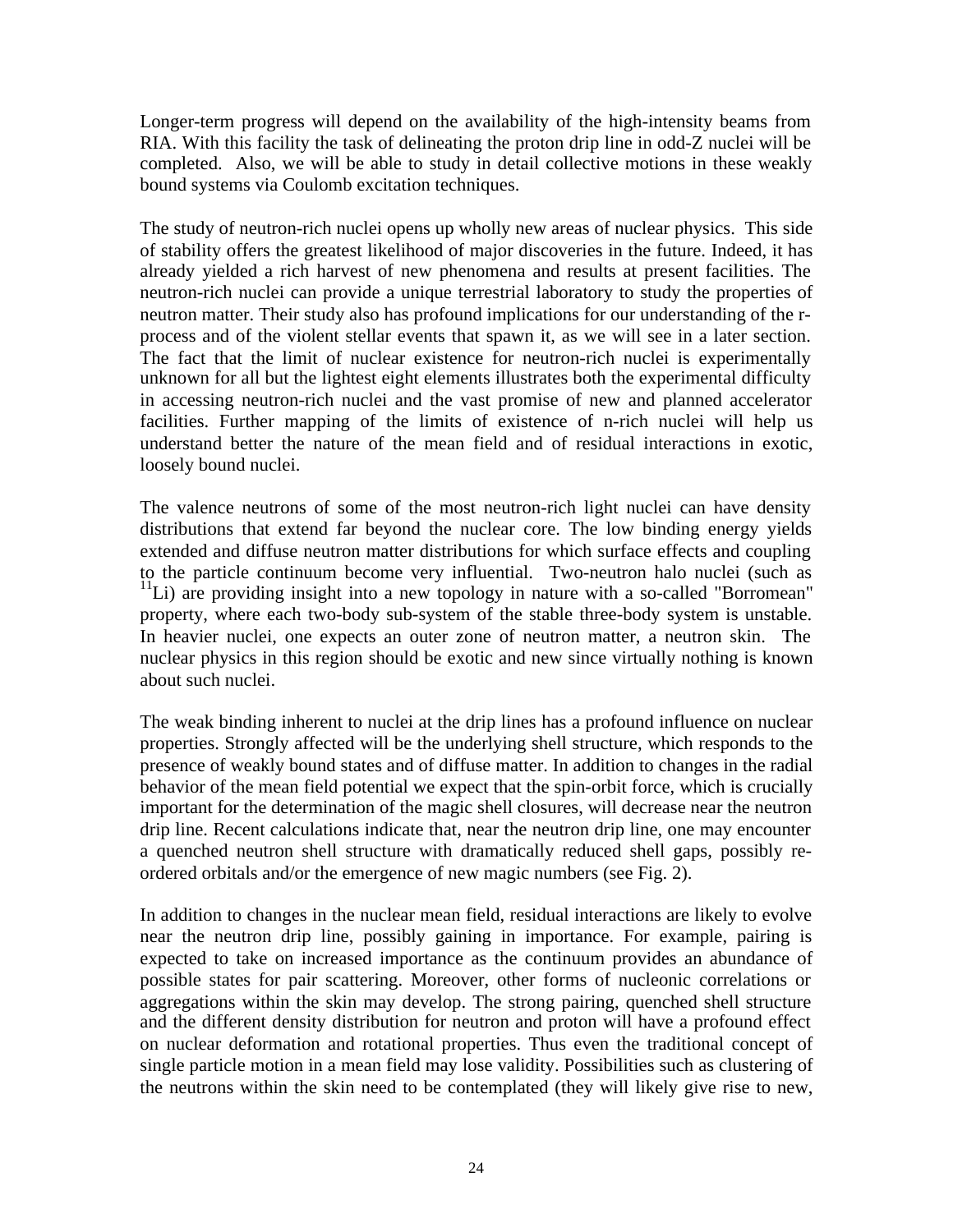Longer-term progress will depend on the availability of the high-intensity beams from RIA. With this facility the task of delineating the proton drip line in odd-Z nuclei will be completed. Also, we will be able to study in detail collective motions in these weakly bound systems via Coulomb excitation techniques.

The study of neutron-rich nuclei opens up wholly new areas of nuclear physics. This side of stability offers the greatest likelihood of major discoveries in the future. Indeed, it has already yielded a rich harvest of new phenomena and results at present facilities. The neutron-rich nuclei can provide a unique terrestrial laboratory to study the properties of neutron matter. Their study also has profound implications for our understanding of the r-process and of the violent stellar events that spawn it, as we will see in a later section. The fact that the limit of nuclear existence for neutron-rich nuclei is experimentally unknown for all but the lightest eight elements illustrates both the experimental difficulty in accessing neutron-rich nuclei and the vast promise of new and planned accelerator facilities. Further mapping of the limits of existence of n-rich nuclei will help us understand better the nature of the mean field and of residual interactions in exotic, loosely bound nuclei.

The valence neutrons of some of the most neutron-rich light nuclei can have density distributions that extend far beyond the nuclear core. The low binding energy yields extended and diffuse neutron matter distributions for which surface effects and coupling to the particle continuum become very influential. Two-neutron halo nuclei (such as $^{11}$Li) are providing insight into a new topology in nature with a so-called "Borromean" property, where each two-body sub-system of the stable three-body system is unstable. In heavier nuclei, one expects an outer zone of neutron matter, a neutron skin. The nuclear physics in this region should be exotic and new since virtually nothing is known about such nuclei.

The weak binding inherent to nuclei at the drip lines has a profound influence on nuclear properties. Strongly affected will be the underlying shell structure, which responds to the presence of weakly bound states and of diffuse matter. In addition to changes in the radial behavior of the mean field potential we expect that the spin-orbit force, which is crucially important for the determination of the magic shell closures, will decrease near the neutron drip line. Recent calculations indicate that, near the neutron drip line, one may encounter a quenched neutron shell structure with dramatically reduced shell gaps, possibly re-ordered orbitals and/or the emergence of new magic numbers (see Fig. 2).

In addition to changes in the nuclear mean field, residual interactions are likely to evolve near the neutron drip line, possibly gaining in importance. For example, pairing is expected to take on increased importance as the continuum provides an abundance of possible states for pair scattering. Moreover, other forms of nucleonic correlations or aggregations within the skin may develop. The strong pairing, quenched shell structure and the different density distribution for neutron and proton will have a profound effect on nuclear deformation and rotational properties. Thus even the traditional concept of single particle motion in a mean field may lose validity. Possibilities such as clustering of the neutrons within the skin need to be contemplated (they will likely give rise to new,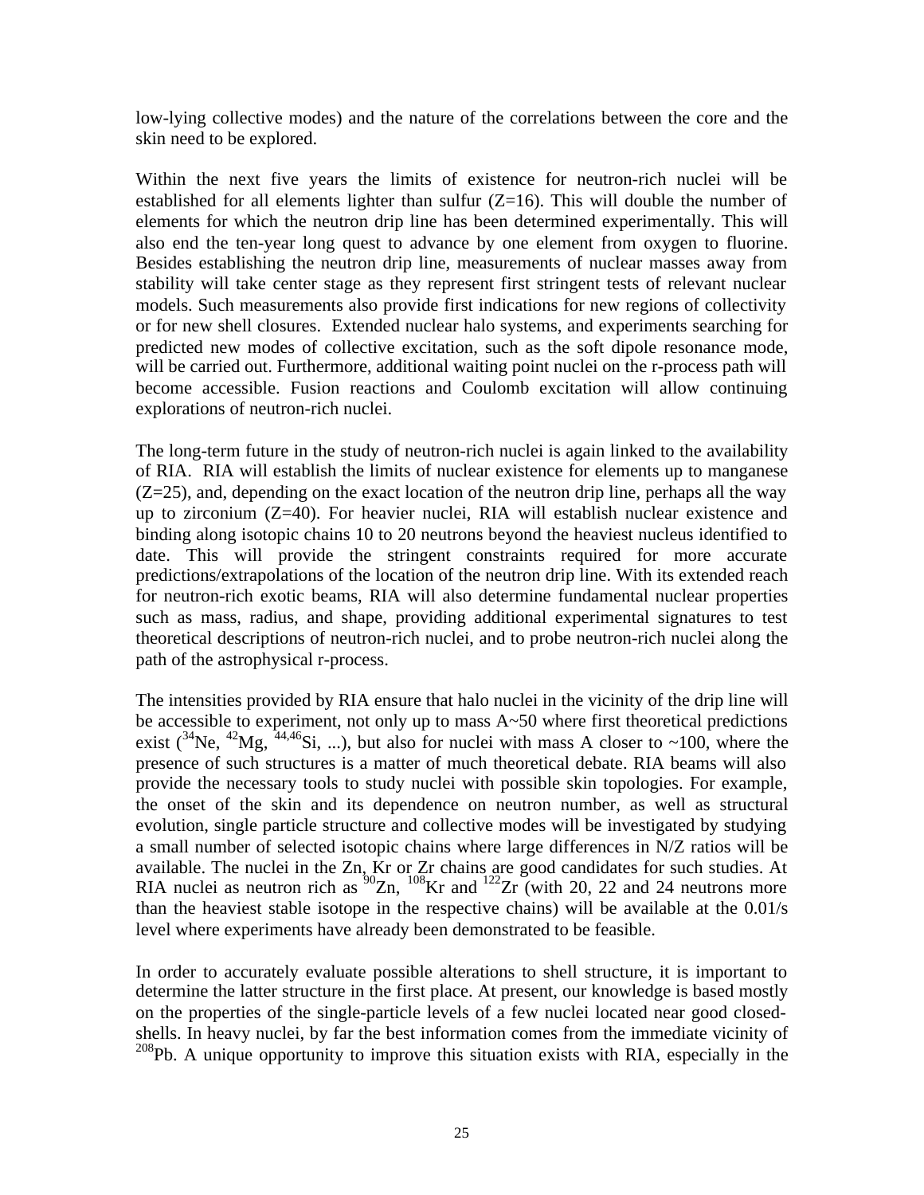low-lying collective modes) and the nature of the correlations between the core and the skin need to be explored.

Within the next five years the limits of existence for neutron-rich nuclei will be established for all elements lighter than sulfur (Z=16). This will double the number of elements for which the neutron drip line has been determined experimentally. This will also end the ten-year long quest to advance by one element from oxygen to fluorine. Besides establishing the neutron drip line, measurements of nuclear masses away from stability will take center stage as they represent first stringent tests of relevant nuclear models. Such measurements also provide first indications for new regions of collectivity or for new shell closures. Extended nuclear halo systems, and experiments searching for predicted new modes of collective excitation, such as the soft dipole resonance mode, will be carried out. Furthermore, additional waiting point nuclei on the r-process path will become accessible. Fusion reactions and Coulomb excitation will allow continuing explorations of neutron-rich nuclei.

The long-term future in the study of neutron-rich nuclei is again linked to the availability of RIA. RIA will establish the limits of nuclear existence for elements up to manganese (Z=25), and, depending on the exact location of the neutron drip line, perhaps all the way up to zirconium (Z=40). For heavier nuclei, RIA will establish nuclear existence and binding along isotopic chains 10 to 20 neutrons beyond the heaviest nucleus identified to date. This will provide the stringent constraints required for more accurate predictions/extrapolations of the location of the neutron drip line. With its extended reach for neutron-rich exotic beams, RIA will also determine fundamental nuclear properties such as mass, radius, and shape, providing additional experimental signatures to test theoretical descriptions of neutron-rich nuclei, and to probe neutron-rich nuclei along the path of the astrophysical r-process.

The intensities provided by RIA ensure that halo nuclei in the vicinity of the drip line will be accessible to experiment, not only up to mass A~50 where first theoretical predictions exist ($^{34}$Ne, $^{42}$Mg, $^{44,46}$Si, ...), but also for nuclei with mass A closer to ~100, where the presence of such structures is a matter of much theoretical debate. RIA beams will also provide the necessary tools to study nuclei with possible skin topologies. For example, the onset of the skin and its dependence on neutron number, as well as structural evolution, single particle structure and collective modes will be investigated by studying a small number of selected isotopic chains where large differences in N/Z ratios will be available. The nuclei in the Zn, Kr or Zr chains are good candidates for such studies. At RIA nuclei as neutron rich as $^{90}$Zn, $^{108}$Kr and $^{122}$Zr (with 20, 22 and 24 neutrons more than the heaviest stable isotope in the respective chains) will be available at the 0.01/s level where experiments have already been demonstrated to be feasible.

In order to accurately evaluate possible alterations to shell structure, it is important to determine the latter structure in the first place. At present, our knowledge is based mostly on the properties of the single-particle levels of a few nuclei located near good closed-shells. In heavy nuclei, by far the best information comes from the immediate vicinity of $^{208}$Pb. A unique opportunity to improve this situation exists with RIA, especially in the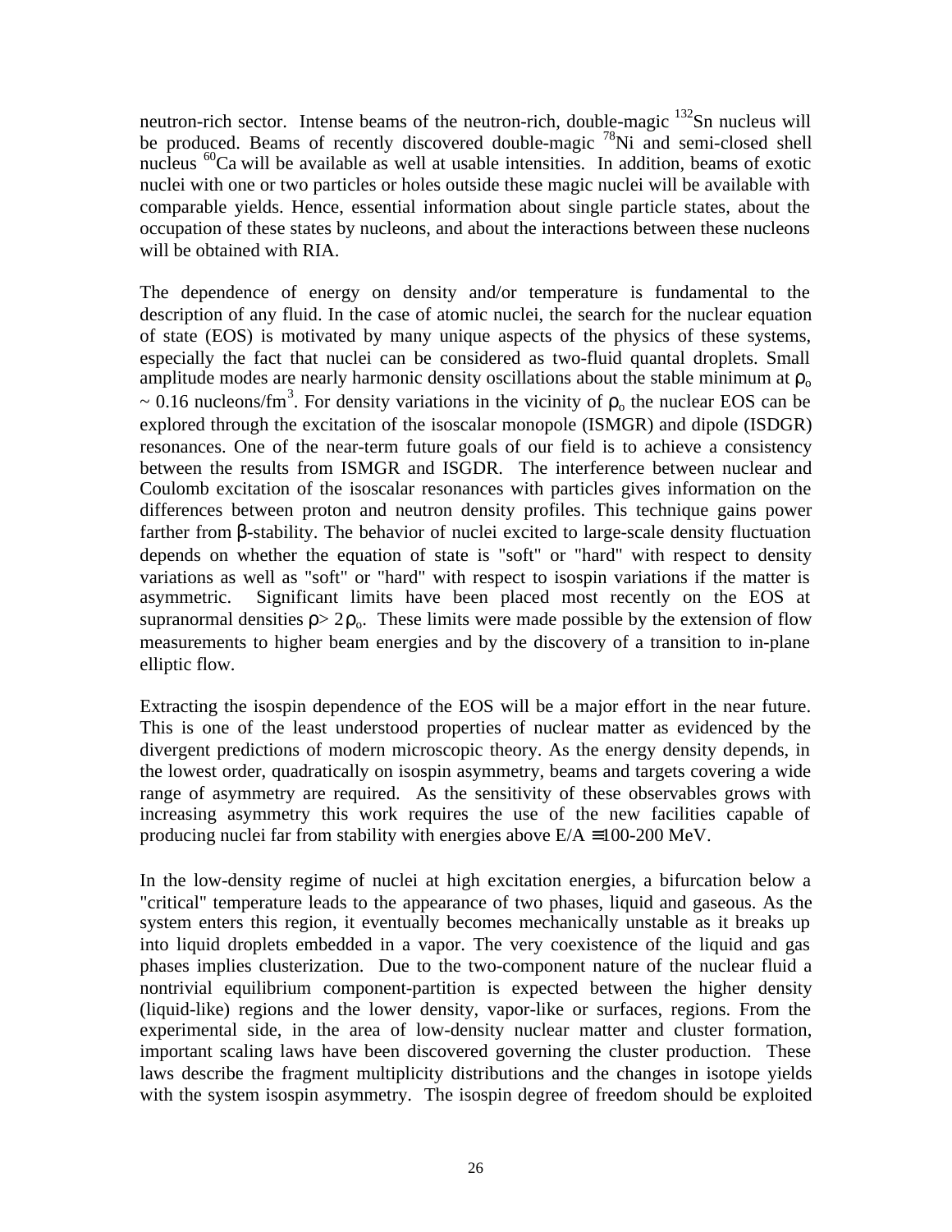neutron-rich sector. Intense beams of the neutron-rich, double-magic $^{132}Sn$ nucleus will be produced. Beams of recently discovered double-magic $^{78}Ni$ and semi-closed shell nucleus $^{60}Ca$ will be available as well at usable intensities. In addition, beams of exotic nuclei with one or two particles or holes outside these magic nuclei will be available with comparable yields. Hence, essential information about single particle states, about the occupation of these states by nucleons, and about the interactions between these nucleons will be obtained with RIA.

The dependence of energy on density and/or temperature is fundamental to the description of any fluid. In the case of atomic nuclei, the search for the nuclear equation of state (EOS) is motivated by many unique aspects of the physics of these systems, especially the fact that nuclei can be considered as two-fluid quantal droplets. Small amplitude modes are nearly harmonic density oscillations about the stable minimum at $\rho_o \sim 0.16$ nucleons/fm$^3$. For density variations in the vicinity of $\rho_o$ the nuclear EOS can be explored through the excitation of the isoscalar monopole (ISMGR) and dipole (ISDGR) resonances. One of the near-term future goals of our field is to achieve a consistency between the results from ISMGR and ISGDR. The interference between nuclear and Coulomb excitation of the isoscalar resonances with particles gives information on the differences between proton and neutron density profiles. This technique gains power farther from $\beta$-stability. The behavior of nuclei excited to large-scale density fluctuation depends on whether the equation of state is "soft" or "hard" with respect to density variations as well as "soft" or "hard" with respect to isospin variations if the matter is asymmetric. Significant limits have been placed most recently on the EOS at supranormal densities $\rho > 2\rho_o$. These limits were made possible by the extension of flow measurements to higher beam energies and by the discovery of a transition to in-plane elliptic flow.

Extracting the isospin dependence of the EOS will be a major effort in the near future. This is one of the least understood properties of nuclear matter as evidenced by the divergent predictions of modern microscopic theory. As the energy density depends, in the lowest order, quadratically on isospin asymmetry, beams and targets covering a wide range of asymmetry are required. As the sensitivity of these observables grows with increasing asymmetry this work requires the use of the new facilities capable of producing nuclei far from stability with energies above $E/A \equiv 100$-$200$ MeV.

In the low-density regime of nuclei at high excitation energies, a bifurcation below a "critical" temperature leads to the appearance of two phases, liquid and gaseous. As the system enters this region, it eventually becomes mechanically unstable as it breaks up into liquid droplets embedded in a vapor. The very coexistence of the liquid and gas phases implies clusterization. Due to the two-component nature of the nuclear fluid a nontrivial equilibrium component-partition is expected between the higher density (liquid-like) regions and the lower density, vapor-like or surfaces, regions. From the experimental side, in the area of low-density nuclear matter and cluster formation, important scaling laws have been discovered governing the cluster production. These laws describe the fragment multiplicity distributions and the changes in isotope yields with the system isospin asymmetry. The isospin degree of freedom should be exploited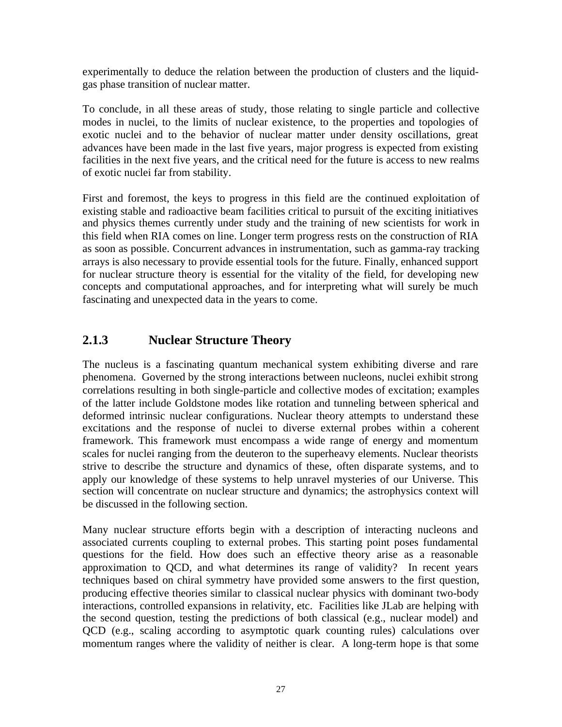experimentally to deduce the relation between the production of clusters and the liquid-gas phase transition of nuclear matter.

To conclude, in all these areas of study, those relating to single particle and collective modes in nuclei, to the limits of nuclear existence, to the properties and topologies of exotic nuclei and to the behavior of nuclear matter under density oscillations, great advances have been made in the last five years, major progress is expected from existing facilities in the next five years, and the critical need for the future is access to new realms of exotic nuclei far from stability.

First and foremost, the keys to progress in this field are the continued exploitation of existing stable and radioactive beam facilities critical to pursuit of the exciting initiatives and physics themes currently under study and the training of new scientists for work in this field when RIA comes on line. Longer term progress rests on the construction of RIA as soon as possible. Concurrent advances in instrumentation, such as gamma-ray tracking arrays is also necessary to provide essential tools for the future. Finally, enhanced support for nuclear structure theory is essential for the vitality of the field, for developing new concepts and computational approaches, and for interpreting what will surely be much fascinating and unexpected data in the years to come.

### 2.1.3 Nuclear Structure Theory

The nucleus is a fascinating quantum mechanical system exhibiting diverse and rare phenomena. Governed by the strong interactions between nucleons, nuclei exhibit strong correlations resulting in both single-particle and collective modes of excitation; examples of the latter include Goldstone modes like rotation and tunneling between spherical and deformed intrinsic nuclear configurations. Nuclear theory attempts to understand these excitations and the response of nuclei to diverse external probes within a coherent framework. This framework must encompass a wide range of energy and momentum scales for nuclei ranging from the deuteron to the superheavy elements. Nuclear theorists strive to describe the structure and dynamics of these, often disparate systems, and to apply our knowledge of these systems to help unravel mysteries of our Universe. This section will concentrate on nuclear structure and dynamics; the astrophysics context will be discussed in the following section.

Many nuclear structure efforts begin with a description of interacting nucleons and associated currents coupling to external probes. This starting point poses fundamental questions for the field. How does such an effective theory arise as a reasonable approximation to QCD, and what determines its range of validity? In recent years techniques based on chiral symmetry have provided some answers to the first question, producing effective theories similar to classical nuclear physics with dominant two-body interactions, controlled expansions in relativity, etc. Facilities like JLab are helping with the second question, testing the predictions of both classical (e.g., nuclear model) and QCD (e.g., scaling according to asymptotic quark counting rules) calculations over momentum ranges where the validity of neither is clear. A long-term hope is that some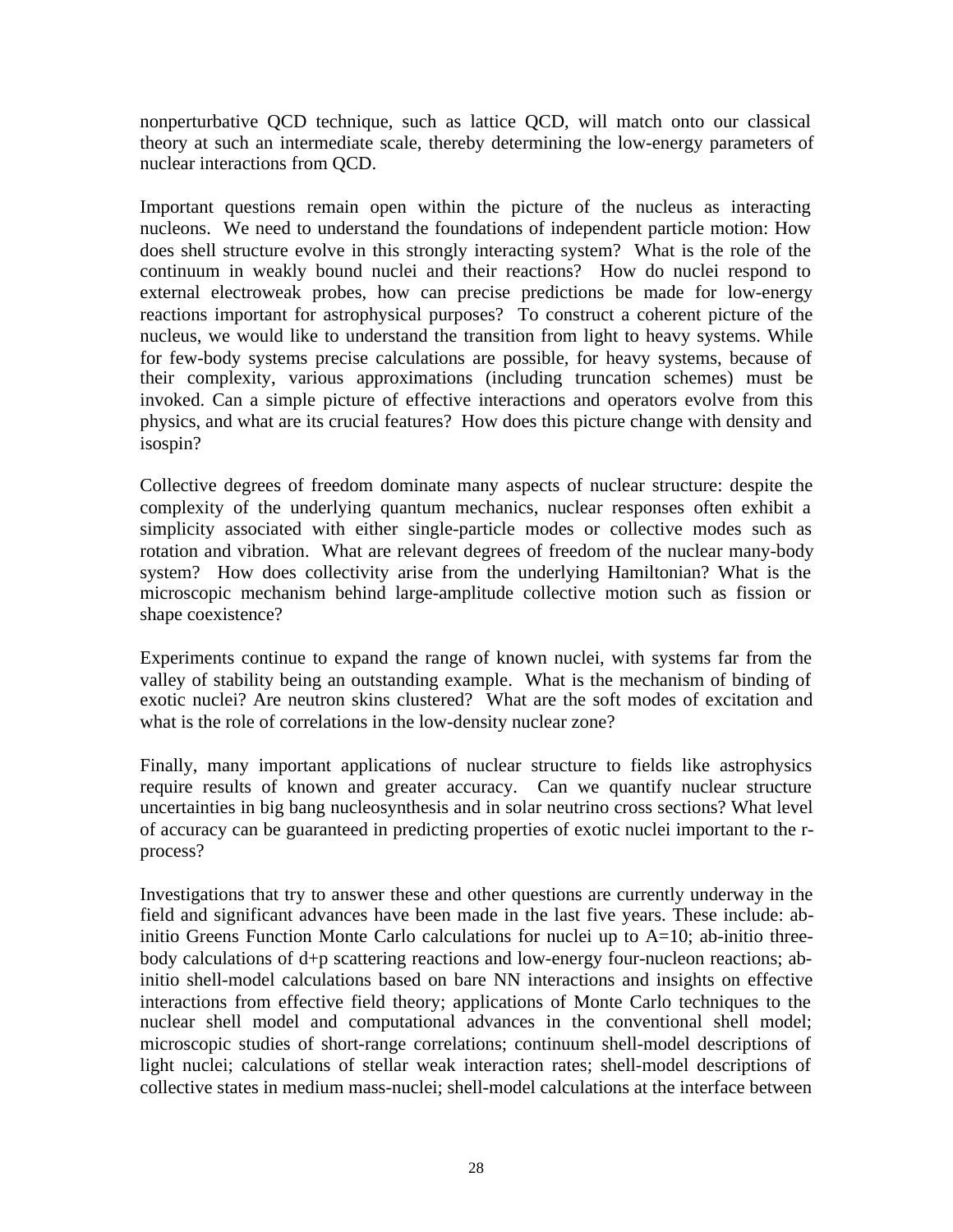nonperturbative QCD technique, such as lattice QCD, will match onto our classical theory at such an intermediate scale, thereby determining the low-energy parameters of nuclear interactions from QCD.

Important questions remain open within the picture of the nucleus as interacting nucleons. We need to understand the foundations of independent particle motion: How does shell structure evolve in this strongly interacting system? What is the role of the continuum in weakly bound nuclei and their reactions? How do nuclei respond to external electroweak probes, how can precise predictions be made for low-energy reactions important for astrophysical purposes? To construct a coherent picture of the nucleus, we would like to understand the transition from light to heavy systems. While for few-body systems precise calculations are possible, for heavy systems, because of their complexity, various approximations (including truncation schemes) must be invoked. Can a simple picture of effective interactions and operators evolve from this physics, and what are its crucial features? How does this picture change with density and isospin?

Collective degrees of freedom dominate many aspects of nuclear structure: despite the complexity of the underlying quantum mechanics, nuclear responses often exhibit a simplicity associated with either single-particle modes or collective modes such as rotation and vibration. What are relevant degrees of freedom of the nuclear many-body system? How does collectivity arise from the underlying Hamiltonian? What is the microscopic mechanism behind large-amplitude collective motion such as fission or shape coexistence?

Experiments continue to expand the range of known nuclei, with systems far from the valley of stability being an outstanding example. What is the mechanism of binding of exotic nuclei? Are neutron skins clustered? What are the soft modes of excitation and what is the role of correlations in the low-density nuclear zone?

Finally, many important applications of nuclear structure to fields like astrophysics require results of known and greater accuracy. Can we quantify nuclear structure uncertainties in big bang nucleosynthesis and in solar neutrino cross sections? What level of accuracy can be guaranteed in predicting properties of exotic nuclei important to the r-process?

Investigations that try to answer these and other questions are currently underway in the field and significant advances have been made in the last five years. These include: ab-initio Greens Function Monte Carlo calculations for nuclei up to A=10; ab-initio three-body calculations of d+p scattering reactions and low-energy four-nucleon reactions; ab-initio shell-model calculations based on bare NN interactions and insights on effective interactions from effective field theory; applications of Monte Carlo techniques to the nuclear shell model and computational advances in the conventional shell model; microscopic studies of short-range correlations; continuum shell-model descriptions of light nuclei; calculations of stellar weak interaction rates; shell-model descriptions of collective states in medium mass-nuclei; shell-model calculations at the interface between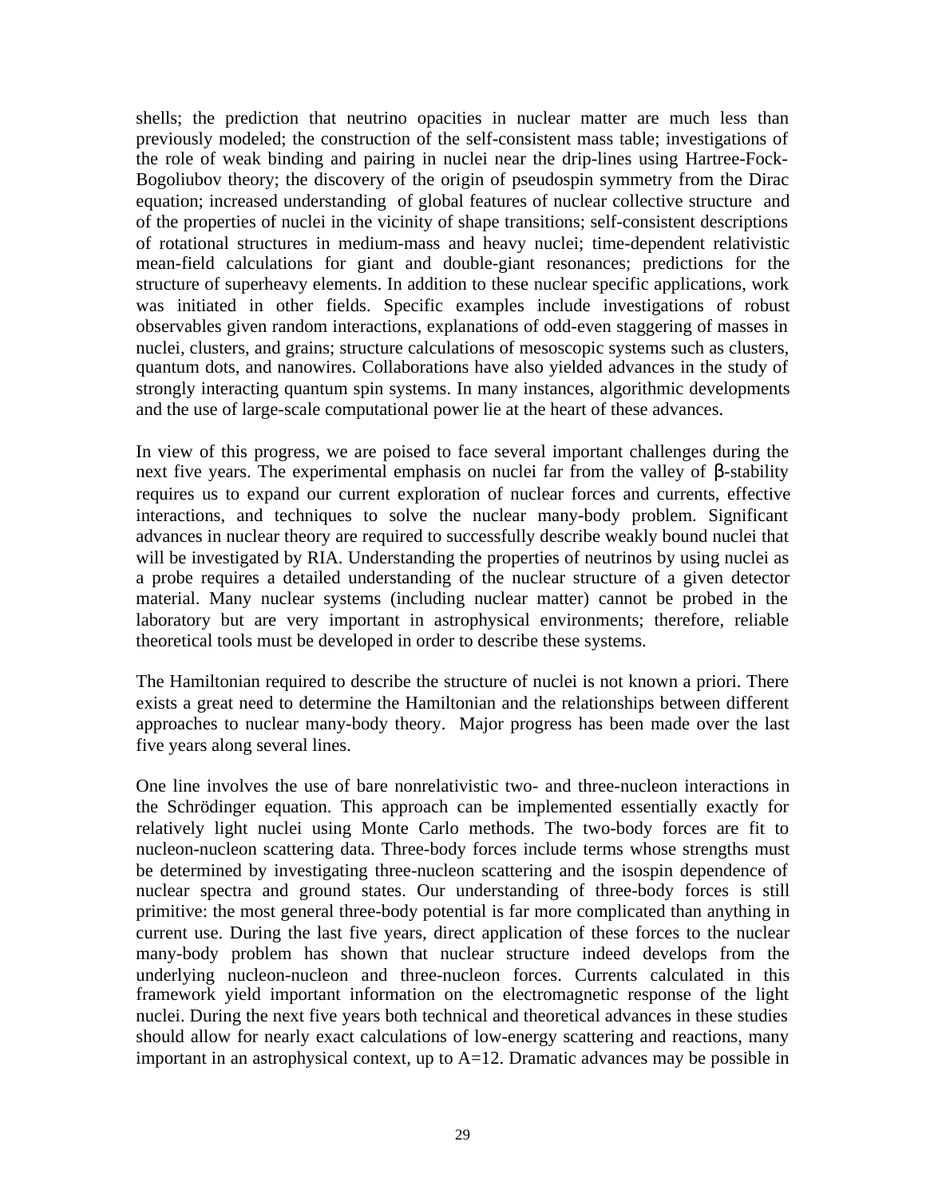shells; the prediction that neutrino opacities in nuclear matter are much less than previously modeled; the construction of the self-consistent mass table; investigations of the role of weak binding and pairing in nuclei near the drip-lines using Hartree-Fock-Bogoliubov theory; the discovery of the origin of pseudospin symmetry from the Dirac equation; increased understanding of global features of nuclear collective structure and of the properties of nuclei in the vicinity of shape transitions; self-consistent descriptions of rotational structures in medium-mass and heavy nuclei; time-dependent relativistic mean-field calculations for giant and double-giant resonances; predictions for the structure of superheavy elements. In addition to these nuclear specific applications, work was initiated in other fields. Specific examples include investigations of robust observables given random interactions, explanations of odd-even staggering of masses in nuclei, clusters, and grains; structure calculations of mesoscopic systems such as clusters, quantum dots, and nanowires. Collaborations have also yielded advances in the study of strongly interacting quantum spin systems. In many instances, algorithmic developments and the use of large-scale computational power lie at the heart of these advances.

In view of this progress, we are poised to face several important challenges during the next five years. The experimental emphasis on nuclei far from the valley of $\beta$-stability requires us to expand our current exploration of nuclear forces and currents, effective interactions, and techniques to solve the nuclear many-body problem. Significant advances in nuclear theory are required to successfully describe weakly bound nuclei that will be investigated by RIA. Understanding the properties of neutrinos by using nuclei as a probe requires a detailed understanding of the nuclear structure of a given detector material. Many nuclear systems (including nuclear matter) cannot be probed in the laboratory but are very important in astrophysical environments; therefore, reliable theoretical tools must be developed in order to describe these systems.

The Hamiltonian required to describe the structure of nuclei is not known a priori. There exists a great need to determine the Hamiltonian and the relationships between different approaches to nuclear many-body theory. Major progress has been made over the last five years along several lines.

One line involves the use of bare nonrelativistic two- and three-nucleon interactions in the Schrödinger equation. This approach can be implemented essentially exactly for relatively light nuclei using Monte Carlo methods. The two-body forces are fit to nucleon-nucleon scattering data. Three-body forces include terms whose strengths must be determined by investigating three-nucleon scattering and the isospin dependence of nuclear spectra and ground states. Our understanding of three-body forces is still primitive: the most general three-body potential is far more complicated than anything in current use. During the last five years, direct application of these forces to the nuclear many-body problem has shown that nuclear structure indeed develops from the underlying nucleon-nucleon and three-nucleon forces. Currents calculated in this framework yield important information on the electromagnetic response of the light nuclei. During the next five years both technical and theoretical advances in these studies should allow for nearly exact calculations of low-energy scattering and reactions, many important in an astrophysical context, up to A=12. Dramatic advances may be possible in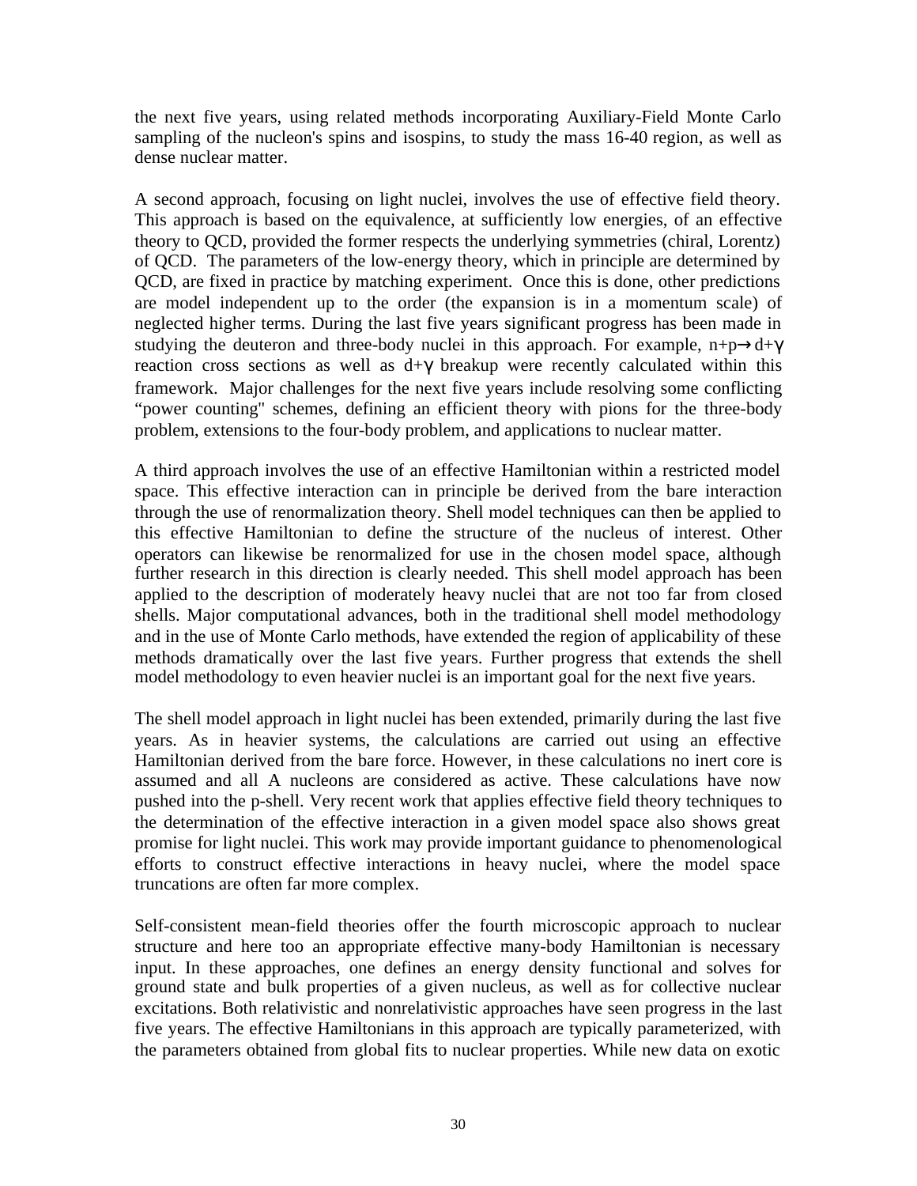the next five years, using related methods incorporating Auxiliary-Field Monte Carlo sampling of the nucleon's spins and isospins, to study the mass 16-40 region, as well as dense nuclear matter.

A second approach, focusing on light nuclei, involves the use of effective field theory. This approach is based on the equivalence, at sufficiently low energies, of an effective theory to QCD, provided the former respects the underlying symmetries (chiral, Lorentz) of QCD. The parameters of the low-energy theory, which in principle are determined by QCD, are fixed in practice by matching experiment. Once this is done, other predictions are model independent up to the order (the expansion is in a momentum scale) of neglected higher terms. During the last five years significant progress has been made in studying the deuteron and three-body nuclei in this approach. For example, $n+p \rightarrow d+\gamma$ reaction cross sections as well as $d+\gamma$ breakup were recently calculated within this framework. Major challenges for the next five years include resolving some conflicting "power counting" schemes, defining an efficient theory with pions for the three-body problem, extensions to the four-body problem, and applications to nuclear matter.

A third approach involves the use of an effective Hamiltonian within a restricted model space. This effective interaction can in principle be derived from the bare interaction through the use of renormalization theory. Shell model techniques can then be applied to this effective Hamiltonian to define the structure of the nucleus of interest. Other operators can likewise be renormalized for use in the chosen model space, although further research in this direction is clearly needed. This shell model approach has been applied to the description of moderately heavy nuclei that are not too far from closed shells. Major computational advances, both in the traditional shell model methodology and in the use of Monte Carlo methods, have extended the region of applicability of these methods dramatically over the last five years. Further progress that extends the shell model methodology to even heavier nuclei is an important goal for the next five years.

The shell model approach in light nuclei has been extended, primarily during the last five years. As in heavier systems, the calculations are carried out using an effective Hamiltonian derived from the bare force. However, in these calculations no inert core is assumed and all A nucleons are considered as active. These calculations have now pushed into the p-shell. Very recent work that applies effective field theory techniques to the determination of the effective interaction in a given model space also shows great promise for light nuclei. This work may provide important guidance to phenomenological efforts to construct effective interactions in heavy nuclei, where the model space truncations are often far more complex.

Self-consistent mean-field theories offer the fourth microscopic approach to nuclear structure and here too an appropriate effective many-body Hamiltonian is necessary input. In these approaches, one defines an energy density functional and solves for ground state and bulk properties of a given nucleus, as well as for collective nuclear excitations. Both relativistic and nonrelativistic approaches have seen progress in the last five years. The effective Hamiltonians in this approach are typically parameterized, with the parameters obtained from global fits to nuclear properties. While new data on exotic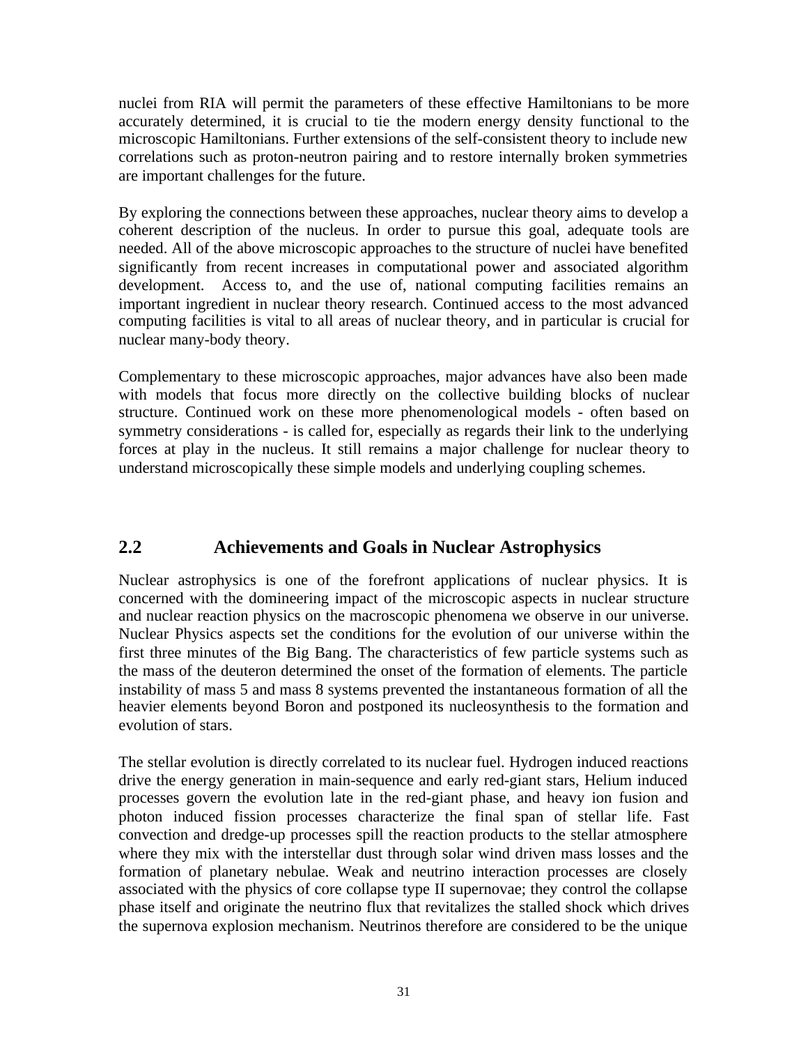nuclei from RIA will permit the parameters of these effective Hamiltonians to be more accurately determined, it is crucial to tie the modern energy density functional to the microscopic Hamiltonians. Further extensions of the self-consistent theory to include new correlations such as proton-neutron pairing and to restore internally broken symmetries are important challenges for the future.

By exploring the connections between these approaches, nuclear theory aims to develop a coherent description of the nucleus. In order to pursue this goal, adequate tools are needed. All of the above microscopic approaches to the structure of nuclei have benefited significantly from recent increases in computational power and associated algorithm development. Access to, and the use of, national computing facilities remains an important ingredient in nuclear theory research. Continued access to the most advanced computing facilities is vital to all areas of nuclear theory, and in particular is crucial for nuclear many-body theory.

Complementary to these microscopic approaches, major advances have also been made with models that focus more directly on the collective building blocks of nuclear structure. Continued work on these more phenomenological models - often based on symmetry considerations - is called for, especially as regards their link to the underlying forces at play in the nucleus. It still remains a major challenge for nuclear theory to understand microscopically these simple models and underlying coupling schemes.

## 2.2 Achievements and Goals in Nuclear Astrophysics

Nuclear astrophysics is one of the forefront applications of nuclear physics. It is concerned with the domineering impact of the microscopic aspects in nuclear structure and nuclear reaction physics on the macroscopic phenomena we observe in our universe. Nuclear Physics aspects set the conditions for the evolution of our universe within the first three minutes of the Big Bang. The characteristics of few particle systems such as the mass of the deuteron determined the onset of the formation of elements. The particle instability of mass 5 and mass 8 systems prevented the instantaneous formation of all the heavier elements beyond Boron and postponed its nucleosynthesis to the formation and evolution of stars.

The stellar evolution is directly correlated to its nuclear fuel. Hydrogen induced reactions drive the energy generation in main-sequence and early red-giant stars, Helium induced processes govern the evolution late in the red-giant phase, and heavy ion fusion and photon induced fission processes characterize the final span of stellar life. Fast convection and dredge-up processes spill the reaction products to the stellar atmosphere where they mix with the interstellar dust through solar wind driven mass losses and the formation of planetary nebulae. Weak and neutrino interaction processes are closely associated with the physics of core collapse type II supernovae; they control the collapse phase itself and originate the neutrino flux that revitalizes the stalled shock which drives the supernova explosion mechanism. Neutrinos therefore are considered to be the unique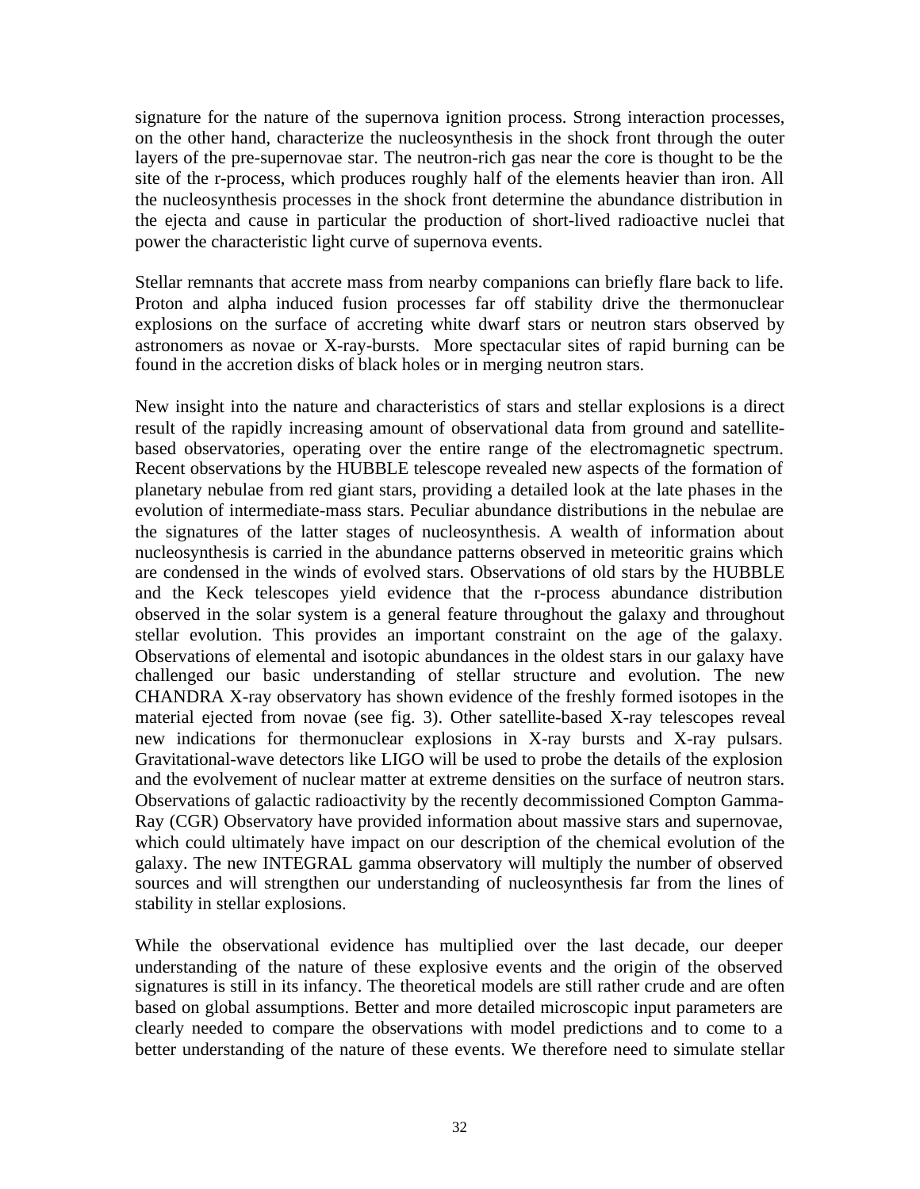signature for the nature of the supernova ignition process. Strong interaction processes, on the other hand, characterize the nucleosynthesis in the shock front through the outer layers of the pre-supernovae star. The neutron-rich gas near the core is thought to be the site of the r-process, which produces roughly half of the elements heavier than iron. All the nucleosynthesis processes in the shock front determine the abundance distribution in the ejecta and cause in particular the production of short-lived radioactive nuclei that power the characteristic light curve of supernova events.

Stellar remnants that accrete mass from nearby companions can briefly flare back to life. Proton and alpha induced fusion processes far off stability drive the thermonuclear explosions on the surface of accreting white dwarf stars or neutron stars observed by astronomers as novae or X-ray-bursts. More spectacular sites of rapid burning can be found in the accretion disks of black holes or in merging neutron stars.

New insight into the nature and characteristics of stars and stellar explosions is a direct result of the rapidly increasing amount of observational data from ground and satellite-based observatories, operating over the entire range of the electromagnetic spectrum. Recent observations by the HUBBLE telescope revealed new aspects of the formation of planetary nebulae from red giant stars, providing a detailed look at the late phases in the evolution of intermediate-mass stars. Peculiar abundance distributions in the nebulae are the signatures of the latter stages of nucleosynthesis. A wealth of information about nucleosynthesis is carried in the abundance patterns observed in meteoritic grains which are condensed in the winds of evolved stars. Observations of old stars by the HUBBLE and the Keck telescopes yield evidence that the r-process abundance distribution observed in the solar system is a general feature throughout the galaxy and throughout stellar evolution. This provides an important constraint on the age of the galaxy. Observations of elemental and isotopic abundances in the oldest stars in our galaxy have challenged our basic understanding of stellar structure and evolution. The new CHANDRA X-ray observatory has shown evidence of the freshly formed isotopes in the material ejected from novae (see fig. 3). Other satellite-based X-ray telescopes reveal new indications for thermonuclear explosions in X-ray bursts and X-ray pulsars. Gravitational-wave detectors like LIGO will be used to probe the details of the explosion and the evolvement of nuclear matter at extreme densities on the surface of neutron stars. Observations of galactic radioactivity by the recently decommissioned Compton Gamma-Ray (CGR) Observatory have provided information about massive stars and supernovae, which could ultimately have impact on our description of the chemical evolution of the galaxy. The new INTEGRAL gamma observatory will multiply the number of observed sources and will strengthen our understanding of nucleosynthesis far from the lines of stability in stellar explosions.

While the observational evidence has multiplied over the last decade, our deeper understanding of the nature of these explosive events and the origin of the observed signatures is still in its infancy. The theoretical models are still rather crude and are often based on global assumptions. Better and more detailed microscopic input parameters are clearly needed to compare the observations with model predictions and to come to a better understanding of the nature of these events. We therefore need to simulate stellar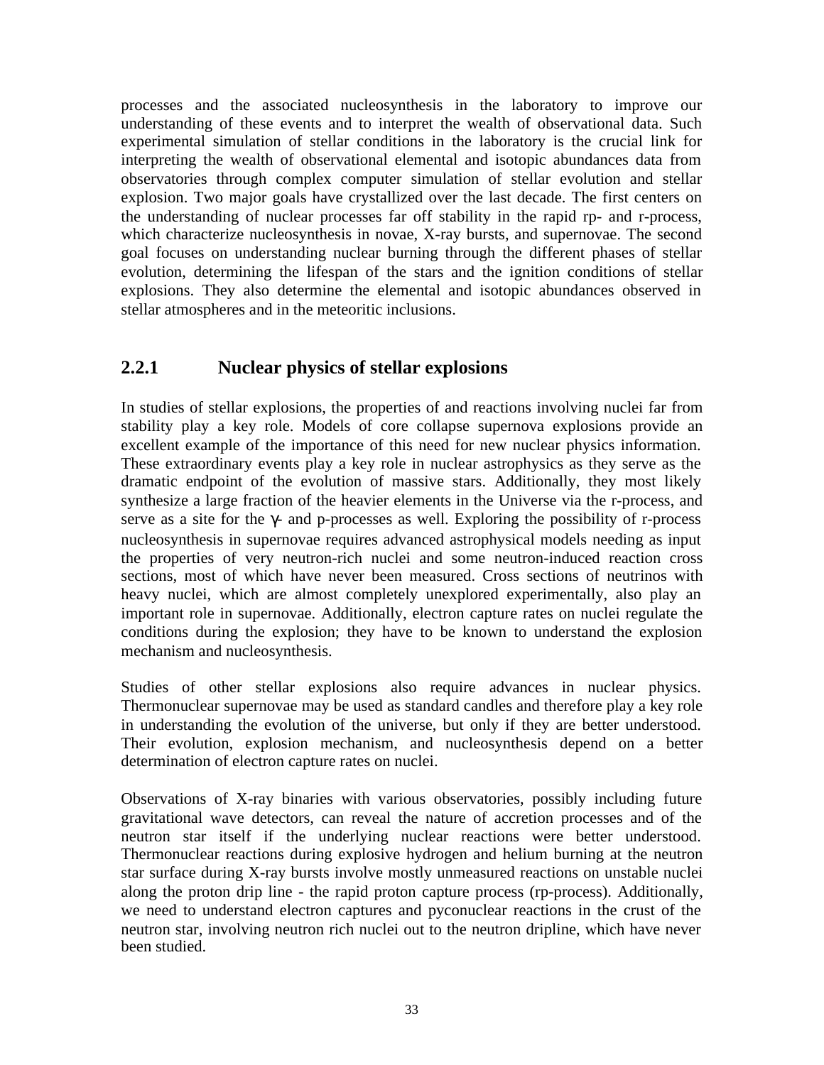processes and the associated nucleosynthesis in the laboratory to improve our understanding of these events and to interpret the wealth of observational data. Such experimental simulation of stellar conditions in the laboratory is the crucial link for interpreting the wealth of observational elemental and isotopic abundances data from observatories through complex computer simulation of stellar evolution and stellar explosion. Two major goals have crystallized over the last decade. The first centers on the understanding of nuclear processes far off stability in the rapid rp- and r-process, which characterize nucleosynthesis in novae, X-ray bursts, and supernovae. The second goal focuses on understanding nuclear burning through the different phases of stellar evolution, determining the lifespan of the stars and the ignition conditions of stellar explosions. They also determine the elemental and isotopic abundances observed in stellar atmospheres and in the meteoritic inclusions.

### 2.2.1 Nuclear physics of stellar explosions

In studies of stellar explosions, the properties of and reactions involving nuclei far from stability play a key role. Models of core collapse supernova explosions provide an excellent example of the importance of this need for new nuclear physics information. These extraordinary events play a key role in nuclear astrophysics as they serve as the dramatic endpoint of the evolution of massive stars. Additionally, they most likely synthesize a large fraction of the heavier elements in the Universe via the r-process, and serve as a site for the $\gamma$- and p-processes as well. Exploring the possibility of r-process nucleosynthesis in supernovae requires advanced astrophysical models needing as input the properties of very neutron-rich nuclei and some neutron-induced reaction cross sections, most of which have never been measured. Cross sections of neutrinos with heavy nuclei, which are almost completely unexplored experimentally, also play an important role in supernovae. Additionally, electron capture rates on nuclei regulate the conditions during the explosion; they have to be known to understand the explosion mechanism and nucleosynthesis.

Studies of other stellar explosions also require advances in nuclear physics. Thermonuclear supernovae may be used as standard candles and therefore play a key role in understanding the evolution of the universe, but only if they are better understood. Their evolution, explosion mechanism, and nucleosynthesis depend on a better determination of electron capture rates on nuclei.

Observations of X-ray binaries with various observatories, possibly including future gravitational wave detectors, can reveal the nature of accretion processes and of the neutron star itself if the underlying nuclear reactions were better understood. Thermonuclear reactions during explosive hydrogen and helium burning at the neutron star surface during X-ray bursts involve mostly unmeasured reactions on unstable nuclei along the proton drip line - the rapid proton capture process (rp-process). Additionally, we need to understand electron captures and pyconuclear reactions in the crust of the neutron star, involving neutron rich nuclei out to the neutron dripline, which have never been studied.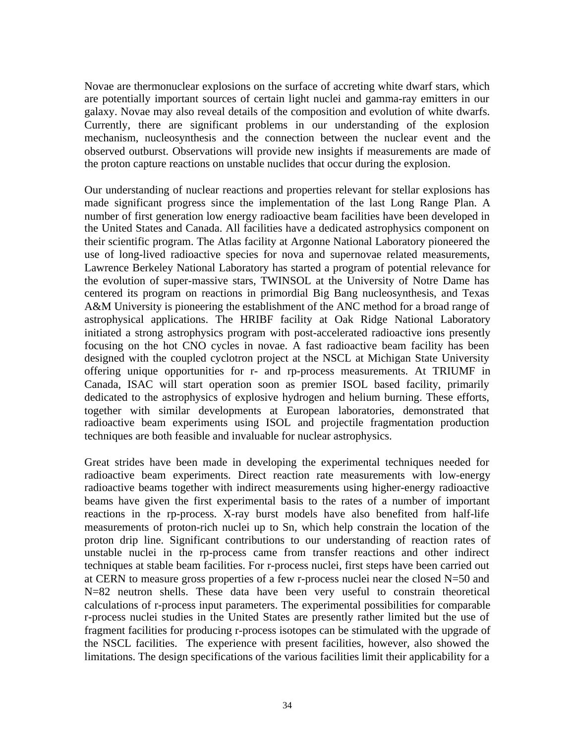Novae are thermonuclear explosions on the surface of accreting white dwarf stars, which are potentially important sources of certain light nuclei and gamma-ray emitters in our galaxy. Novae may also reveal details of the composition and evolution of white dwarfs. Currently, there are significant problems in our understanding of the explosion mechanism, nucleosynthesis and the connection between the nuclear event and the observed outburst. Observations will provide new insights if measurements are made of the proton capture reactions on unstable nuclides that occur during the explosion.

Our understanding of nuclear reactions and properties relevant for stellar explosions has made significant progress since the implementation of the last Long Range Plan. A number of first generation low energy radioactive beam facilities have been developed in the United States and Canada. All facilities have a dedicated astrophysics component on their scientific program. The Atlas facility at Argonne National Laboratory pioneered the use of long-lived radioactive species for nova and supernovae related measurements, Lawrence Berkeley National Laboratory has started a program of potential relevance for the evolution of super-massive stars, TWINSOL at the University of Notre Dame has centered its program on reactions in primordial Big Bang nucleosynthesis, and Texas A&M University is pioneering the establishment of the ANC method for a broad range of astrophysical applications. The HRIBF facility at Oak Ridge National Laboratory initiated a strong astrophysics program with post-accelerated radioactive ions presently focusing on the hot CNO cycles in novae. A fast radioactive beam facility has been designed with the coupled cyclotron project at the NSCL at Michigan State University offering unique opportunities for r- and rp-process measurements. At TRIUMF in Canada, ISAC will start operation soon as premier ISOL based facility, primarily dedicated to the astrophysics of explosive hydrogen and helium burning. These efforts, together with similar developments at European laboratories, demonstrated that radioactive beam experiments using ISOL and projectile fragmentation production techniques are both feasible and invaluable for nuclear astrophysics.

Great strides have been made in developing the experimental techniques needed for radioactive beam experiments. Direct reaction rate measurements with low-energy radioactive beams together with indirect measurements using higher-energy radioactive beams have given the first experimental basis to the rates of a number of important reactions in the rp-process. X-ray burst models have also benefited from half-life measurements of proton-rich nuclei up to Sn, which help constrain the location of the proton drip line. Significant contributions to our understanding of reaction rates of unstable nuclei in the rp-process came from transfer reactions and other indirect techniques at stable beam facilities. For r-process nuclei, first steps have been carried out at CERN to measure gross properties of a few r-process nuclei near the closed N=50 and N=82 neutron shells. These data have been very useful to constrain theoretical calculations of r-process input parameters. The experimental possibilities for comparable r-process nuclei studies in the United States are presently rather limited but the use of fragment facilities for producing r-process isotopes can be stimulated with the upgrade of the NSCL facilities. The experience with present facilities, however, also showed the limitations. The design specifications of the various facilities limit their applicability for a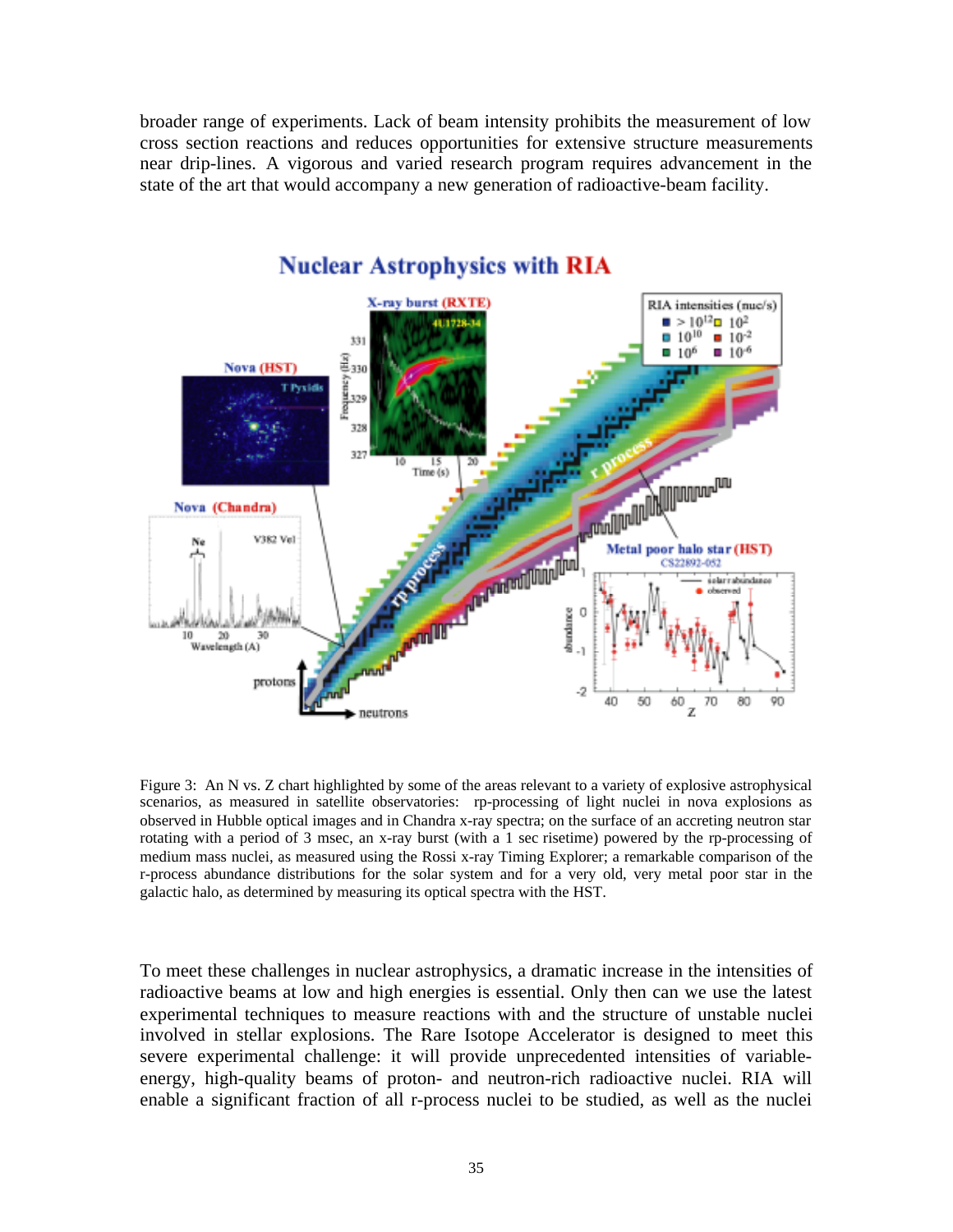broader range of experiments. Lack of beam intensity prohibits the measurement of low cross section reactions and reduces opportunities for extensive structure measurements near drip-lines. A vigorous and varied research program requires advancement in the state of the art that would accompany a new generation of radioactive-beam facility.

Figure 3: An N vs. Z chart highlighted by some of the areas relevant to a variety of explosive astrophysical scenarios, as measured in satellite observatories: rp-processing of light nuclei in nova explosions as observed in Hubble optical images and in Chandra x-ray spectra; on the surface of an accreting neutron star rotating with a period of 3 msec, an x-ray burst (with a 1 sec risetime) powered by the rp-processing of medium mass nuclei, as measured using the Rossi x-ray Timing Explorer; a remarkable comparison of the r-process abundance distributions for the solar system and for a very old, very metal poor star in the galactic halo, as determined by measuring its optical spectra with the HST.

To meet these challenges in nuclear astrophysics, a dramatic increase in the intensities of radioactive beams at low and high energies is essential. Only then can we use the latest experimental techniques to measure reactions with and the structure of unstable nuclei involved in stellar explosions. The Rare Isotope Accelerator is designed to meet this severe experimental challenge: it will provide unprecedented intensities of variable-energy, high-quality beams of proton- and neutron-rich radioactive nuclei. RIA will enable a significant fraction of all r-process nuclei to be studied, as well as the nuclei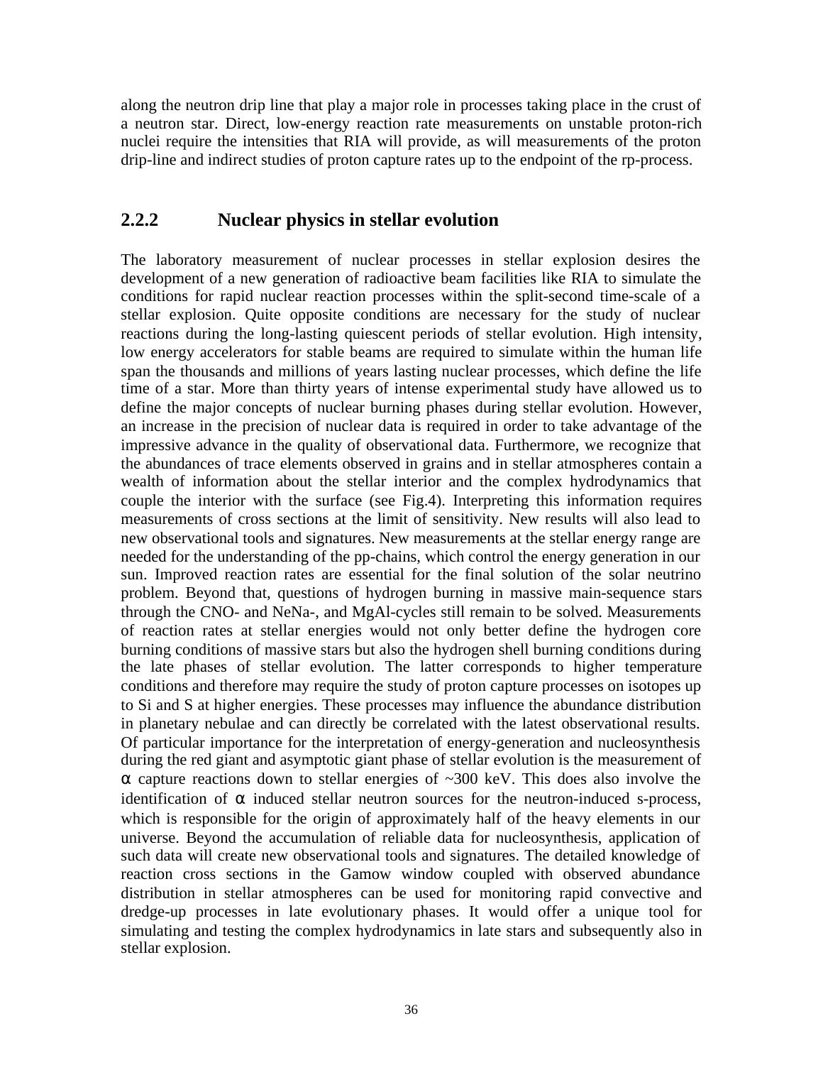along the neutron drip line that play a major role in processes taking place in the crust of a neutron star. Direct, low-energy reaction rate measurements on unstable proton-rich nuclei require the intensities that RIA will provide, as will measurements of the proton drip-line and indirect studies of proton capture rates up to the endpoint of the rp-process.

### 2.2.2 Nuclear physics in stellar evolution

The laboratory measurement of nuclear processes in stellar explosion desires the development of a new generation of radioactive beam facilities like RIA to simulate the conditions for rapid nuclear reaction processes within the split-second time-scale of a stellar explosion. Quite opposite conditions are necessary for the study of nuclear reactions during the long-lasting quiescent periods of stellar evolution. High intensity, low energy accelerators for stable beams are required to simulate within the human life span the thousands and millions of years lasting nuclear processes, which define the life time of a star. More than thirty years of intense experimental study have allowed us to define the major concepts of nuclear burning phases during stellar evolution. However, an increase in the precision of nuclear data is required in order to take advantage of the impressive advance in the quality of observational data. Furthermore, we recognize that the abundances of trace elements observed in grains and in stellar atmospheres contain a wealth of information about the stellar interior and the complex hydrodynamics that couple the interior with the surface (see Fig.4). Interpreting this information requires measurements of cross sections at the limit of sensitivity. New results will also lead to new observational tools and signatures. New measurements at the stellar energy range are needed for the understanding of the pp-chains, which control the energy generation in our sun. Improved reaction rates are essential for the final solution of the solar neutrino problem. Beyond that, questions of hydrogen burning in massive main-sequence stars through the CNO- and NeNa-, and MgAl-cycles still remain to be solved. Measurements of reaction rates at stellar energies would not only better define the hydrogen core burning conditions of massive stars but also the hydrogen shell burning conditions during the late phases of stellar evolution. The latter corresponds to higher temperature conditions and therefore may require the study of proton capture processes on isotopes up to Si and S at higher energies. These processes may influence the abundance distribution in planetary nebulae and can directly be correlated with the latest observational results. Of particular importance for the interpretation of energy-generation and nucleosynthesis during the red giant and asymptotic giant phase of stellar evolution is the measurement of $\alpha$ capture reactions down to stellar energies of ~300 keV. This does also involve the identification of $\alpha$ induced stellar neutron sources for the neutron-induced s-process, which is responsible for the origin of approximately half of the heavy elements in our universe. Beyond the accumulation of reliable data for nucleosynthesis, application of such data will create new observational tools and signatures. The detailed knowledge of reaction cross sections in the Gamow window coupled with observed abundance distribution in stellar atmospheres can be used for monitoring rapid convective and dredge-up processes in late evolutionary phases. It would offer a unique tool for simulating and testing the complex hydrodynamics in late stars and subsequently also in stellar explosion.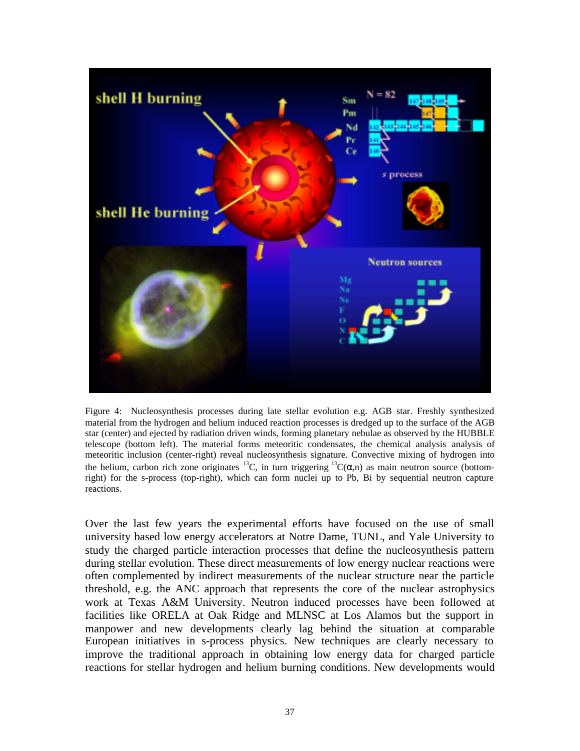Figure 4: Nucleosynthesis processes during late stellar evolution e.g. AGB star. Freshly synthesized material from the hydrogen and helium induced reaction processes is dredged up to the surface of the AGB star (center) and ejected by radiation driven winds, forming planetary nebulae as observed by the HUBBLE telescope (bottom left). The material forms meteoritic condensates, the chemical analysis analysis of meteoritic inclusion (center-right) reveal nucleosynthesis signature. Convective mixing of hydrogen into the helium, carbon rich zone originates $^{13}C$, in turn triggering $^{13}C(\alpha,n)$ as main neutron source (bottom-right) for the s-process (top-right), which can form nuclei up to Pb, Bi by sequential neutron capture reactions.

Over the last few years the experimental efforts have focused on the use of small university based low energy accelerators at Notre Dame, TUNL, and Yale University to study the charged particle interaction processes that define the nucleosynthesis pattern during stellar evolution. These direct measurements of low energy nuclear reactions were often complemented by indirect measurements of the nuclear structure near the particle threshold, e.g. the ANC approach that represents the core of the nuclear astrophysics work at Texas A&M University. Neutron induced processes have been followed at facilities like ORELA at Oak Ridge and MLNSC at Los Alamos but the support in manpower and new developments clearly lag behind the situation at comparable European initiatives in s-process physics. New techniques are clearly necessary to improve the traditional approach in obtaining low energy data for charged particle reactions for stellar hydrogen and helium burning conditions. New developments would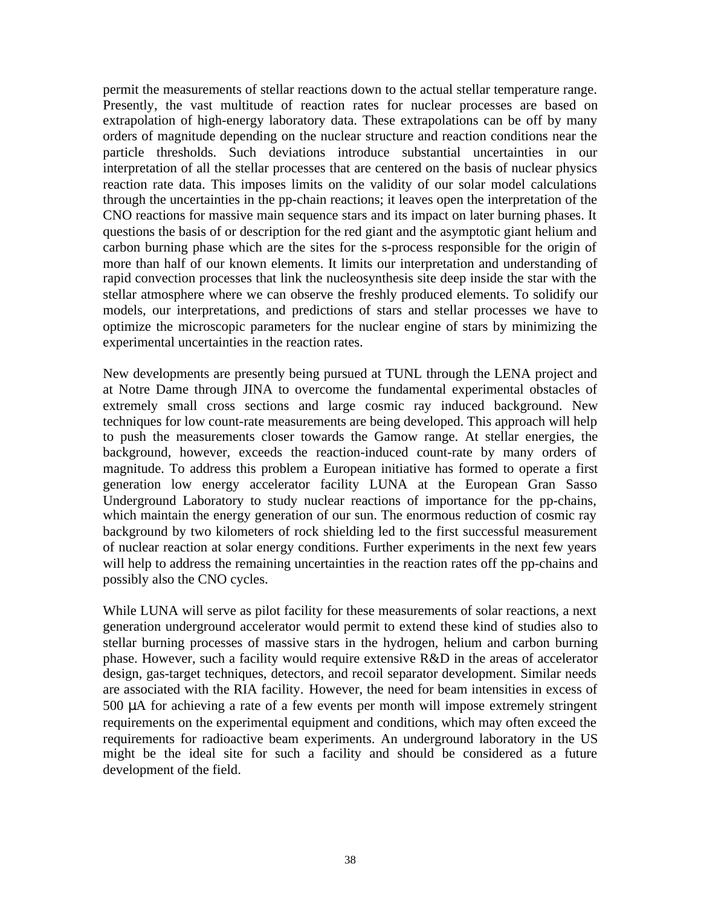permit the measurements of stellar reactions down to the actual stellar temperature range. Presently, the vast multitude of reaction rates for nuclear processes are based on extrapolation of high-energy laboratory data. These extrapolations can be off by many orders of magnitude depending on the nuclear structure and reaction conditions near the particle thresholds. Such deviations introduce substantial uncertainties in our interpretation of all the stellar processes that are centered on the basis of nuclear physics reaction rate data. This imposes limits on the validity of our solar model calculations through the uncertainties in the pp-chain reactions; it leaves open the interpretation of the CNO reactions for massive main sequence stars and its impact on later burning phases. It questions the basis of or description for the red giant and the asymptotic giant helium and carbon burning phase which are the sites for the s-process responsible for the origin of more than half of our known elements. It limits our interpretation and understanding of rapid convection processes that link the nucleosynthesis site deep inside the star with the stellar atmosphere where we can observe the freshly produced elements. To solidify our models, our interpretations, and predictions of stars and stellar processes we have to optimize the microscopic parameters for the nuclear engine of stars by minimizing the experimental uncertainties in the reaction rates.

New developments are presently being pursued at TUNL through the LENA project and at Notre Dame through JINA to overcome the fundamental experimental obstacles of extremely small cross sections and large cosmic ray induced background. New techniques for low count-rate measurements are being developed. This approach will help to push the measurements closer towards the Gamow range. At stellar energies, the background, however, exceeds the reaction-induced count-rate by many orders of magnitude. To address this problem a European initiative has formed to operate a first generation low energy accelerator facility LUNA at the European Gran Sasso Underground Laboratory to study nuclear reactions of importance for the pp-chains, which maintain the energy generation of our sun. The enormous reduction of cosmic ray background by two kilometers of rock shielding led to the first successful measurement of nuclear reaction at solar energy conditions. Further experiments in the next few years will help to address the remaining uncertainties in the reaction rates off the pp-chains and possibly also the CNO cycles.

While LUNA will serve as pilot facility for these measurements of solar reactions, a next generation underground accelerator would permit to extend these kind of studies also to stellar burning processes of massive stars in the hydrogen, helium and carbon burning phase. However, such a facility would require extensive R&D in the areas of accelerator design, gas-target techniques, detectors, and recoil separator development. Similar needs are associated with the RIA facility. However, the need for beam intensities in excess of 500 μA for achieving a rate of a few events per month will impose extremely stringent requirements on the experimental equipment and conditions, which may often exceed the requirements for radioactive beam experiments. An underground laboratory in the US might be the ideal site for such a facility and should be considered as a future development of the field.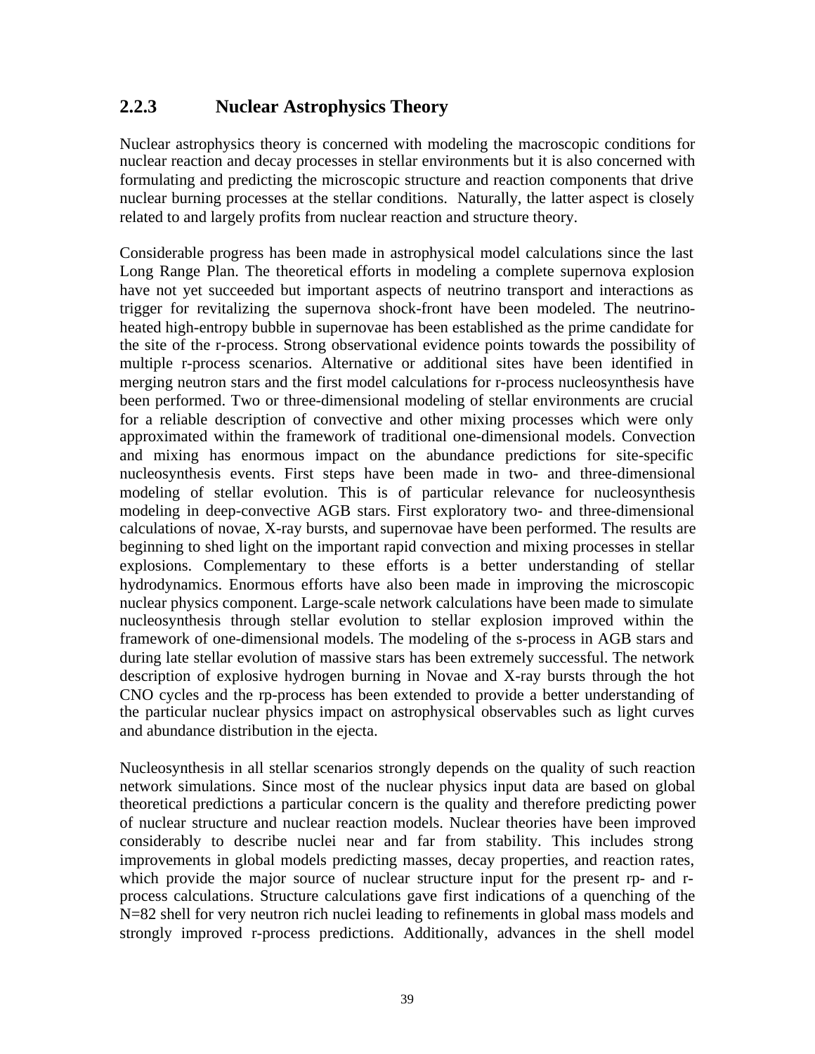### 2.2.3 Nuclear Astrophysics Theory

Nuclear astrophysics theory is concerned with modeling the macroscopic conditions for nuclear reaction and decay processes in stellar environments but it is also concerned with formulating and predicting the microscopic structure and reaction components that drive nuclear burning processes at the stellar conditions. Naturally, the latter aspect is closely related to and largely profits from nuclear reaction and structure theory.

Considerable progress has been made in astrophysical model calculations since the last Long Range Plan. The theoretical efforts in modeling a complete supernova explosion have not yet succeeded but important aspects of neutrino transport and interactions as trigger for revitalizing the supernova shock-front have been modeled. The neutrino-heated high-entropy bubble in supernovae has been established as the prime candidate for the site of the r-process. Strong observational evidence points towards the possibility of multiple r-process scenarios. Alternative or additional sites have been identified in merging neutron stars and the first model calculations for r-process nucleosynthesis have been performed. Two or three-dimensional modeling of stellar environments are crucial for a reliable description of convective and other mixing processes which were only approximated within the framework of traditional one-dimensional models. Convection and mixing has enormous impact on the abundance predictions for site-specific nucleosynthesis events. First steps have been made in two- and three-dimensional modeling of stellar evolution. This is of particular relevance for nucleosynthesis modeling in deep-convective AGB stars. First exploratory two- and three-dimensional calculations of novae, X-ray bursts, and supernovae have been performed. The results are beginning to shed light on the important rapid convection and mixing processes in stellar explosions. Complementary to these efforts is a better understanding of stellar hydrodynamics. Enormous efforts have also been made in improving the microscopic nuclear physics component. Large-scale network calculations have been made to simulate nucleosynthesis through stellar evolution to stellar explosion improved within the framework of one-dimensional models. The modeling of the s-process in AGB stars and during late stellar evolution of massive stars has been extremely successful. The network description of explosive hydrogen burning in Novae and X-ray bursts through the hot CNO cycles and the rp-process has been extended to provide a better understanding of the particular nuclear physics impact on astrophysical observables such as light curves and abundance distribution in the ejecta.

Nucleosynthesis in all stellar scenarios strongly depends on the quality of such reaction network simulations. Since most of the nuclear physics input data are based on global theoretical predictions a particular concern is the quality and therefore predicting power of nuclear structure and nuclear reaction models. Nuclear theories have been improved considerably to describe nuclei near and far from stability. This includes strong improvements in global models predicting masses, decay properties, and reaction rates, which provide the major source of nuclear structure input for the present rp- and r-process calculations. Structure calculations gave first indications of a quenching of the N=82 shell for very neutron rich nuclei leading to refinements in global mass models and strongly improved r-process predictions. Additionally, advances in the shell model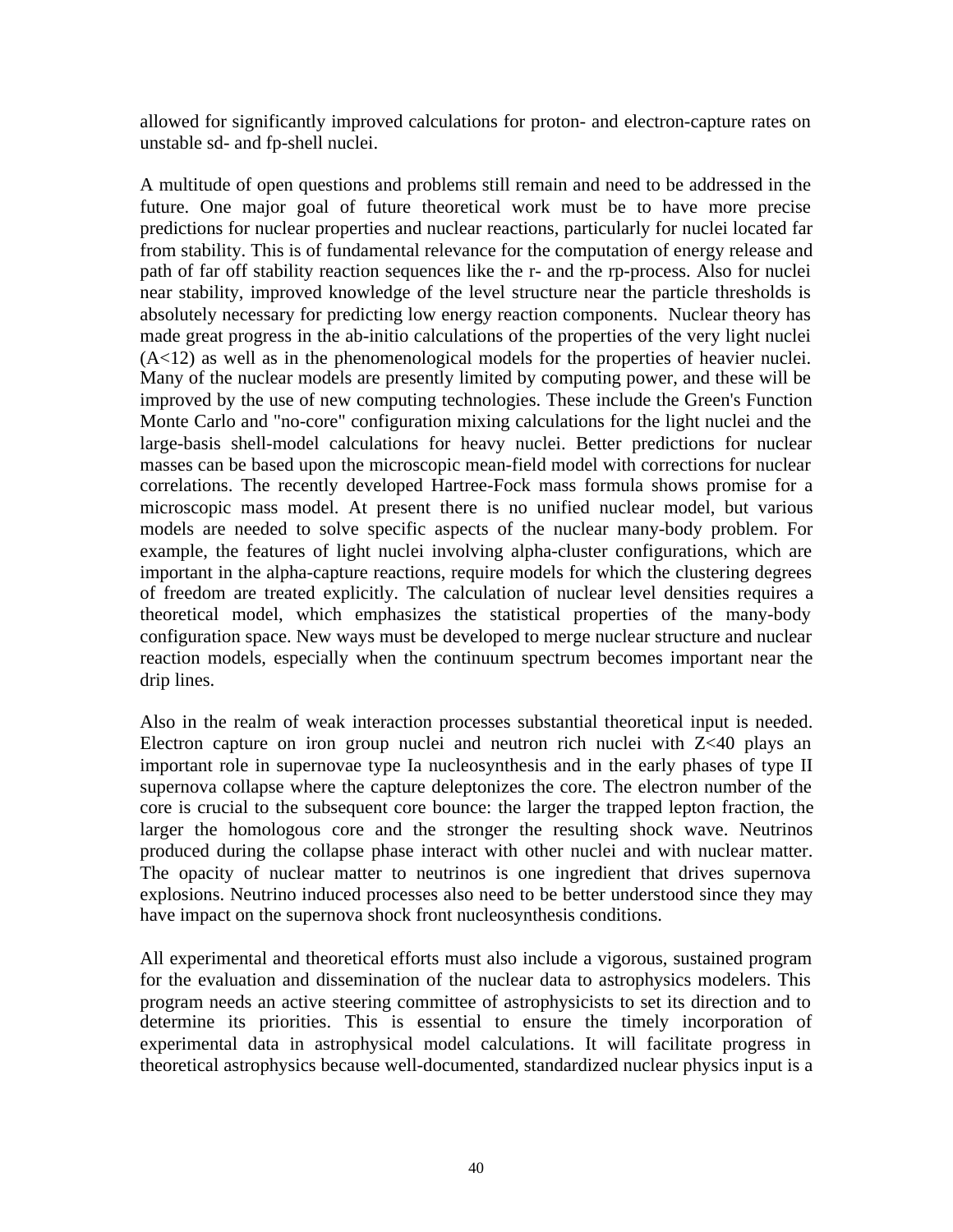allowed for significantly improved calculations for proton- and electron-capture rates on unstable sd- and fp-shell nuclei.

A multitude of open questions and problems still remain and need to be addressed in the future. One major goal of future theoretical work must be to have more precise predictions for nuclear properties and nuclear reactions, particularly for nuclei located far from stability. This is of fundamental relevance for the computation of energy release and path of far off stability reaction sequences like the r- and the rp-process. Also for nuclei near stability, improved knowledge of the level structure near the particle thresholds is absolutely necessary for predicting low energy reaction components. Nuclear theory has made great progress in the ab-initio calculations of the properties of the very light nuclei ($A<12$) as well as in the phenomenological models for the properties of heavier nuclei. Many of the nuclear models are presently limited by computing power, and these will be improved by the use of new computing technologies. These include the Green's Function Monte Carlo and "no-core" configuration mixing calculations for the light nuclei and the large-basis shell-model calculations for heavy nuclei. Better predictions for nuclear masses can be based upon the microscopic mean-field model with corrections for nuclear correlations. The recently developed Hartree-Fock mass formula shows promise for a microscopic mass model. At present there is no unified nuclear model, but various models are needed to solve specific aspects of the nuclear many-body problem. For example, the features of light nuclei involving alpha-cluster configurations, which are important in the alpha-capture reactions, require models for which the clustering degrees of freedom are treated explicitly. The calculation of nuclear level densities requires a theoretical model, which emphasizes the statistical properties of the many-body configuration space. New ways must be developed to merge nuclear structure and nuclear reaction models, especially when the continuum spectrum becomes important near the drip lines.

Also in the realm of weak interaction processes substantial theoretical input is needed. Electron capture on iron group nuclei and neutron rich nuclei with $Z<40$ plays an important role in supernovae type Ia nucleosynthesis and in the early phases of type II supernova collapse where the capture deleptonizes the core. The electron number of the core is crucial to the subsequent core bounce: the larger the trapped lepton fraction, the larger the homologous core and the stronger the resulting shock wave. Neutrinos produced during the collapse phase interact with other nuclei and with nuclear matter. The opacity of nuclear matter to neutrinos is one ingredient that drives supernova explosions. Neutrino induced processes also need to be better understood since they may have impact on the supernova shock front nucleosynthesis conditions.

All experimental and theoretical efforts must also include a vigorous, sustained program for the evaluation and dissemination of the nuclear data to astrophysics modelers. This program needs an active steering committee of astrophysicists to set its direction and to determine its priorities. This is essential to ensure the timely incorporation of experimental data in astrophysical model calculations. It will facilitate progress in theoretical astrophysics because well-documented, standardized nuclear physics input is a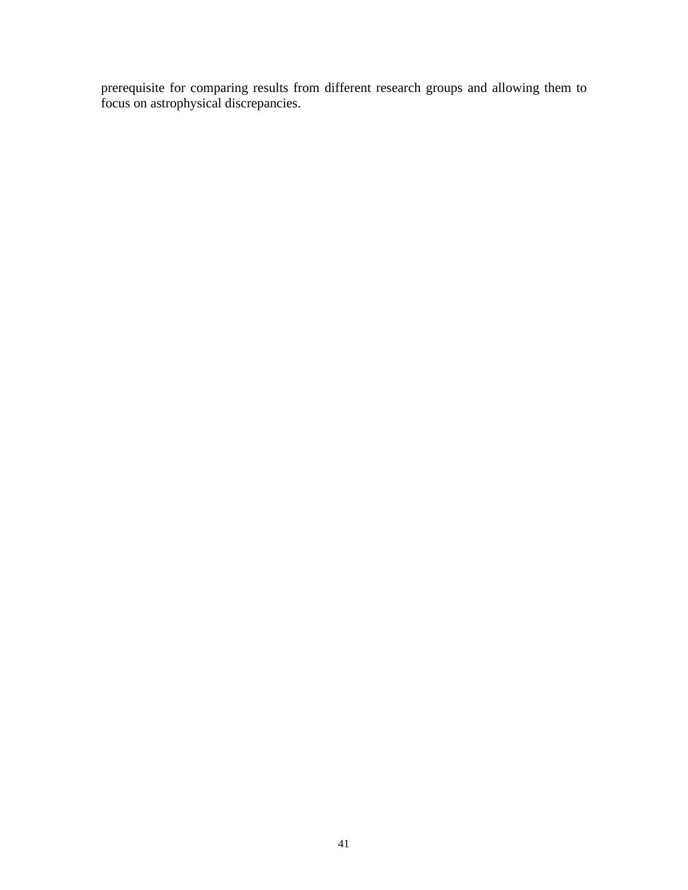prerequisite for comparing results from different research groups and allowing them to focus on astrophysical discrepancies.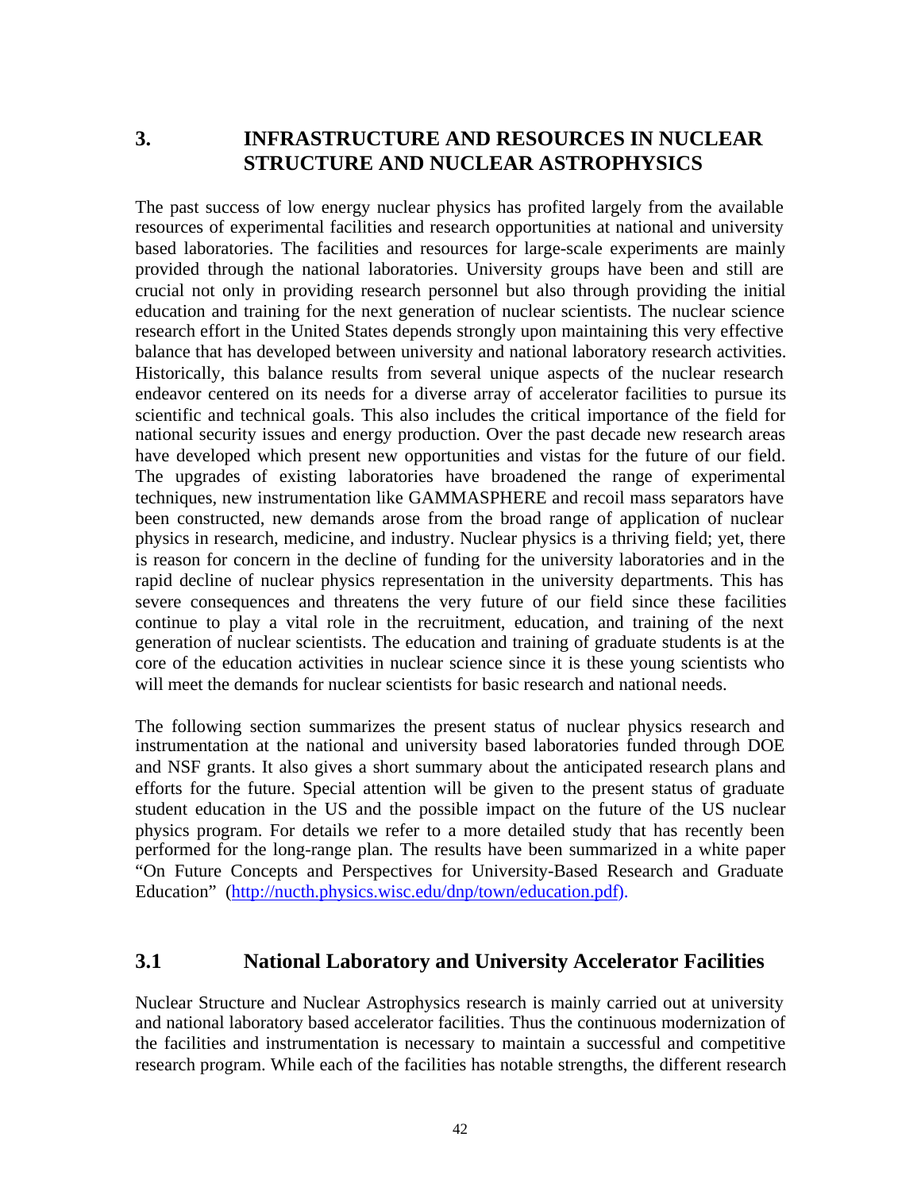# 3. INFRASTRUCTURE AND RESOURCES IN NUCLEAR STRUCTURE AND NUCLEAR ASTROPHYSICS

The past success of low energy nuclear physics has profited largely from the available resources of experimental facilities and research opportunities at national and university based laboratories. The facilities and resources for large-scale experiments are mainly provided through the national laboratories. University groups have been and still are crucial not only in providing research personnel but also through providing the initial education and training for the next generation of nuclear scientists. The nuclear science research effort in the United States depends strongly upon maintaining this very effective balance that has developed between university and national laboratory research activities. Historically, this balance results from several unique aspects of the nuclear research endeavor centered on its needs for a diverse array of accelerator facilities to pursue its scientific and technical goals. This also includes the critical importance of the field for national security issues and energy production. Over the past decade new research areas have developed which present new opportunities and vistas for the future of our field. The upgrades of existing laboratories have broadened the range of experimental techniques, new instrumentation like GAMMASPHERE and recoil mass separators have been constructed, new demands arose from the broad range of application of nuclear physics in research, medicine, and industry. Nuclear physics is a thriving field; yet, there is reason for concern in the decline of funding for the university laboratories and in the rapid decline of nuclear physics representation in the university departments. This has severe consequences and threatens the very future of our field since these facilities continue to play a vital role in the recruitment, education, and training of the next generation of nuclear scientists. The education and training of graduate students is at the core of the education activities in nuclear science since it is these young scientists who will meet the demands for nuclear scientists for basic research and national needs.

The following section summarizes the present status of nuclear physics research and instrumentation at the national and university based laboratories funded through DOE and NSF grants. It also gives a short summary about the anticipated research plans and efforts for the future. Special attention will be given to the present status of graduate student education in the US and the possible impact on the future of the US nuclear physics program. For details we refer to a more detailed study that has recently been performed for the long-range plan. The results have been summarized in a white paper "On Future Concepts and Perspectives for University-Based Research and Graduate Education" (http://nucth.physics.wisc.edu/dnp/town/education.pdf).

## 3.1 National Laboratory and University Accelerator Facilities

Nuclear Structure and Nuclear Astrophysics research is mainly carried out at university and national laboratory based accelerator facilities. Thus the continuous modernization of the facilities and instrumentation is necessary to maintain a successful and competitive research program. While each of the facilities has notable strengths, the different research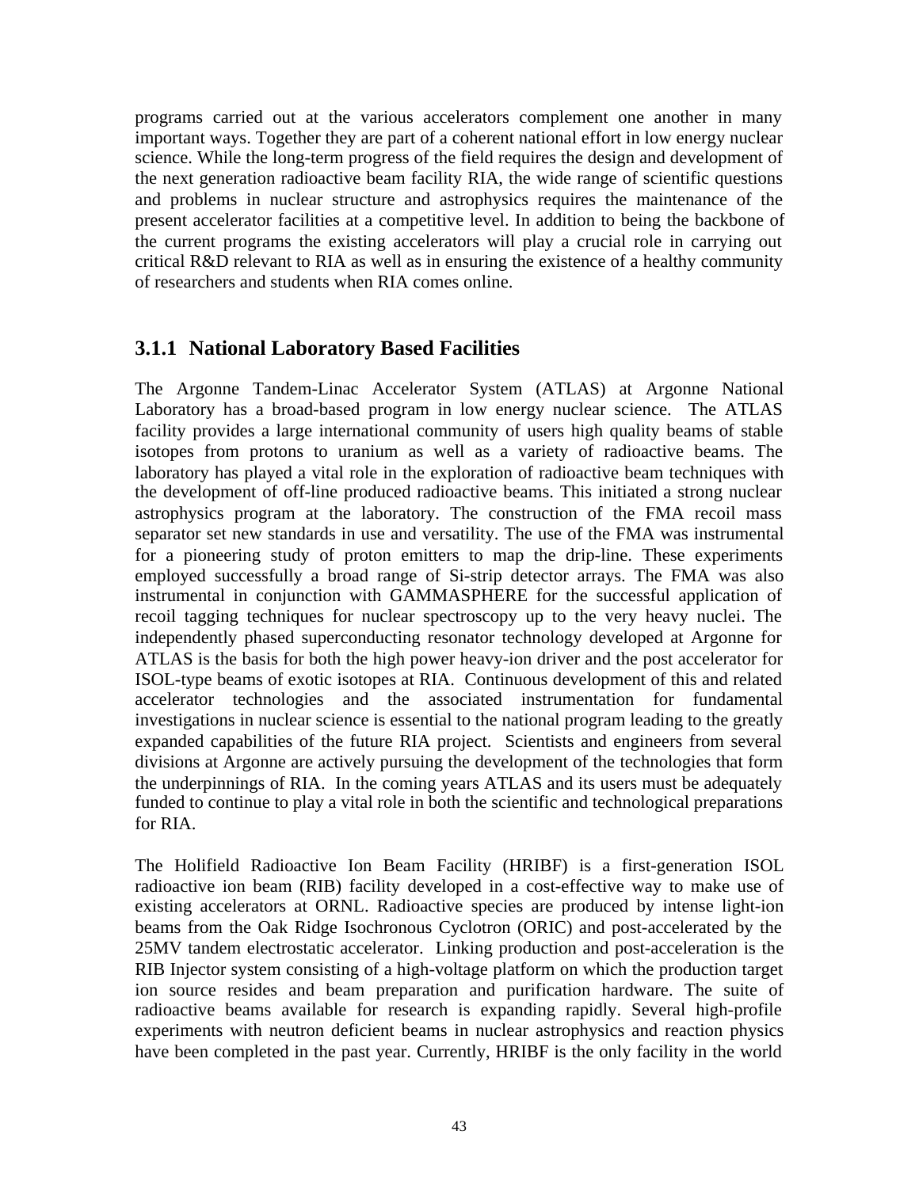programs carried out at the various accelerators complement one another in many important ways. Together they are part of a coherent national effort in low energy nuclear science. While the long-term progress of the field requires the design and development of the next generation radioactive beam facility RIA, the wide range of scientific questions and problems in nuclear structure and astrophysics requires the maintenance of the present accelerator facilities at a competitive level. In addition to being the backbone of the current programs the existing accelerators will play a crucial role in carrying out critical R&D relevant to RIA as well as in ensuring the existence of a healthy community of researchers and students when RIA comes online.

### 3.1.1 National Laboratory Based Facilities

The Argonne Tandem-Linac Accelerator System (ATLAS) at Argonne National Laboratory has a broad-based program in low energy nuclear science. The ATLAS facility provides a large international community of users high quality beams of stable isotopes from protons to uranium as well as a variety of radioactive beams. The laboratory has played a vital role in the exploration of radioactive beam techniques with the development of off-line produced radioactive beams. This initiated a strong nuclear astrophysics program at the laboratory. The construction of the FMA recoil mass separator set new standards in use and versatility. The use of the FMA was instrumental for a pioneering study of proton emitters to map the drip-line. These experiments employed successfully a broad range of Si-strip detector arrays. The FMA was also instrumental in conjunction with GAMMASPHERE for the successful application of recoil tagging techniques for nuclear spectroscopy up to the very heavy nuclei. The independently phased superconducting resonator technology developed at Argonne for ATLAS is the basis for both the high power heavy-ion driver and the post accelerator for ISOL-type beams of exotic isotopes at RIA. Continuous development of this and related accelerator technologies and the associated instrumentation for fundamental investigations in nuclear science is essential to the national program leading to the greatly expanded capabilities of the future RIA project. Scientists and engineers from several divisions at Argonne are actively pursuing the development of the technologies that form the underpinnings of RIA. In the coming years ATLAS and its users must be adequately funded to continue to play a vital role in both the scientific and technological preparations for RIA.

The Holifield Radioactive Ion Beam Facility (HRIBF) is a first-generation ISOL radioactive ion beam (RIB) facility developed in a cost-effective way to make use of existing accelerators at ORNL. Radioactive species are produced by intense light-ion beams from the Oak Ridge Isochronous Cyclotron (ORIC) and post-accelerated by the 25MV tandem electrostatic accelerator. Linking production and post-acceleration is the RIB Injector system consisting of a high-voltage platform on which the production target ion source resides and beam preparation and purification hardware. The suite of radioactive beams available for research is expanding rapidly. Several high-profile experiments with neutron deficient beams in nuclear astrophysics and reaction physics have been completed in the past year. Currently, HRIBF is the only facility in the world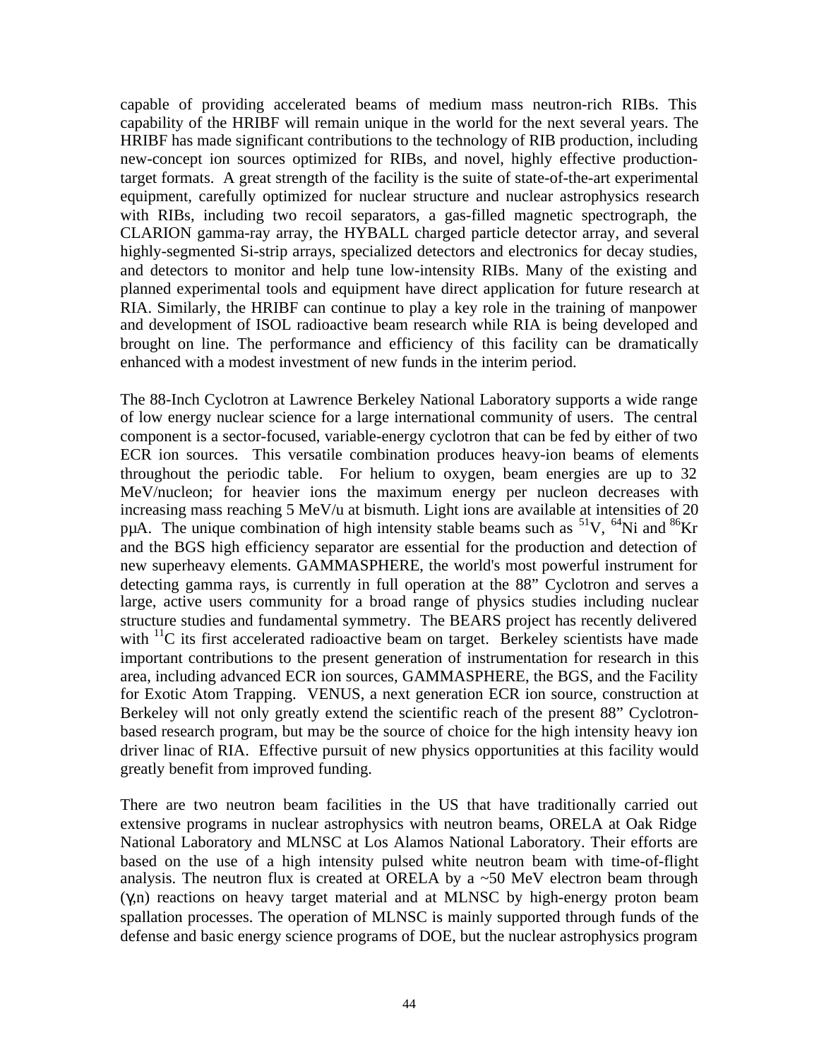capable of providing accelerated beams of medium mass neutron-rich RIBs. This capability of the HRIBF will remain unique in the world for the next several years. The HRIBF has made significant contributions to the technology of RIB production, including new-concept ion sources optimized for RIBs, and novel, highly effective production-target formats. A great strength of the facility is the suite of state-of-the-art experimental equipment, carefully optimized for nuclear structure and nuclear astrophysics research with RIBs, including two recoil separators, a gas-filled magnetic spectrograph, the CLARION gamma-ray array, the HYBALL charged particle detector array, and several highly-segmented Si-strip arrays, specialized detectors and electronics for decay studies, and detectors to monitor and help tune low-intensity RIBs. Many of the existing and planned experimental tools and equipment have direct application for future research at RIA. Similarly, the HRIBF can continue to play a key role in the training of manpower and development of ISOL radioactive beam research while RIA is being developed and brought on line. The performance and efficiency of this facility can be dramatically enhanced with a modest investment of new funds in the interim period.

The 88-Inch Cyclotron at Lawrence Berkeley National Laboratory supports a wide range of low energy nuclear science for a large international community of users. The central component is a sector-focused, variable-energy cyclotron that can be fed by either of two ECR ion sources. This versatile combination produces heavy-ion beams of elements throughout the periodic table. For helium to oxygen, beam energies are up to 32 MeV/nucleon; for heavier ions the maximum energy per nucleon decreases with increasing mass reaching 5 MeV/u at bismuth. Light ions are available at intensities of 20 pμA. The unique combination of high intensity stable beams such as $^{51}V$, $^{64}Ni$ and $^{86}Kr$ and the BGS high efficiency separator are essential for the production and detection of new superheavy elements. GAMMASPHERE, the world's most powerful instrument for detecting gamma rays, is currently in full operation at the 88" Cyclotron and serves a large, active users community for a broad range of physics studies including nuclear structure studies and fundamental symmetry. The BEARS project has recently delivered with $^{11}C$ its first accelerated radioactive beam on target. Berkeley scientists have made important contributions to the present generation of instrumentation for research in this area, including advanced ECR ion sources, GAMMASPHERE, the BGS, and the Facility for Exotic Atom Trapping. VENUS, a next generation ECR ion source, construction at Berkeley will not only greatly extend the scientific reach of the present 88" Cyclotron-based research program, but may be the source of choice for the high intensity heavy ion driver linac of RIA. Effective pursuit of new physics opportunities at this facility would greatly benefit from improved funding.

There are two neutron beam facilities in the US that have traditionally carried out extensive programs in nuclear astrophysics with neutron beams, ORELA at Oak Ridge National Laboratory and MLNSC at Los Alamos National Laboratory. Their efforts are based on the use of a high intensity pulsed white neutron beam with time-of-flight analysis. The neutron flux is created at ORELA by a ~50 MeV electron beam through ($\gamma$,n) reactions on heavy target material and at MLNSC by high-energy proton beam spallation processes. The operation of MLNSC is mainly supported through funds of the defense and basic energy science programs of DOE, but the nuclear astrophysics program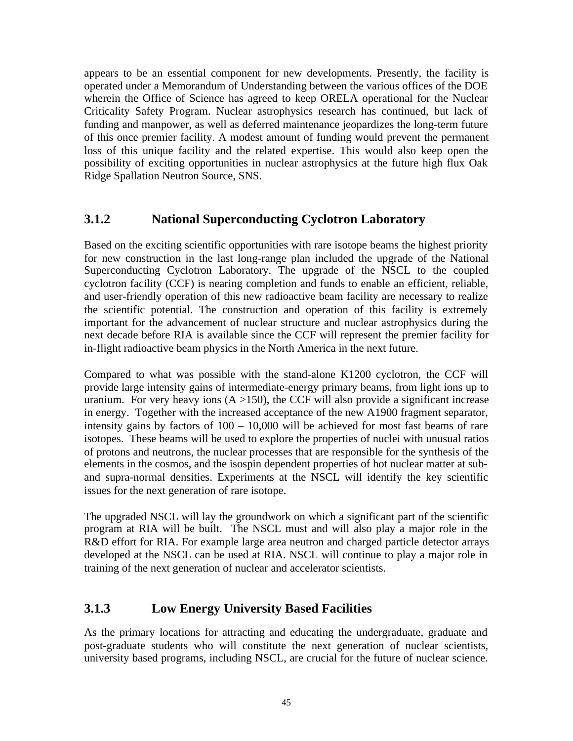appears to be an essential component for new developments. Presently, the facility is operated under a Memorandum of Understanding between the various offices of the DOE wherein the Office of Science has agreed to keep ORELA operational for the Nuclear Criticality Safety Program. Nuclear astrophysics research has continued, but lack of funding and manpower, as well as deferred maintenance jeopardizes the long-term future of this once premier facility. A modest amount of funding would prevent the permanent loss of this unique facility and the related expertise. This would also keep open the possibility of exciting opportunities in nuclear astrophysics at the future high flux Oak Ridge Spallation Neutron Source, SNS.

### 3.1.2 National Superconducting Cyclotron Laboratory

Based on the exciting scientific opportunities with rare isotope beams the highest priority for new construction in the last long-range plan included the upgrade of the National Superconducting Cyclotron Laboratory. The upgrade of the NSCL to the coupled cyclotron facility (CCF) is nearing completion and funds to enable an efficient, reliable, and user-friendly operation of this new radioactive beam facility are necessary to realize the scientific potential. The construction and operation of this facility is extremely important for the advancement of nuclear structure and nuclear astrophysics during the next decade before RIA is available since the CCF will represent the premier facility for in-flight radioactive beam physics in the North America in the next future.

Compared to what was possible with the stand-alone K1200 cyclotron, the CCF will provide large intensity gains of intermediate-energy primary beams, from light ions up to uranium. For very heavy ions (A >150), the CCF will also provide a significant increase in energy. Together with the increased acceptance of the new A1900 fragment separator, intensity gains by factors of 100 – 10,000 will be achieved for most fast beams of rare isotopes. These beams will be used to explore the properties of nuclei with unusual ratios of protons and neutrons, the nuclear processes that are responsible for the synthesis of the elements in the cosmos, and the isospin dependent properties of hot nuclear matter at sub- and supra-normal densities. Experiments at the NSCL will identify the key scientific issues for the next generation of rare isotope.

The upgraded NSCL will lay the groundwork on which a significant part of the scientific program at RIA will be built. The NSCL must and will also play a major role in the R&D effort for RIA. For example large area neutron and charged particle detector arrays developed at the NSCL can be used at RIA. NSCL will continue to play a major role in training of the next generation of nuclear and accelerator scientists.

### 3.1.3 Low Energy University Based Facilities

As the primary locations for attracting and educating the undergraduate, graduate and post-graduate students who will constitute the next generation of nuclear scientists, university based programs, including NSCL, are crucial for the future of nuclear science.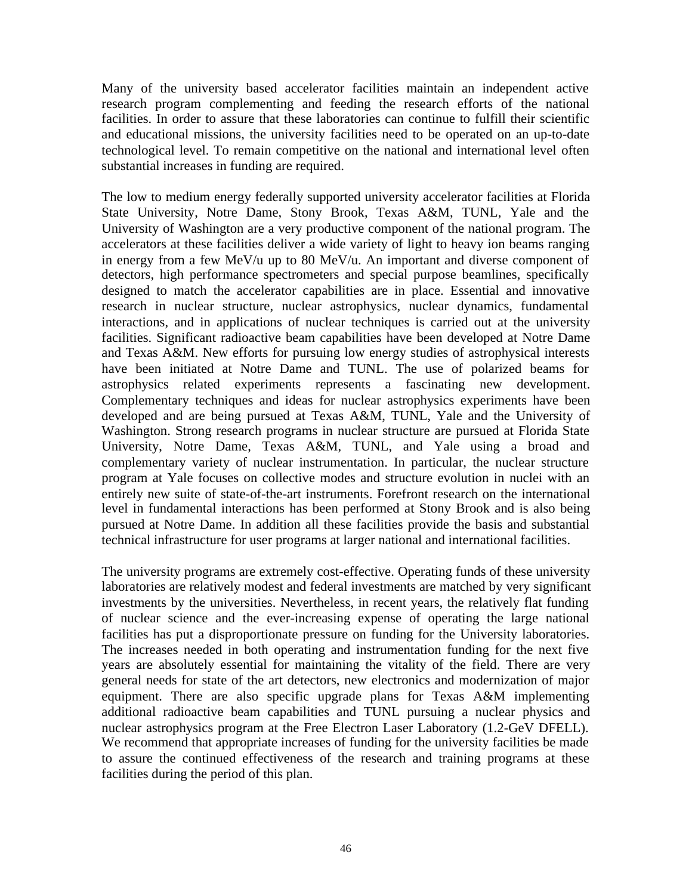Many of the university based accelerator facilities maintain an independent active research program complementing and feeding the research efforts of the national facilities. In order to assure that these laboratories can continue to fulfill their scientific and educational missions, the university facilities need to be operated on an up-to-date technological level. To remain competitive on the national and international level often substantial increases in funding are required.

The low to medium energy federally supported university accelerator facilities at Florida State University, Notre Dame, Stony Brook, Texas A&M, TUNL, Yale and the University of Washington are a very productive component of the national program. The accelerators at these facilities deliver a wide variety of light to heavy ion beams ranging in energy from a few MeV/u up to 80 MeV/u. An important and diverse component of detectors, high performance spectrometers and special purpose beamlines, specifically designed to match the accelerator capabilities are in place. Essential and innovative research in nuclear structure, nuclear astrophysics, nuclear dynamics, fundamental interactions, and in applications of nuclear techniques is carried out at the university facilities. Significant radioactive beam capabilities have been developed at Notre Dame and Texas A&M. New efforts for pursuing low energy studies of astrophysical interests have been initiated at Notre Dame and TUNL. The use of polarized beams for astrophysics related experiments represents a fascinating new development. Complementary techniques and ideas for nuclear astrophysics experiments have been developed and are being pursued at Texas A&M, TUNL, Yale and the University of Washington. Strong research programs in nuclear structure are pursued at Florida State University, Notre Dame, Texas A&M, TUNL, and Yale using a broad and complementary variety of nuclear instrumentation. In particular, the nuclear structure program at Yale focuses on collective modes and structure evolution in nuclei with an entirely new suite of state-of-the-art instruments. Forefront research on the international level in fundamental interactions has been performed at Stony Brook and is also being pursued at Notre Dame. In addition all these facilities provide the basis and substantial technical infrastructure for user programs at larger national and international facilities.

The university programs are extremely cost-effective. Operating funds of these university laboratories are relatively modest and federal investments are matched by very significant investments by the universities. Nevertheless, in recent years, the relatively flat funding of nuclear science and the ever-increasing expense of operating the large national facilities has put a disproportionate pressure on funding for the University laboratories. The increases needed in both operating and instrumentation funding for the next five years are absolutely essential for maintaining the vitality of the field. There are very general needs for state of the art detectors, new electronics and modernization of major equipment. There are also specific upgrade plans for Texas A&M implementing additional radioactive beam capabilities and TUNL pursuing a nuclear physics and nuclear astrophysics program at the Free Electron Laser Laboratory (1.2-GeV DFELL). We recommend that appropriate increases of funding for the university facilities be made to assure the continued effectiveness of the research and training programs at these facilities during the period of this plan.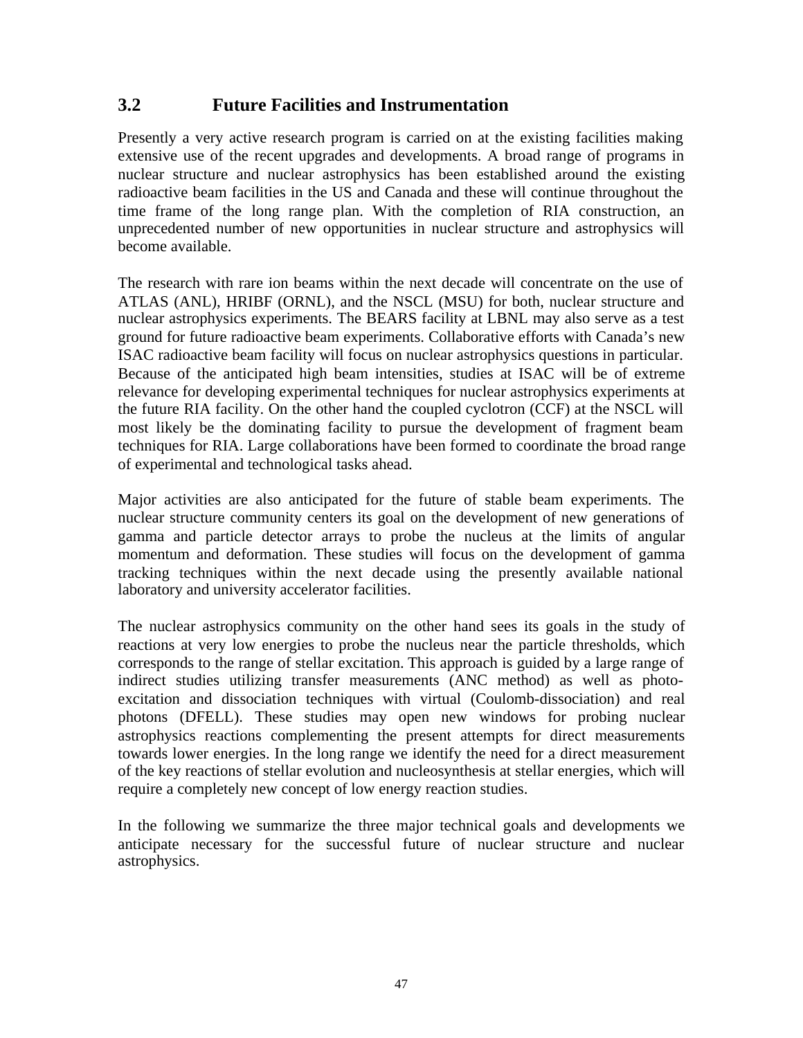## 3.2 Future Facilities and Instrumentation

Presently a very active research program is carried on at the existing facilities making extensive use of the recent upgrades and developments. A broad range of programs in nuclear structure and nuclear astrophysics has been established around the existing radioactive beam facilities in the US and Canada and these will continue throughout the time frame of the long range plan. With the completion of RIA construction, an unprecedented number of new opportunities in nuclear structure and astrophysics will become available.

The research with rare ion beams within the next decade will concentrate on the use of ATLAS (ANL), HRIBF (ORNL), and the NSCL (MSU) for both, nuclear structure and nuclear astrophysics experiments. The BEARS facility at LBNL may also serve as a test ground for future radioactive beam experiments. Collaborative efforts with Canada's new ISAC radioactive beam facility will focus on nuclear astrophysics questions in particular. Because of the anticipated high beam intensities, studies at ISAC will be of extreme relevance for developing experimental techniques for nuclear astrophysics experiments at the future RIA facility. On the other hand the coupled cyclotron (CCF) at the NSCL will most likely be the dominating facility to pursue the development of fragment beam techniques for RIA. Large collaborations have been formed to coordinate the broad range of experimental and technological tasks ahead.

Major activities are also anticipated for the future of stable beam experiments. The nuclear structure community centers its goal on the development of new generations of gamma and particle detector arrays to probe the nucleus at the limits of angular momentum and deformation. These studies will focus on the development of gamma tracking techniques within the next decade using the presently available national laboratory and university accelerator facilities.

The nuclear astrophysics community on the other hand sees its goals in the study of reactions at very low energies to probe the nucleus near the particle thresholds, which corresponds to the range of stellar excitation. This approach is guided by a large range of indirect studies utilizing transfer measurements (ANC method) as well as photo-excitation and dissociation techniques with virtual (Coulomb-dissociation) and real photons (DFELL). These studies may open new windows for probing nuclear astrophysics reactions complementing the present attempts for direct measurements towards lower energies. In the long range we identify the need for a direct measurement of the key reactions of stellar evolution and nucleosynthesis at stellar energies, which will require a completely new concept of low energy reaction studies.

In the following we summarize the three major technical goals and developments we anticipate necessary for the successful future of nuclear structure and nuclear astrophysics.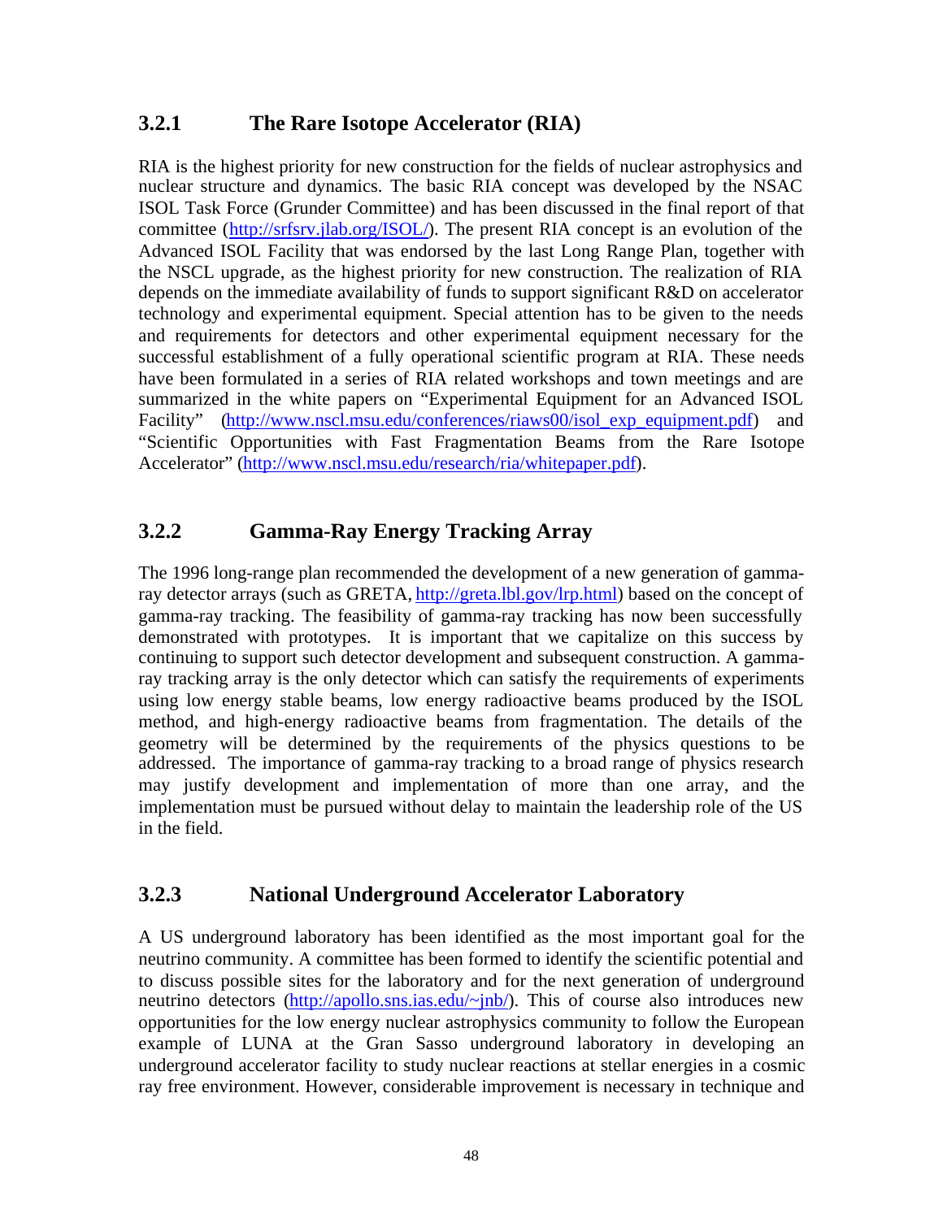### 3.2.1 The Rare Isotope Accelerator (RIA)

RIA is the highest priority for new construction for the fields of nuclear astrophysics and nuclear structure and dynamics. The basic RIA concept was developed by the NSAC ISOL Task Force (Grunder Committee) and has been discussed in the final report of that committee (http://srfsrv.jlab.org/ISOL/). The present RIA concept is an evolution of the Advanced ISOL Facility that was endorsed by the last Long Range Plan, together with the NSCL upgrade, as the highest priority for new construction. The realization of RIA depends on the immediate availability of funds to support significant R&D on accelerator technology and experimental equipment. Special attention has to be given to the needs and requirements for detectors and other experimental equipment necessary for the successful establishment of a fully operational scientific program at RIA. These needs have been formulated in a series of RIA related workshops and town meetings and are summarized in the white papers on "Experimental Equipment for an Advanced ISOL Facility" (http://www.nscl.msu.edu/conferences/riaws00/isol_exp_equipment.pdf) and "Scientific Opportunities with Fast Fragmentation Beams from the Rare Isotope Accelerator" (http://www.nscl.msu.edu/research/ria/whitepaper.pdf).

### 3.2.2 Gamma-Ray Energy Tracking Array

The 1996 long-range plan recommended the development of a new generation of gamma-ray detector arrays (such as GRETA, http://greta.lbl.gov/lrp.html) based on the concept of gamma-ray tracking. The feasibility of gamma-ray tracking has now been successfully demonstrated with prototypes. It is important that we capitalize on this success by continuing to support such detector development and subsequent construction. A gamma-ray tracking array is the only detector which can satisfy the requirements of experiments using low energy stable beams, low energy radioactive beams produced by the ISOL method, and high-energy radioactive beams from fragmentation. The details of the geometry will be determined by the requirements of the physics questions to be addressed. The importance of gamma-ray tracking to a broad range of physics research may justify development and implementation of more than one array, and the implementation must be pursued without delay to maintain the leadership role of the US in the field.

### 3.2.3 National Underground Accelerator Laboratory

A US underground laboratory has been identified as the most important goal for the neutrino community. A committee has been formed to identify the scientific potential and to discuss possible sites for the laboratory and for the next generation of underground neutrino detectors (http://apollo.sns.ias.edu/~jnb/). This of course also introduces new opportunities for the low energy nuclear astrophysics community to follow the European example of LUNA at the Gran Sasso underground laboratory in developing an underground accelerator facility to study nuclear reactions at stellar energies in a cosmic ray free environment. However, considerable improvement is necessary in technique and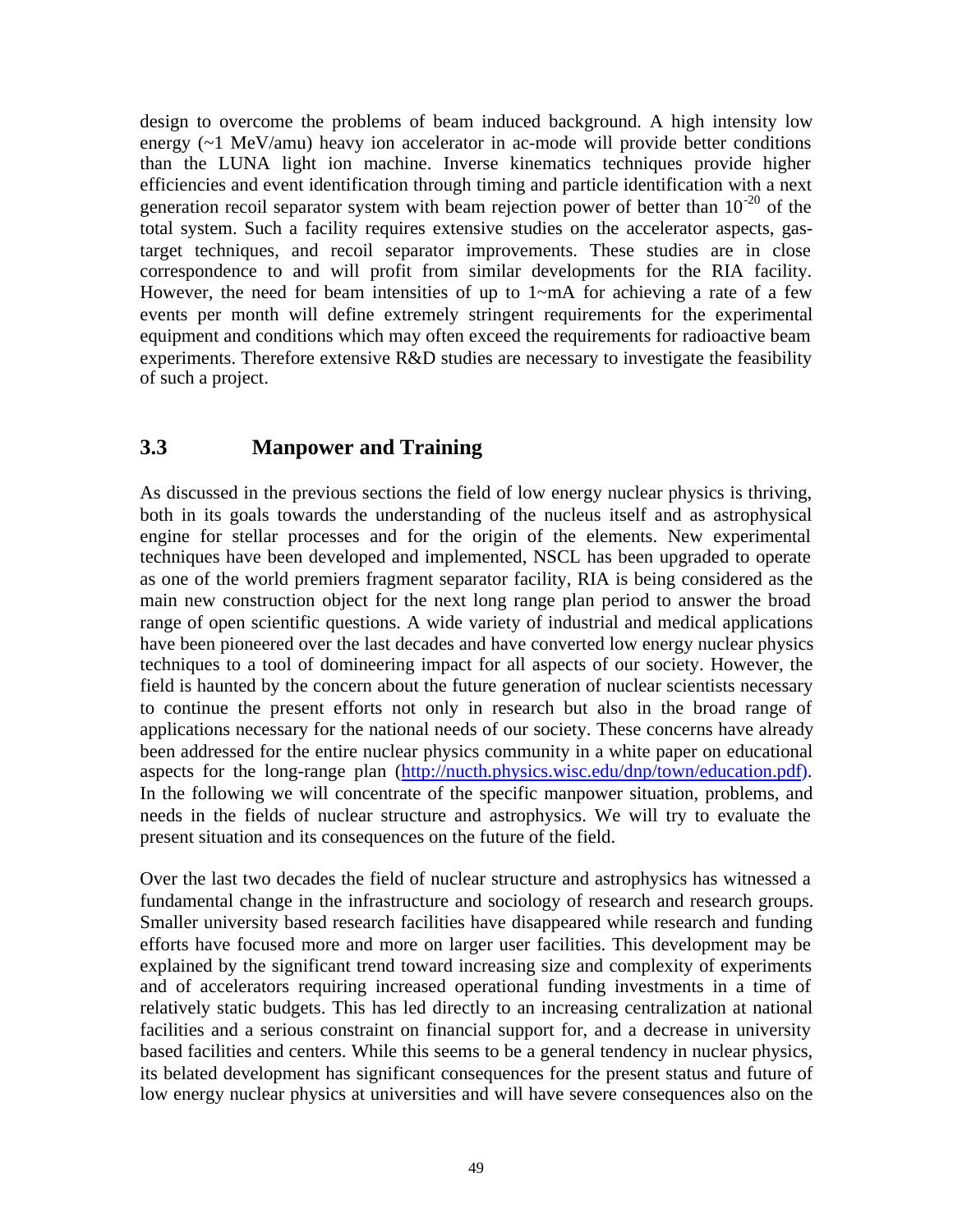design to overcome the problems of beam induced background. A high intensity low energy (~1 MeV/amu) heavy ion accelerator in ac-mode will provide better conditions than the LUNA light ion machine. Inverse kinematics techniques provide higher efficiencies and event identification through timing and particle identification with a next generation recoil separator system with beam rejection power of better than $10^{-20}$ of the total system. Such a facility requires extensive studies on the accelerator aspects, gas-target techniques, and recoil separator improvements. These studies are in close correspondence to and will profit from similar developments for the RIA facility. However, the need for beam intensities of up to 1~mA for achieving a rate of a few events per month will define extremely stringent requirements for the experimental equipment and conditions which may often exceed the requirements for radioactive beam experiments. Therefore extensive R&D studies are necessary to investigate the feasibility of such a project.

## 3.3 Manpower and Training

As discussed in the previous sections the field of low energy nuclear physics is thriving, both in its goals towards the understanding of the nucleus itself and as astrophysical engine for stellar processes and for the origin of the elements. New experimental techniques have been developed and implemented, NSCL has been upgraded to operate as one of the world premiers fragment separator facility, RIA is being considered as the main new construction object for the next long range plan period to answer the broad range of open scientific questions. A wide variety of industrial and medical applications have been pioneered over the last decades and have converted low energy nuclear physics techniques to a tool of domineering impact for all aspects of our society. However, the field is haunted by the concern about the future generation of nuclear scientists necessary to continue the present efforts not only in research but also in the broad range of applications necessary for the national needs of our society. These concerns have already been addressed for the entire nuclear physics community in a white paper on educational aspects for the long-range plan (http://nucth.physics.wisc.edu/dnp/town/education.pdf). In the following we will concentrate of the specific manpower situation, problems, and needs in the fields of nuclear structure and astrophysics. We will try to evaluate the present situation and its consequences on the future of the field.

Over the last two decades the field of nuclear structure and astrophysics has witnessed a fundamental change in the infrastructure and sociology of research and research groups. Smaller university based research facilities have disappeared while research and funding efforts have focused more and more on larger user facilities. This development may be explained by the significant trend toward increasing size and complexity of experiments and of accelerators requiring increased operational funding investments in a time of relatively static budgets. This has led directly to an increasing centralization at national facilities and a serious constraint on financial support for, and a decrease in university based facilities and centers. While this seems to be a general tendency in nuclear physics, its belated development has significant consequences for the present status and future of low energy nuclear physics at universities and will have severe consequences also on the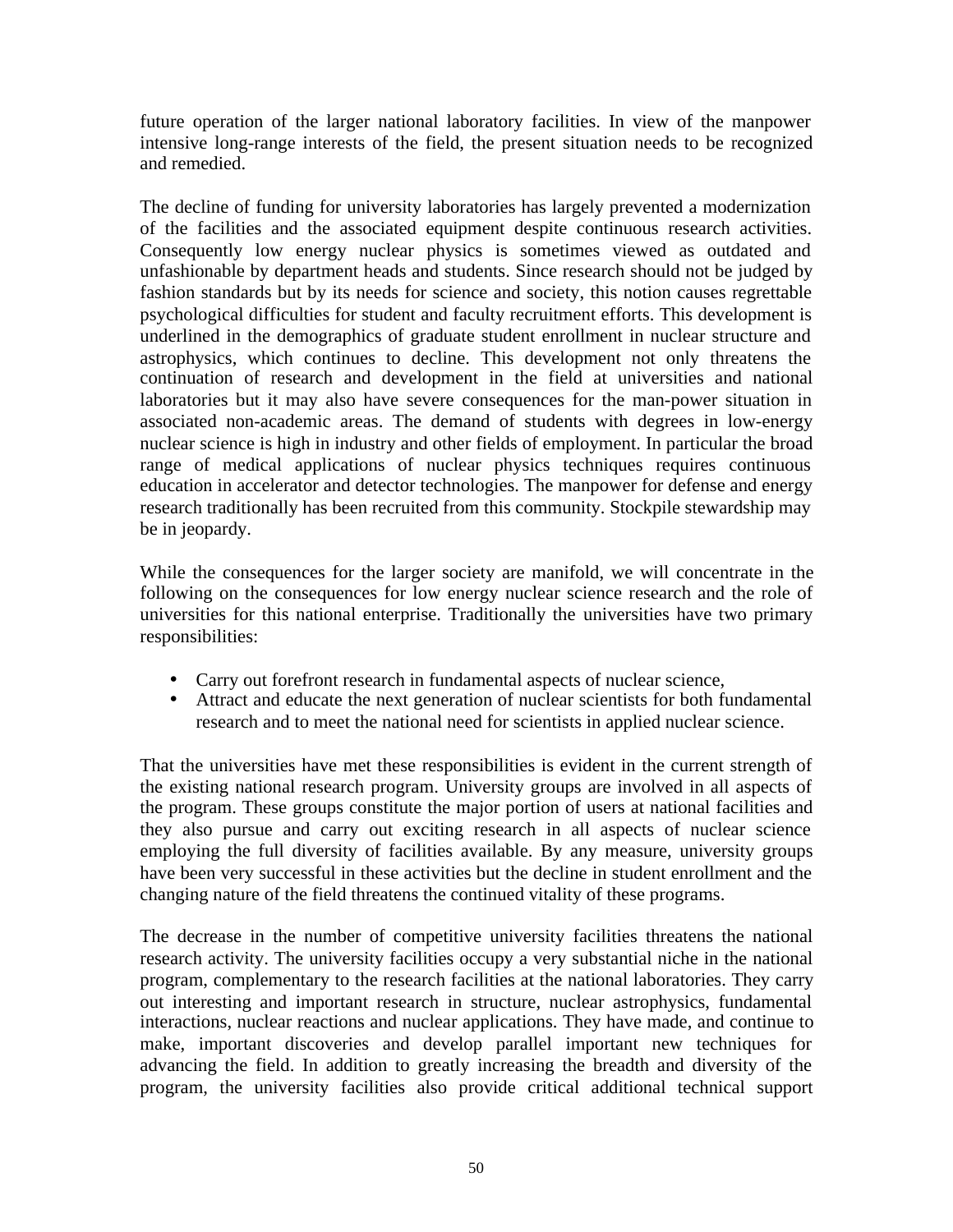future operation of the larger national laboratory facilities. In view of the manpower intensive long-range interests of the field, the present situation needs to be recognized and remedied.

The decline of funding for university laboratories has largely prevented a modernization of the facilities and the associated equipment despite continuous research activities. Consequently low energy nuclear physics is sometimes viewed as outdated and unfashionable by department heads and students. Since research should not be judged by fashion standards but by its needs for science and society, this notion causes regrettable psychological difficulties for student and faculty recruitment efforts. This development is underlined in the demographics of graduate student enrollment in nuclear structure and astrophysics, which continues to decline. This development not only threatens the continuation of research and development in the field at universities and national laboratories but it may also have severe consequences for the man-power situation in associated non-academic areas. The demand of students with degrees in low-energy nuclear science is high in industry and other fields of employment. In particular the broad range of medical applications of nuclear physics techniques requires continuous education in accelerator and detector technologies. The manpower for defense and energy research traditionally has been recruited from this community. Stockpile stewardship may be in jeopardy.

While the consequences for the larger society are manifold, we will concentrate in the following on the consequences for low energy nuclear science research and the role of universities for this national enterprise. Traditionally the universities have two primary responsibilities:

- Carry out forefront research in fundamental aspects of nuclear science,
- Attract and educate the next generation of nuclear scientists for both fundamental research and to meet the national need for scientists in applied nuclear science.

That the universities have met these responsibilities is evident in the current strength of the existing national research program. University groups are involved in all aspects of the program. These groups constitute the major portion of users at national facilities and they also pursue and carry out exciting research in all aspects of nuclear science employing the full diversity of facilities available. By any measure, university groups have been very successful in these activities but the decline in student enrollment and the changing nature of the field threatens the continued vitality of these programs.

The decrease in the number of competitive university facilities threatens the national research activity. The university facilities occupy a very substantial niche in the national program, complementary to the research facilities at the national laboratories. They carry out interesting and important research in structure, nuclear astrophysics, fundamental interactions, nuclear reactions and nuclear applications. They have made, and continue to make, important discoveries and develop parallel important new techniques for advancing the field. In addition to greatly increasing the breadth and diversity of the program, the university facilities also provide critical additional technical support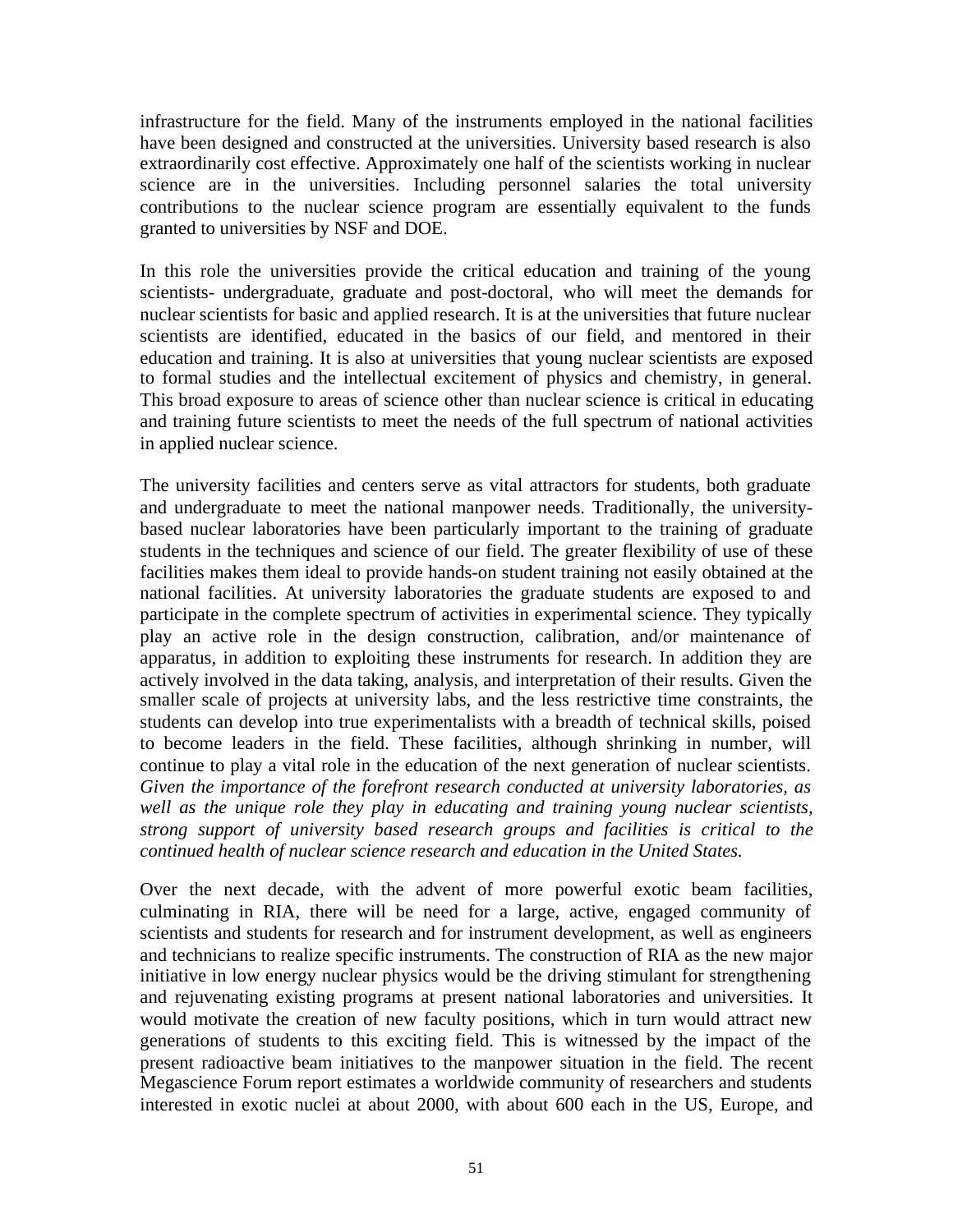infrastructure for the field. Many of the instruments employed in the national facilities have been designed and constructed at the universities. University based research is also extraordinarily cost effective. Approximately one half of the scientists working in nuclear science are in the universities. Including personnel salaries the total university contributions to the nuclear science program are essentially equivalent to the funds granted to universities by NSF and DOE.

In this role the universities provide the critical education and training of the young scientists- undergraduate, graduate and post-doctoral, who will meet the demands for nuclear scientists for basic and applied research. It is at the universities that future nuclear scientists are identified, educated in the basics of our field, and mentored in their education and training. It is also at universities that young nuclear scientists are exposed to formal studies and the intellectual excitement of physics and chemistry, in general. This broad exposure to areas of science other than nuclear science is critical in educating and training future scientists to meet the needs of the full spectrum of national activities in applied nuclear science.

The university facilities and centers serve as vital attractors for students, both graduate and undergraduate to meet the national manpower needs. Traditionally, the university-based nuclear laboratories have been particularly important to the training of graduate students in the techniques and science of our field. The greater flexibility of use of these facilities makes them ideal to provide hands-on student training not easily obtained at the national facilities. At university laboratories the graduate students are exposed to and participate in the complete spectrum of activities in experimental science. They typically play an active role in the design construction, calibration, and/or maintenance of apparatus, in addition to exploiting these instruments for research. In addition they are actively involved in the data taking, analysis, and interpretation of their results. Given the smaller scale of projects at university labs, and the less restrictive time constraints, the students can develop into true experimentalists with a breadth of technical skills, poised to become leaders in the field. These facilities, although shrinking in number, will continue to play a vital role in the education of the next generation of nuclear scientists. *Given the importance of the forefront research conducted at university laboratories, as well as the unique role they play in educating and training young nuclear scientists, strong support of university based research groups and facilities is critical to the continued health of nuclear science research and education in the United States.*

Over the next decade, with the advent of more powerful exotic beam facilities, culminating in RIA, there will be need for a large, active, engaged community of scientists and students for research and for instrument development, as well as engineers and technicians to realize specific instruments. The construction of RIA as the new major initiative in low energy nuclear physics would be the driving stimulant for strengthening and rejuvenating existing programs at present national laboratories and universities. It would motivate the creation of new faculty positions, which in turn would attract new generations of students to this exciting field. This is witnessed by the impact of the present radioactive beam initiatives to the manpower situation in the field. The recent Megascience Forum report estimates a worldwide community of researchers and students interested in exotic nuclei at about 2000, with about 600 each in the US, Europe, and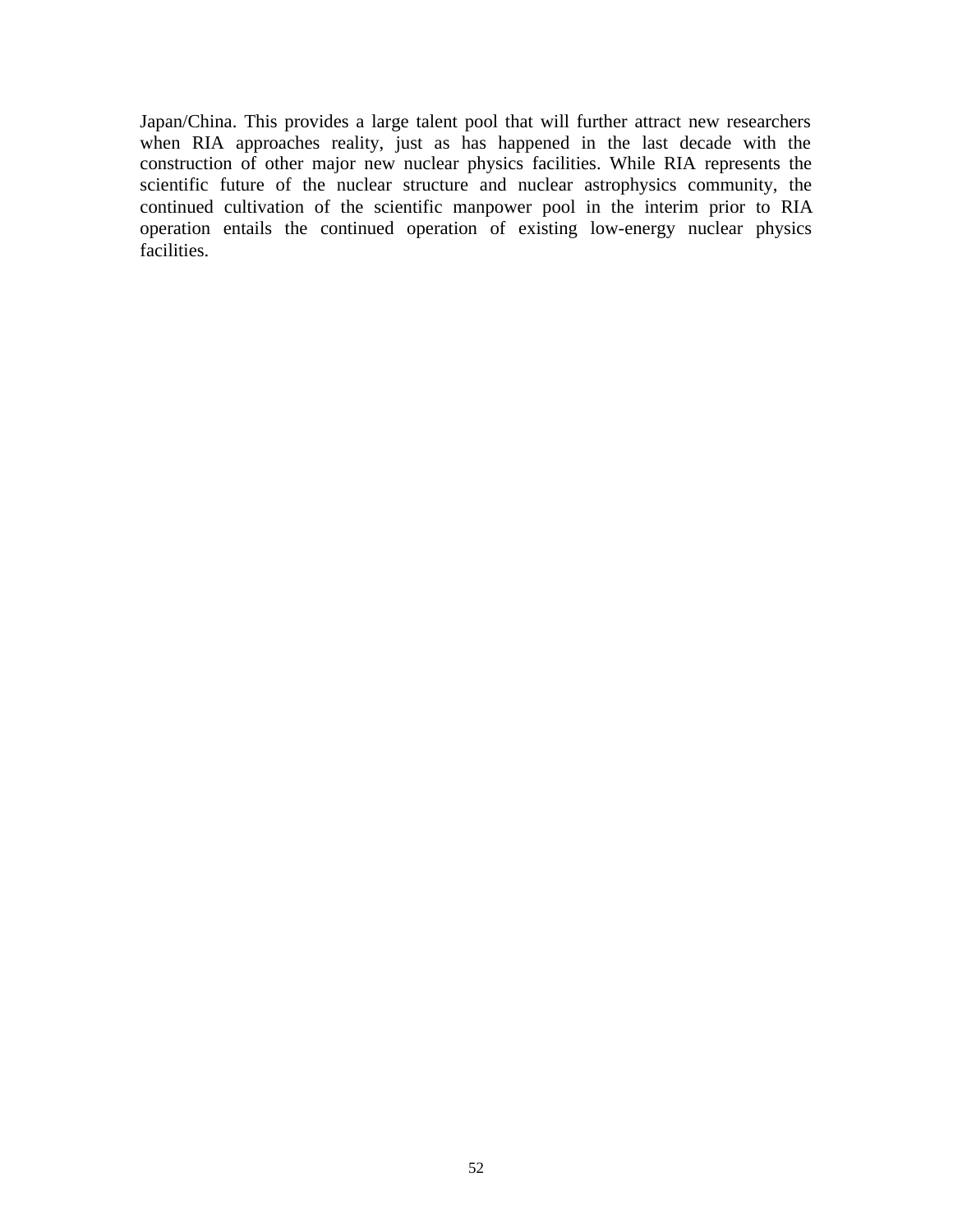Japan/China. This provides a large talent pool that will further attract new researchers when RIA approaches reality, just as has happened in the last decade with the construction of other major new nuclear physics facilities. While RIA represents the scientific future of the nuclear structure and nuclear astrophysics community, the continued cultivation of the scientific manpower pool in the interim prior to RIA operation entails the continued operation of existing low-energy nuclear physics facilities.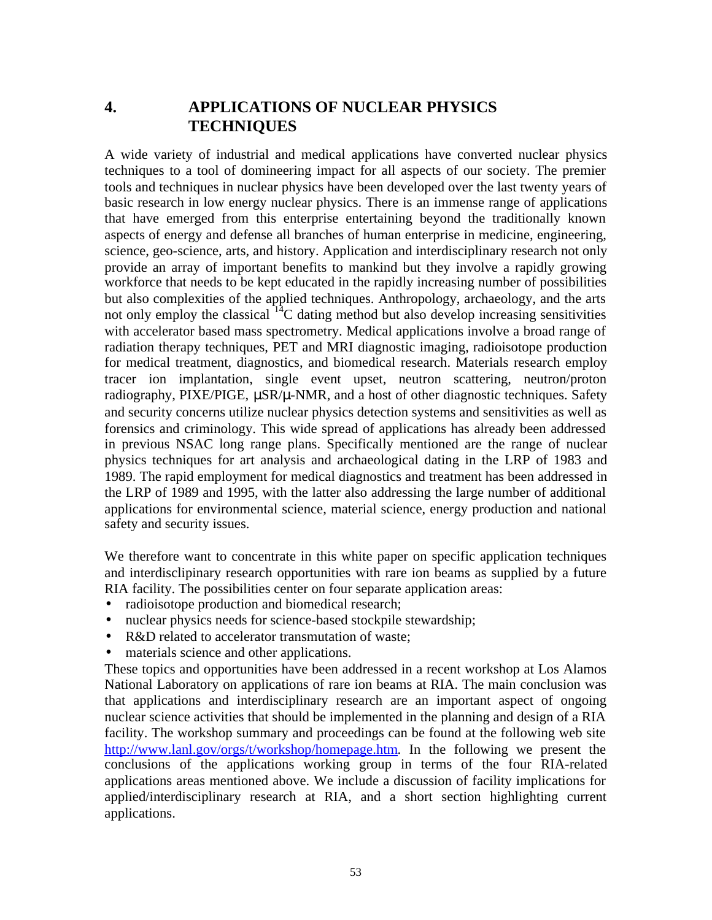# 4. APPLICATIONS OF NUCLEAR PHYSICS TECHNIQUES

A wide variety of industrial and medical applications have converted nuclear physics techniques to a tool of domineering impact for all aspects of our society. The premier tools and techniques in nuclear physics have been developed over the last twenty years of basic research in low energy nuclear physics. There is an immense range of applications that have emerged from this enterprise entertaining beyond the traditionally known aspects of energy and defense all branches of human enterprise in medicine, engineering, science, geo-science, arts, and history. Application and interdisciplinary research not only provide an array of important benefits to mankind but they involve a rapidly growing workforce that needs to be kept educated in the rapidly increasing number of possibilities but also complexities of the applied techniques. Anthropology, archaeology, and the arts not only employ the classical $^{14}C$ dating method but also develop increasing sensitivities with accelerator based mass spectrometry. Medical applications involve a broad range of radiation therapy techniques, PET and MRI diagnostic imaging, radioisotope production for medical treatment, diagnostics, and biomedical research. Materials research employ tracer ion implantation, single event upset, neutron scattering, neutron/proton radiography, PIXE/PIGE, μSR/μ-NMR, and a host of other diagnostic techniques. Safety and security concerns utilize nuclear physics detection systems and sensitivities as well as forensics and criminology. This wide spread of applications has already been addressed in previous NSAC long range plans. Specifically mentioned are the range of nuclear physics techniques for art analysis and archaeological dating in the LRP of 1983 and 1989. The rapid employment for medical diagnostics and treatment has been addressed in the LRP of 1989 and 1995, with the latter also addressing the large number of additional applications for environmental science, material science, energy production and national safety and security issues.

We therefore want to concentrate in this white paper on specific application techniques and interdisclipinary research opportunities with rare ion beams as supplied by a future RIA facility. The possibilities center on four separate application areas:

- radioisotope production and biomedical research;
- nuclear physics needs for science-based stockpile stewardship;
- R&D related to accelerator transmutation of waste;
- materials science and other applications.

These topics and opportunities have been addressed in a recent workshop at Los Alamos National Laboratory on applications of rare ion beams at RIA. The main conclusion was that applications and interdisciplinary research are an important aspect of ongoing nuclear science activities that should be implemented in the planning and design of a RIA facility. The workshop summary and proceedings can be found at the following web site http://www.lanl.gov/orgs/t/workshop/homepage.htm. In the following we present the conclusions of the applications working group in terms of the four RIA-related applications areas mentioned above. We include a discussion of facility implications for applied/interdisciplinary research at RIA, and a short section highlighting current applications.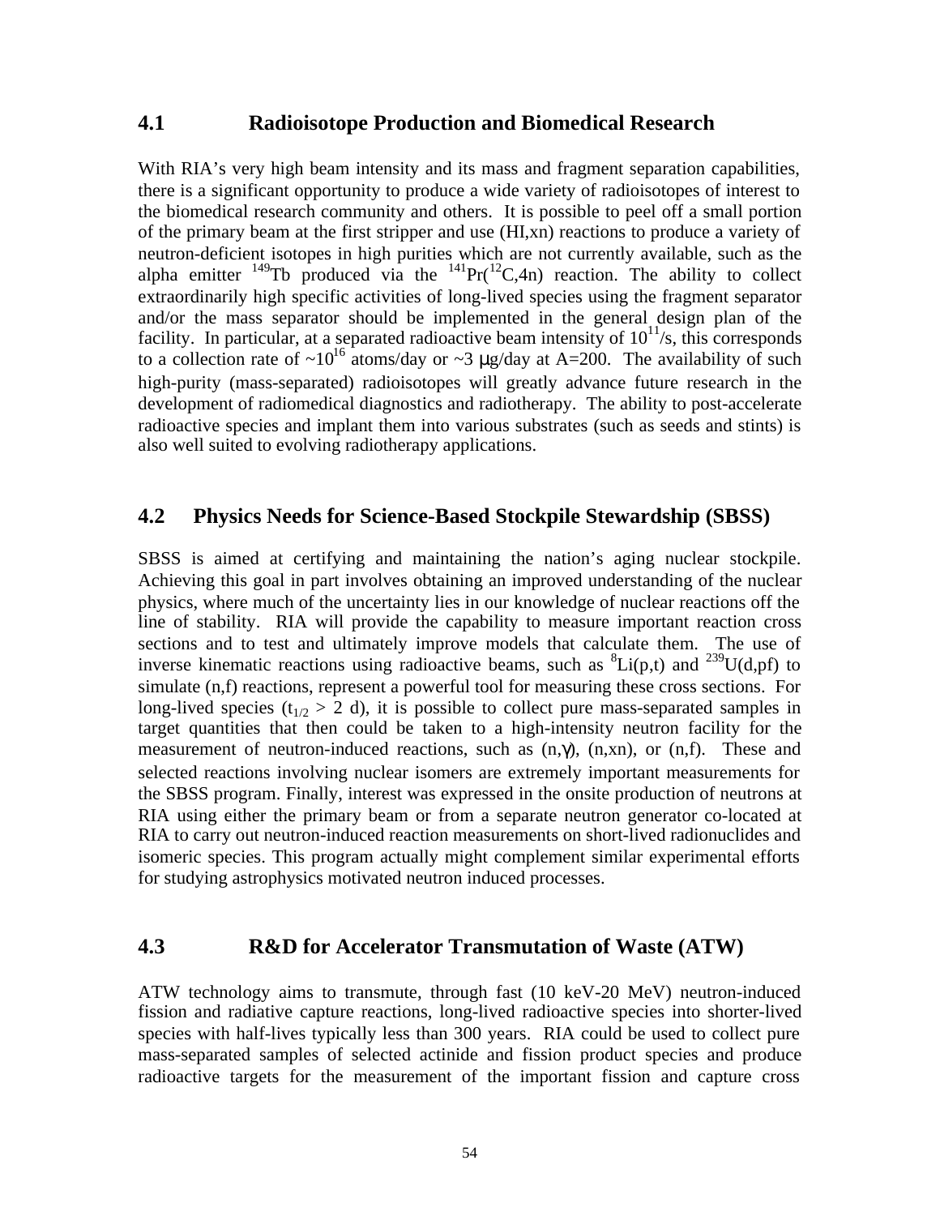## 4.1 Radioisotope Production and Biomedical Research

With RIA's very high beam intensity and its mass and fragment separation capabilities, there is a significant opportunity to produce a wide variety of radioisotopes of interest to the biomedical research community and others. It is possible to peel off a small portion of the primary beam at the first stripper and use (HI,xn) reactions to produce a variety of neutron-deficient isotopes in high purities which are not currently available, such as the alpha emitter $^{149}$Tb produced via the $^{141}$Pr($^{12}$C,4n) reaction. The ability to collect extraordinarily high specific activities of long-lived species using the fragment separator and/or the mass separator should be implemented in the general design plan of the facility. In particular, at a separated radioactive beam intensity of $10^{11}$/s, this corresponds to a collection rate of ~$10^{16}$ atoms/day or ~3 μg/day at A=200. The availability of such high-purity (mass-separated) radioisotopes will greatly advance future research in the development of radiomedical diagnostics and radiotherapy. The ability to post-accelerate radioactive species and implant them into various substrates (such as seeds and stints) is also well suited to evolving radiotherapy applications.

## 4.2 Physics Needs for Science-Based Stockpile Stewardship (SBSS)

SBSS is aimed at certifying and maintaining the nation's aging nuclear stockpile. Achieving this goal in part involves obtaining an improved understanding of the nuclear physics, where much of the uncertainty lies in our knowledge of nuclear reactions off the line of stability. RIA will provide the capability to measure important reaction cross sections and to test and ultimately improve models that calculate them. The use of inverse kinematic reactions using radioactive beams, such as $^{8}$Li(p,t) and $^{239}$U(d,pf) to simulate (n,f) reactions, represent a powerful tool for measuring these cross sections. For long-lived species ($t_{1/2}$ > 2 d), it is possible to collect pure mass-separated samples in target quantities that then could be taken to a high-intensity neutron facility for the measurement of neutron-induced reactions, such as (n,γ), (n,xn), or (n,f). These and selected reactions involving nuclear isomers are extremely important measurements for the SBSS program. Finally, interest was expressed in the onsite production of neutrons at RIA using either the primary beam or from a separate neutron generator co-located at RIA to carry out neutron-induced reaction measurements on short-lived radionuclides and isomeric species. This program actually might complement similar experimental efforts for studying astrophysics motivated neutron induced processes.

## 4.3 R&D for Accelerator Transmutation of Waste (ATW)

ATW technology aims to transmute, through fast (10 keV-20 MeV) neutron-induced fission and radiative capture reactions, long-lived radioactive species into shorter-lived species with half-lives typically less than 300 years. RIA could be used to collect pure mass-separated samples of selected actinide and fission product species and produce radioactive targets for the measurement of the important fission and capture cross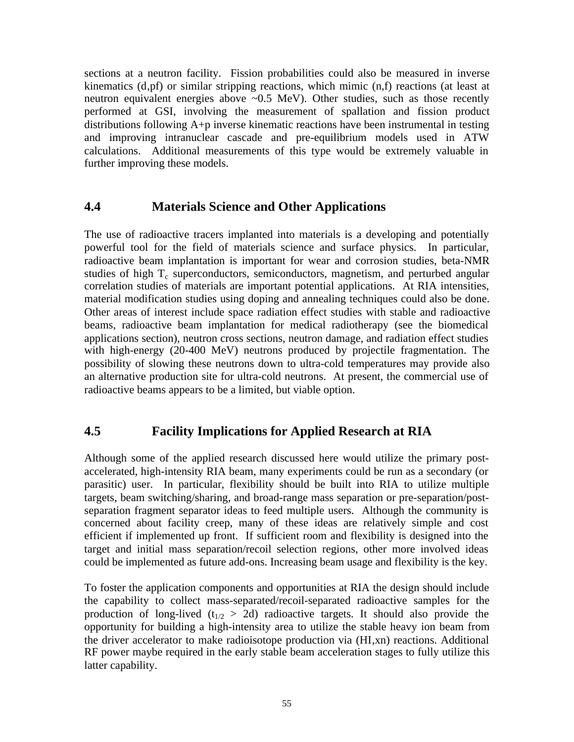sections at a neutron facility. Fission probabilities could also be measured in inverse kinematics (d,pf) or similar stripping reactions, which mimic (n,f) reactions (at least at neutron equivalent energies above ~0.5 MeV). Other studies, such as those recently performed at GSI, involving the measurement of spallation and fission product distributions following A+p inverse kinematic reactions have been instrumental in testing and improving intranuclear cascade and pre-equilibrium models used in ATW calculations. Additional measurements of this type would be extremely valuable in further improving these models.

## 4.4 Materials Science and Other Applications

The use of radioactive tracers implanted into materials is a developing and potentially powerful tool for the field of materials science and surface physics. In particular, radioactive beam implantation is important for wear and corrosion studies, beta-NMR studies of high $T_c$ superconductors, semiconductors, magnetism, and perturbed angular correlation studies of materials are important potential applications. At RIA intensities, material modification studies using doping and annealing techniques could also be done. Other areas of interest include space radiation effect studies with stable and radioactive beams, radioactive beam implantation for medical radiotherapy (see the biomedical applications section), neutron cross sections, neutron damage, and radiation effect studies with high-energy (20-400 MeV) neutrons produced by projectile fragmentation. The possibility of slowing these neutrons down to ultra-cold temperatures may provide also an alternative production site for ultra-cold neutrons. At present, the commercial use of radioactive beams appears to be a limited, but viable option.

## 4.5 Facility Implications for Applied Research at RIA

Although some of the applied research discussed here would utilize the primary post-accelerated, high-intensity RIA beam, many experiments could be run as a secondary (or parasitic) user. In particular, flexibility should be built into RIA to utilize multiple targets, beam switching/sharing, and broad-range mass separation or pre-separation/post-separation fragment separator ideas to feed multiple users. Although the community is concerned about facility creep, many of these ideas are relatively simple and cost efficient if implemented up front. If sufficient room and flexibility is designed into the target and initial mass separation/recoil selection regions, other more involved ideas could be implemented as future add-ons. Increasing beam usage and flexibility is the key.

To foster the application components and opportunities at RIA the design should include the capability to collect mass-separated/recoil-separated radioactive samples for the production of long-lived ($t_{1/2}$ > 2d) radioactive targets. It should also provide the opportunity for building a high-intensity area to utilize the stable heavy ion beam from the driver accelerator to make radioisotope production via (HI,xn) reactions. Additional RF power maybe required in the early stable beam acceleration stages to fully utilize this latter capability.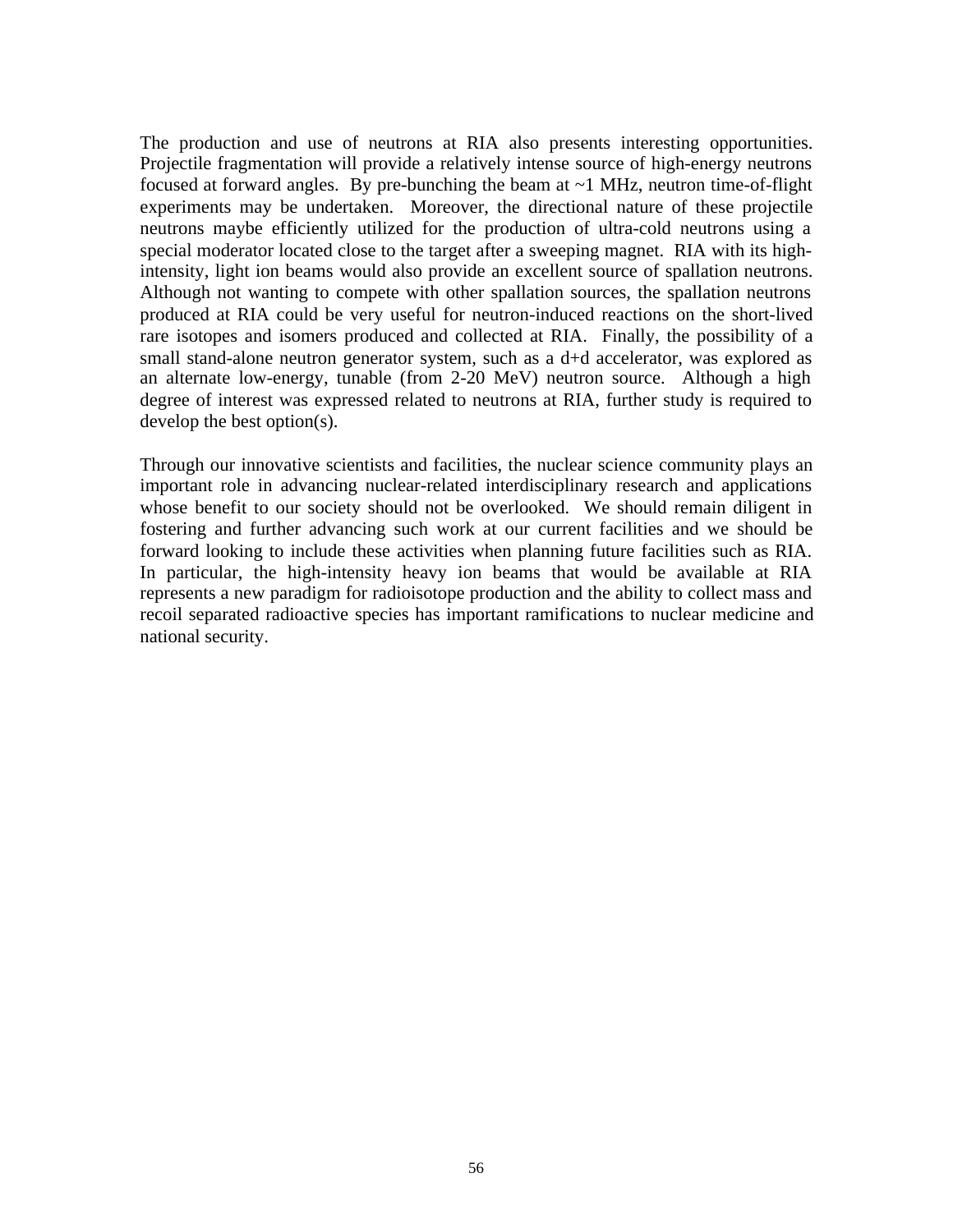The production and use of neutrons at RIA also presents interesting opportunities. Projectile fragmentation will provide a relatively intense source of high-energy neutrons focused at forward angles. By pre-bunching the beam at ~1 MHz, neutron time-of-flight experiments may be undertaken. Moreover, the directional nature of these projectile neutrons maybe efficiently utilized for the production of ultra-cold neutrons using a special moderator located close to the target after a sweeping magnet. RIA with its high-intensity, light ion beams would also provide an excellent source of spallation neutrons. Although not wanting to compete with other spallation sources, the spallation neutrons produced at RIA could be very useful for neutron-induced reactions on the short-lived rare isotopes and isomers produced and collected at RIA. Finally, the possibility of a small stand-alone neutron generator system, such as a d+d accelerator, was explored as an alternate low-energy, tunable (from 2-20 MeV) neutron source. Although a high degree of interest was expressed related to neutrons at RIA, further study is required to develop the best option(s).

Through our innovative scientists and facilities, the nuclear science community plays an important role in advancing nuclear-related interdisciplinary research and applications whose benefit to our society should not be overlooked. We should remain diligent in fostering and further advancing such work at our current facilities and we should be forward looking to include these activities when planning future facilities such as RIA. In particular, the high-intensity heavy ion beams that would be available at RIA represents a new paradigm for radioisotope production and the ability to collect mass and recoil separated radioactive species has important ramifications to nuclear medicine and national security.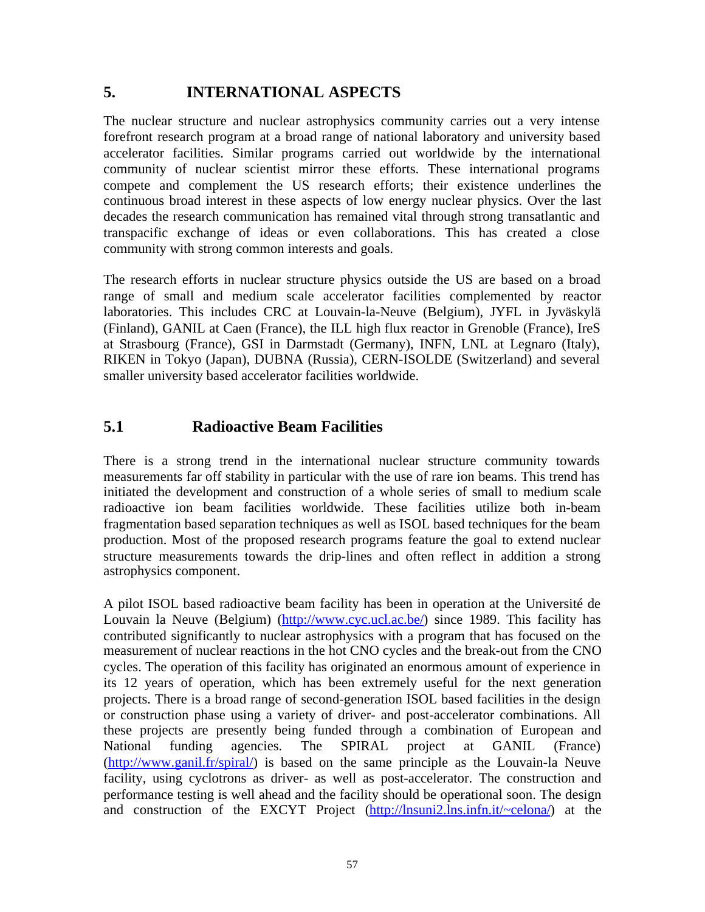## 5. INTERNATIONAL ASPECTS

The nuclear structure and nuclear astrophysics community carries out a very intense forefront research program at a broad range of national laboratory and university based accelerator facilities. Similar programs carried out worldwide by the international community of nuclear scientist mirror these efforts. These international programs compete and complement the US research efforts; their existence underlines the continuous broad interest in these aspects of low energy nuclear physics. Over the last decades the research communication has remained vital through strong transatlantic and transpacific exchange of ideas or even collaborations. This has created a close community with strong common interests and goals.

The research efforts in nuclear structure physics outside the US are based on a broad range of small and medium scale accelerator facilities complemented by reactor laboratories. This includes CRC at Louvain-la-Neuve (Belgium), JYFL in Jyväskylä (Finland), GANIL at Caen (France), the ILL high flux reactor in Grenoble (France), IreS at Strasbourg (France), GSI in Darmstadt (Germany), INFN, LNL at Legnaro (Italy), RIKEN in Tokyo (Japan), DUBNA (Russia), CERN-ISOLDE (Switzerland) and several smaller university based accelerator facilities worldwide.

### 5.1 Radioactive Beam Facilities

There is a strong trend in the international nuclear structure community towards measurements far off stability in particular with the use of rare ion beams. This trend has initiated the development and construction of a whole series of small to medium scale radioactive ion beam facilities worldwide. These facilities utilize both in-beam fragmentation based separation techniques as well as ISOL based techniques for the beam production. Most of the proposed research programs feature the goal to extend nuclear structure measurements towards the drip-lines and often reflect in addition a strong astrophysics component.

A pilot ISOL based radioactive beam facility has been in operation at the Université de Louvain la Neuve (Belgium) (http://www.cyc.ucl.ac.be/) since 1989. This facility has contributed significantly to nuclear astrophysics with a program that has focused on the measurement of nuclear reactions in the hot CNO cycles and the break-out from the CNO cycles. The operation of this facility has originated an enormous amount of experience in its 12 years of operation, which has been extremely useful for the next generation projects. There is a broad range of second-generation ISOL based facilities in the design or construction phase using a variety of driver- and post-accelerator combinations. All these projects are presently being funded through a combination of European and National funding agencies. The SPIRAL project at GANIL (France) (http://www.ganil.fr/spiral/) is based on the same principle as the Louvain-la Neuve facility, using cyclotrons as driver- as well as post-accelerator. The construction and performance testing is well ahead and the facility should be operational soon. The design and construction of the EXCYT Project (http://lnsuni2.lns.infn.it/~celona/) at the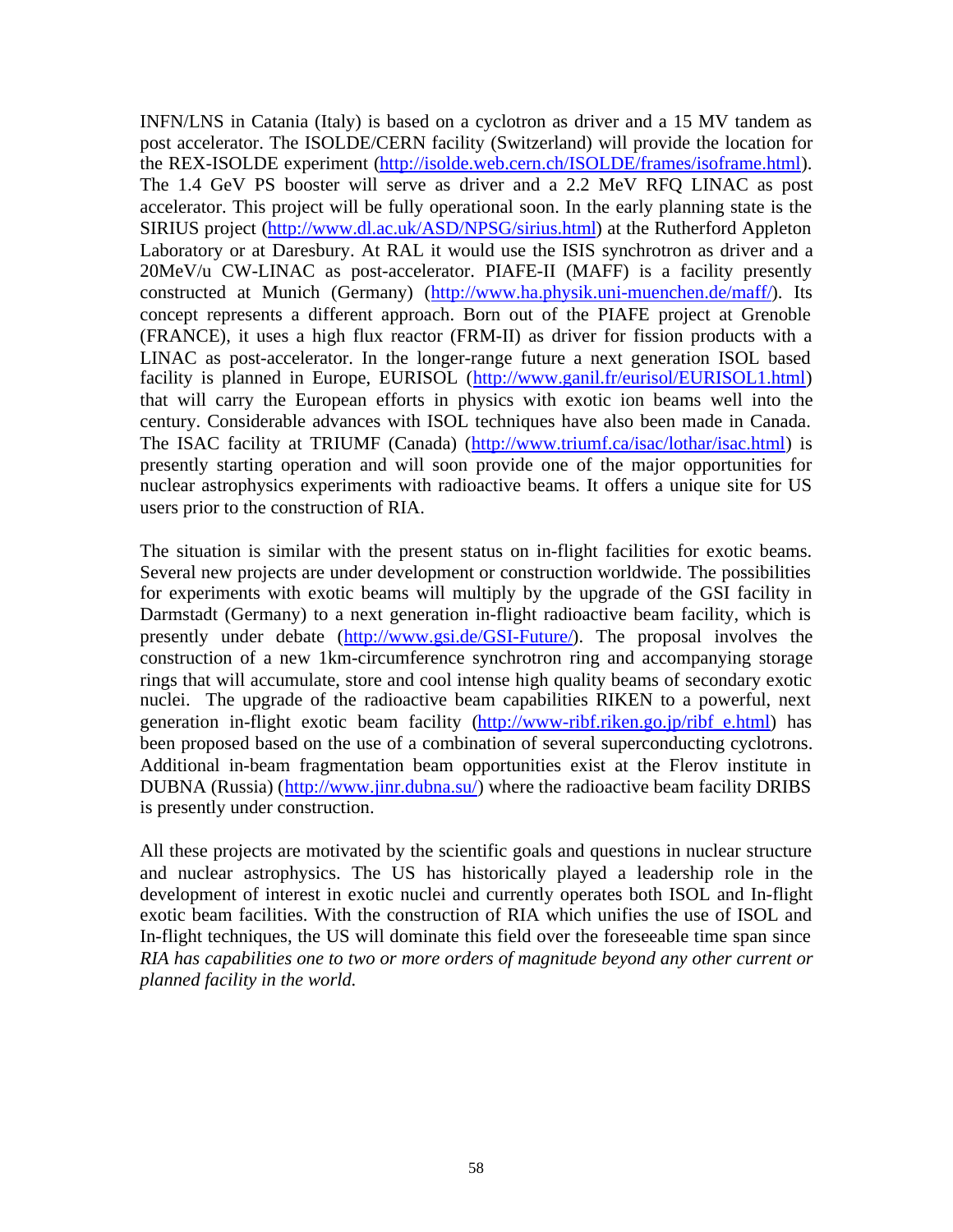INFN/LNS in Catania (Italy) is based on a cyclotron as driver and a 15 MV tandem as post accelerator. The ISOLDE/CERN facility (Switzerland) will provide the location for the REX-ISOLDE experiment (http://isolde.web.cern.ch/ISOLDE/frames/isoframe.html). The 1.4 GeV PS booster will serve as driver and a 2.2 MeV RFQ LINAC as post accelerator. This project will be fully operational soon. In the early planning state is the SIRIUS project (http://www.dl.ac.uk/ASD/NPSG/sirius.html) at the Rutherford Appleton Laboratory or at Daresbury. At RAL it would use the ISIS synchrotron as driver and a 20MeV/u CW-LINAC as post-accelerator. PIAFE-II (MAFF) is a facility presently constructed at Munich (Germany) (http://www.ha.physik.uni-muenchen.de/maff/). Its concept represents a different approach. Born out of the PIAFE project at Grenoble (FRANCE), it uses a high flux reactor (FRM-II) as driver for fission products with a LINAC as post-accelerator. In the longer-range future a next generation ISOL based facility is planned in Europe, EURISOL (http://www.ganil.fr/eurisol/EURISOL1.html) that will carry the European efforts in physics with exotic ion beams well into the century. Considerable advances with ISOL techniques have also been made in Canada. The ISAC facility at TRIUMF (Canada) (http://www.triumf.ca/isac/lothar/isac.html) is presently starting operation and will soon provide one of the major opportunities for nuclear astrophysics experiments with radioactive beams. It offers a unique site for US users prior to the construction of RIA.

The situation is similar with the present status on in-flight facilities for exotic beams. Several new projects are under development or construction worldwide. The possibilities for experiments with exotic beams will multiply by the upgrade of the GSI facility in Darmstadt (Germany) to a next generation in-flight radioactive beam facility, which is presently under debate (http://www.gsi.de/GSI-Future/). The proposal involves the construction of a new 1km-circumference synchrotron ring and accompanying storage rings that will accumulate, store and cool intense high quality beams of secondary exotic nuclei. The upgrade of the radioactive beam capabilities RIKEN to a powerful, next generation in-flight exotic beam facility (http://www-ribf.riken.go.jp/ribf_e.html) has been proposed based on the use of a combination of several superconducting cyclotrons. Additional in-beam fragmentation beam opportunities exist at the Flerov institute in DUBNA (Russia) (http://www.jinr.dubna.su/) where the radioactive beam facility DRIBS is presently under construction.

All these projects are motivated by the scientific goals and questions in nuclear structure and nuclear astrophysics. The US has historically played a leadership role in the development of interest in exotic nuclei and currently operates both ISOL and In-flight exotic beam facilities. With the construction of RIA which unifies the use of ISOL and In-flight techniques, the US will dominate this field over the foreseeable time span since *RIA has capabilities one to two or more orders of magnitude beyond any other current or planned facility in the world.*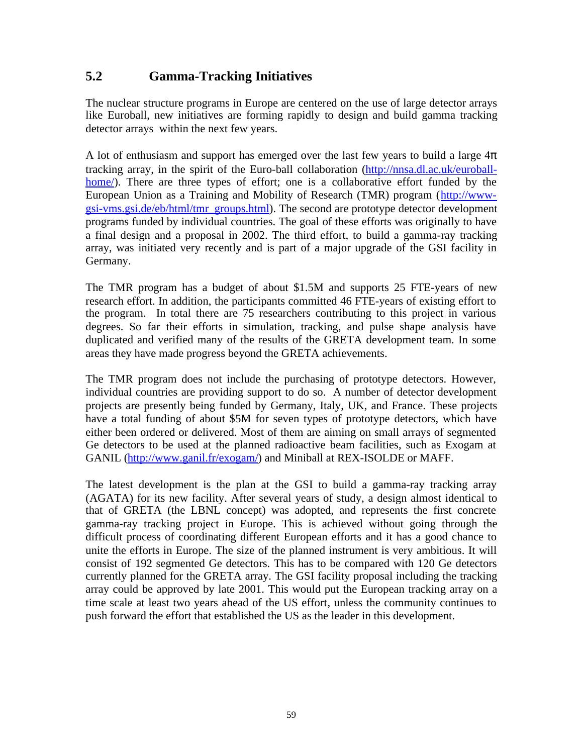## 5.2 Gamma-Tracking Initiatives

The nuclear structure programs in Europe are centered on the use of large detector arrays like Euroball, new initiatives are forming rapidly to design and build gamma tracking detector arrays within the next few years.

A lot of enthusiasm and support has emerged over the last few years to build a large $4\pi$ tracking array, in the spirit of the Euro-ball collaboration (http://nnsa.dl.ac.uk/euroball-home/). There are three types of effort; one is a collaborative effort funded by the European Union as a Training and Mobility of Research (TMR) program (http://www-gsi-vms.gsi.de/eb/html/tmr_groups.html). The second are prototype detector development programs funded by individual countries. The goal of these efforts was originally to have a final design and a proposal in 2002. The third effort, to build a gamma-ray tracking array, was initiated very recently and is part of a major upgrade of the GSI facility in Germany.

The TMR program has a budget of about \$1.5M and supports 25 FTE-years of new research effort. In addition, the participants committed 46 FTE-years of existing effort to the program. In total there are 75 researchers contributing to this project in various degrees. So far their efforts in simulation, tracking, and pulse shape analysis have duplicated and verified many of the results of the GRETA development team. In some areas they have made progress beyond the GRETA achievements.

The TMR program does not include the purchasing of prototype detectors. However, individual countries are providing support to do so. A number of detector development projects are presently being funded by Germany, Italy, UK, and France. These projects have a total funding of about \$5M for seven types of prototype detectors, which have either been ordered or delivered. Most of them are aiming on small arrays of segmented Ge detectors to be used at the planned radioactive beam facilities, such as Exogam at GANIL (http://www.ganil.fr/exogam/) and Miniball at REX-ISOLDE or MAFF.

The latest development is the plan at the GSI to build a gamma-ray tracking array (AGATA) for its new facility. After several years of study, a design almost identical to that of GRETA (the LBNL concept) was adopted, and represents the first concrete gamma-ray tracking project in Europe. This is achieved without going through the difficult process of coordinating different European efforts and it has a good chance to unite the efforts in Europe. The size of the planned instrument is very ambitious. It will consist of 192 segmented Ge detectors. This has to be compared with 120 Ge detectors currently planned for the GRETA array. The GSI facility proposal including the tracking array could be approved by late 2001. This would put the European tracking array on a time scale at least two years ahead of the US effort, unless the community continues to push forward the effort that established the US as the leader in this development.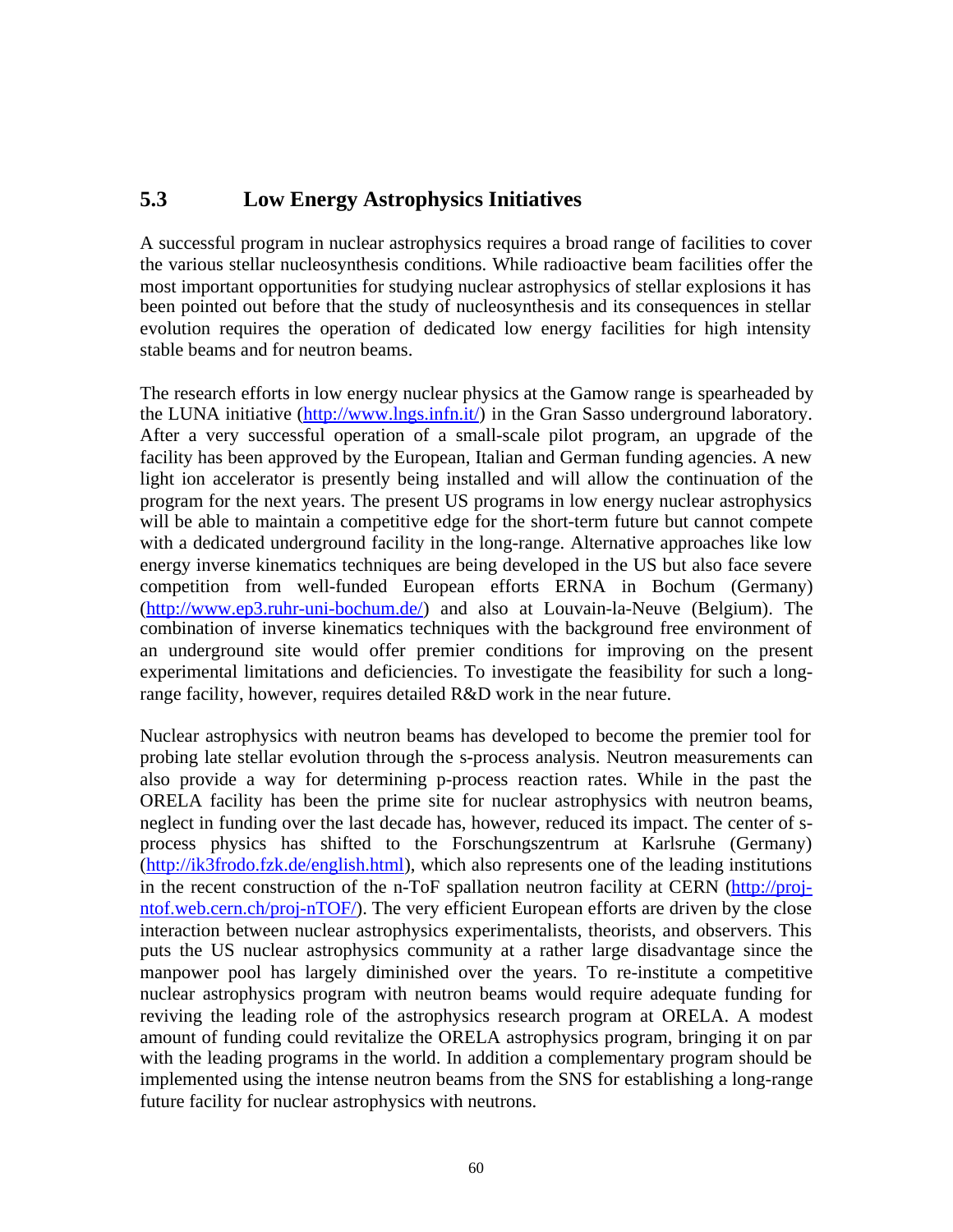## 5.3 Low Energy Astrophysics Initiatives

A successful program in nuclear astrophysics requires a broad range of facilities to cover the various stellar nucleosynthesis conditions. While radioactive beam facilities offer the most important opportunities for studying nuclear astrophysics of stellar explosions it has been pointed out before that the study of nucleosynthesis and its consequences in stellar evolution requires the operation of dedicated low energy facilities for high intensity stable beams and for neutron beams.

The research efforts in low energy nuclear physics at the Gamow range is spearheaded by the LUNA initiative (http://www.lngs.infn.it/) in the Gran Sasso underground laboratory. After a very successful operation of a small-scale pilot program, an upgrade of the facility has been approved by the European, Italian and German funding agencies. A new light ion accelerator is presently being installed and will allow the continuation of the program for the next years. The present US programs in low energy nuclear astrophysics will be able to maintain a competitive edge for the short-term future but cannot compete with a dedicated underground facility in the long-range. Alternative approaches like low energy inverse kinematics techniques are being developed in the US but also face severe competition from well-funded European efforts ERNA in Bochum (Germany) (http://www.ep3.ruhr-uni-bochum.de/) and also at Louvain-la-Neuve (Belgium). The combination of inverse kinematics techniques with the background free environment of an underground site would offer premier conditions for improving on the present experimental limitations and deficiencies. To investigate the feasibility for such a long-range facility, however, requires detailed R&D work in the near future.

Nuclear astrophysics with neutron beams has developed to become the premier tool for probing late stellar evolution through the s-process analysis. Neutron measurements can also provide a way for determining p-process reaction rates. While in the past the ORELA facility has been the prime site for nuclear astrophysics with neutron beams, neglect in funding over the last decade has, however, reduced its impact. The center of s-process physics has shifted to the Forschungszentrum at Karlsruhe (Germany) (http://ik3frodo.fzk.de/english.html), which also represents one of the leading institutions in the recent construction of the n-ToF spallation neutron facility at CERN (http://proj-ntof.web.cern.ch/proj-nTOF/). The very efficient European efforts are driven by the close interaction between nuclear astrophysics experimentalists, theorists, and observers. This puts the US nuclear astrophysics community at a rather large disadvantage since the manpower pool has largely diminished over the years. To re-institute a competitive nuclear astrophysics program with neutron beams would require adequate funding for reviving the leading role of the astrophysics research program at ORELA. A modest amount of funding could revitalize the ORELA astrophysics program, bringing it on par with the leading programs in the world. In addition a complementary program should be implemented using the intense neutron beams from the SNS for establishing a long-range future facility for nuclear astrophysics with neutrons.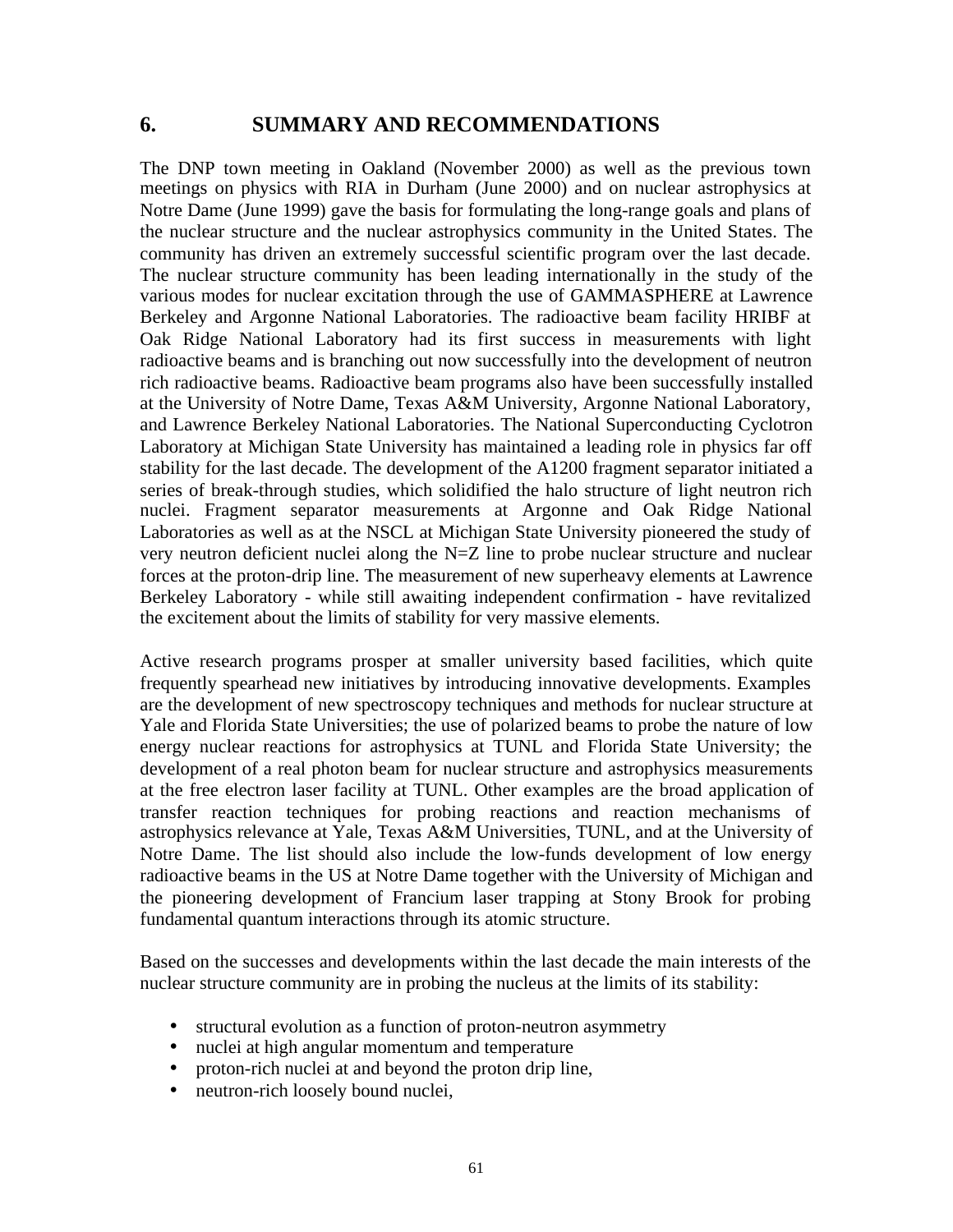# 6. SUMMARY AND RECOMMENDATIONS

The DNP town meeting in Oakland (November 2000) as well as the previous town meetings on physics with RIA in Durham (June 2000) and on nuclear astrophysics at Notre Dame (June 1999) gave the basis for formulating the long-range goals and plans of the nuclear structure and the nuclear astrophysics community in the United States. The community has driven an extremely successful scientific program over the last decade. The nuclear structure community has been leading internationally in the study of the various modes for nuclear excitation through the use of GAMMASPHERE at Lawrence Berkeley and Argonne National Laboratories. The radioactive beam facility HRIBF at Oak Ridge National Laboratory had its first success in measurements with light radioactive beams and is branching out now successfully into the development of neutron rich radioactive beams. Radioactive beam programs also have been successfully installed at the University of Notre Dame, Texas A&M University, Argonne National Laboratory, and Lawrence Berkeley National Laboratories. The National Superconducting Cyclotron Laboratory at Michigan State University has maintained a leading role in physics far off stability for the last decade. The development of the A1200 fragment separator initiated a series of break-through studies, which solidified the halo structure of light neutron rich nuclei. Fragment separator measurements at Argonne and Oak Ridge National Laboratories as well as at the NSCL at Michigan State University pioneered the study of very neutron deficient nuclei along the N=Z line to probe nuclear structure and nuclear forces at the proton-drip line. The measurement of new superheavy elements at Lawrence Berkeley Laboratory - while still awaiting independent confirmation - have revitalized the excitement about the limits of stability for very massive elements.

Active research programs prosper at smaller university based facilities, which quite frequently spearhead new initiatives by introducing innovative developments. Examples are the development of new spectroscopy techniques and methods for nuclear structure at Yale and Florida State Universities; the use of polarized beams to probe the nature of low energy nuclear reactions for astrophysics at TUNL and Florida State University; the development of a real photon beam for nuclear structure and astrophysics measurements at the free electron laser facility at TUNL. Other examples are the broad application of transfer reaction techniques for probing reactions and reaction mechanisms of astrophysics relevance at Yale, Texas A&M Universities, TUNL, and at the University of Notre Dame. The list should also include the low-funds development of low energy radioactive beams in the US at Notre Dame together with the University of Michigan and the pioneering development of Francium laser trapping at Stony Brook for probing fundamental quantum interactions through its atomic structure.

Based on the successes and developments within the last decade the main interests of the nuclear structure community are in probing the nucleus at the limits of its stability:

- structural evolution as a function of proton-neutron asymmetry
- nuclei at high angular momentum and temperature
- proton-rich nuclei at and beyond the proton drip line,
- neutron-rich loosely bound nuclei,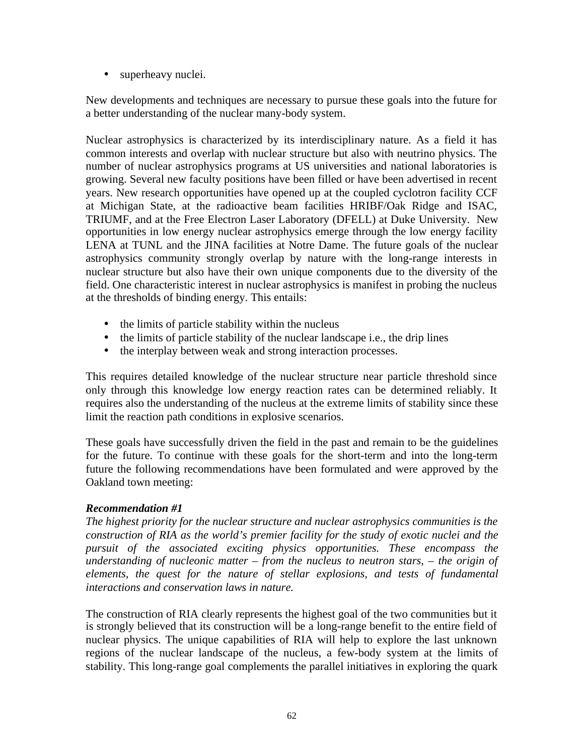- superheavy nuclei.

New developments and techniques are necessary to pursue these goals into the future for a better understanding of the nuclear many-body system.

Nuclear astrophysics is characterized by its interdisciplinary nature. As a field it has common interests and overlap with nuclear structure but also with neutrino physics. The number of nuclear astrophysics programs at US universities and national laboratories is growing. Several new faculty positions have been filled or have been advertised in recent years. New research opportunities have opened up at the coupled cyclotron facility CCF at Michigan State, at the radioactive beam facilities HRIBF/Oak Ridge and ISAC, TRIUMF, and at the Free Electron Laser Laboratory (DFELL) at Duke University. New opportunities in low energy nuclear astrophysics emerge through the low energy facility LENA at TUNL and the JINA facilities at Notre Dame. The future goals of the nuclear astrophysics community strongly overlap by nature with the long-range interests in nuclear structure but also have their own unique components due to the diversity of the field. One characteristic interest in nuclear astrophysics is manifest in probing the nucleus at the thresholds of binding energy. This entails:

- the limits of particle stability within the nucleus
- the limits of particle stability of the nuclear landscape i.e., the drip lines
- the interplay between weak and strong interaction processes.

This requires detailed knowledge of the nuclear structure near particle threshold since only through this knowledge low energy reaction rates can be determined reliably. It requires also the understanding of the nucleus at the extreme limits of stability since these limit the reaction path conditions in explosive scenarios.

These goals have successfully driven the field in the past and remain to be the guidelines for the future. To continue with these goals for the short-term and into the long-term future the following recommendations have been formulated and were approved by the Oakland town meeting:

***Recommendation #1***
*The highest priority for the nuclear structure and nuclear astrophysics communities is the construction of RIA as the world's premier facility for the study of exotic nuclei and the pursuit of the associated exciting physics opportunities. These encompass the understanding of nucleonic matter – from the nucleus to neutron stars, – the origin of elements, the quest for the nature of stellar explosions, and tests of fundamental interactions and conservation laws in nature.*

The construction of RIA clearly represents the highest goal of the two communities but it is strongly believed that its construction will be a long-range benefit to the entire field of nuclear physics. The unique capabilities of RIA will help to explore the last unknown regions of the nuclear landscape of the nucleus, a few-body system at the limits of stability. This long-range goal complements the parallel initiatives in exploring the quark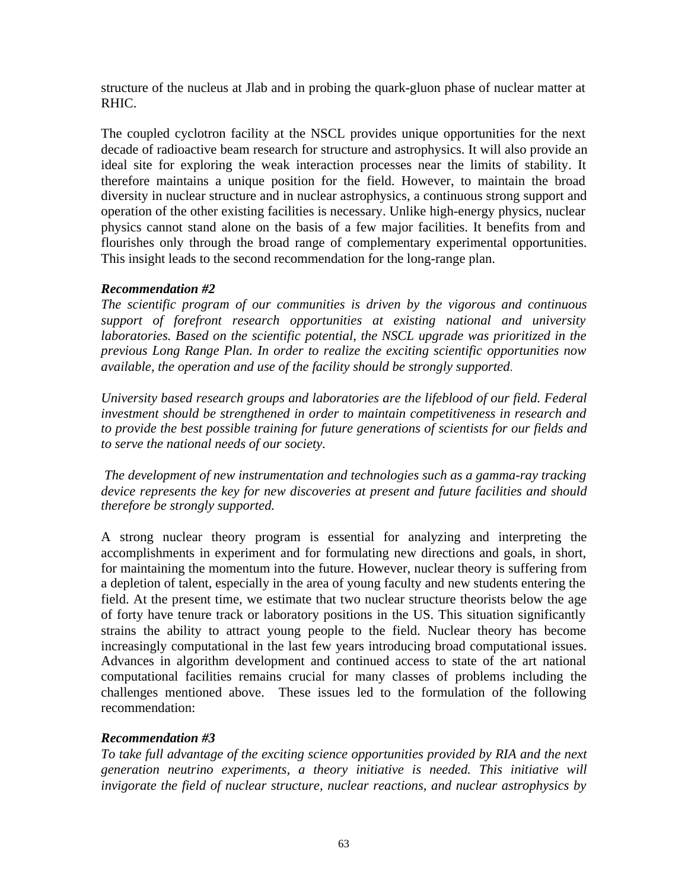structure of the nucleus at Jlab and in probing the quark-gluon phase of nuclear matter at RHIC.

The coupled cyclotron facility at the NSCL provides unique opportunities for the next decade of radioactive beam research for structure and astrophysics. It will also provide an ideal site for exploring the weak interaction processes near the limits of stability. It therefore maintains a unique position for the field. However, to maintain the broad diversity in nuclear structure and in nuclear astrophysics, a continuous strong support and operation of the other existing facilities is necessary. Unlike high-energy physics, nuclear physics cannot stand alone on the basis of a few major facilities. It benefits from and flourishes only through the broad range of complementary experimental opportunities. This insight leads to the second recommendation for the long-range plan.

***Recommendation #2***

*The scientific program of our communities is driven by the vigorous and continuous support of forefront research opportunities at existing national and university laboratories. Based on the scientific potential, the NSCL upgrade was prioritized in the previous Long Range Plan. In order to realize the exciting scientific opportunities now available, the operation and use of the facility should be strongly supported.*

*University based research groups and laboratories are the lifeblood of our field. Federal investment should be strengthened in order to maintain competitiveness in research and to provide the best possible training for future generations of scientists for our fields and to serve the national needs of our society.*

*The development of new instrumentation and technologies such as a gamma-ray tracking device represents the key for new discoveries at present and future facilities and should therefore be strongly supported.*

A strong nuclear theory program is essential for analyzing and interpreting the accomplishments in experiment and for formulating new directions and goals, in short, for maintaining the momentum into the future. However, nuclear theory is suffering from a depletion of talent, especially in the area of young faculty and new students entering the field. At the present time, we estimate that two nuclear structure theorists below the age of forty have tenure track or laboratory positions in the US. This situation significantly strains the ability to attract young people to the field. Nuclear theory has become increasingly computational in the last few years introducing broad computational issues. Advances in algorithm development and continued access to state of the art national computational facilities remains crucial for many classes of problems including the challenges mentioned above. These issues led to the formulation of the following recommendation:

***Recommendation #3***

*To take full advantage of the exciting science opportunities provided by RIA and the next generation neutrino experiments, a theory initiative is needed. This initiative will invigorate the field of nuclear structure, nuclear reactions, and nuclear astrophysics by*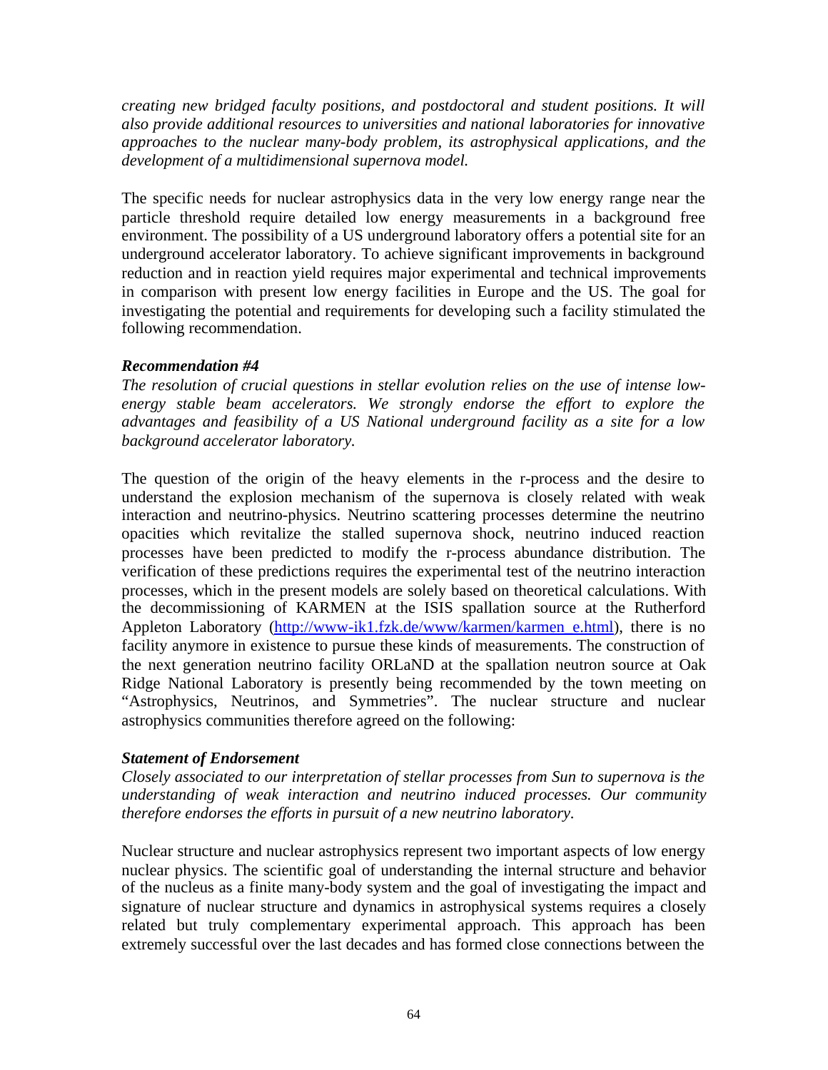*creating new bridged faculty positions, and postdoctoral and student positions. It will also provide additional resources to universities and national laboratories for innovative approaches to the nuclear many-body problem, its astrophysical applications, and the development of a multidimensional supernova model.*

The specific needs for nuclear astrophysics data in the very low energy range near the particle threshold require detailed low energy measurements in a background free environment. The possibility of a US underground laboratory offers a potential site for an underground accelerator laboratory. To achieve significant improvements in background reduction and in reaction yield requires major experimental and technical improvements in comparison with present low energy facilities in Europe and the US. The goal for investigating the potential and requirements for developing such a facility stimulated the following recommendation.

***Recommendation #4***

*The resolution of crucial questions in stellar evolution relies on the use of intense low-energy stable beam accelerators. We strongly endorse the effort to explore the advantages and feasibility of a US National underground facility as a site for a low background accelerator laboratory.*

The question of the origin of the heavy elements in the r-process and the desire to understand the explosion mechanism of the supernova is closely related with weak interaction and neutrino-physics. Neutrino scattering processes determine the neutrino opacities which revitalize the stalled supernova shock, neutrino induced reaction processes have been predicted to modify the r-process abundance distribution. The verification of these predictions requires the experimental test of the neutrino interaction processes, which in the present models are solely based on theoretical calculations. With the decommissioning of KARMEN at the ISIS spallation source at the Rutherford Appleton Laboratory (http://www-ik1.fzk.de/www/karmen/karmen_e.html), there is no facility anymore in existence to pursue these kinds of measurements. The construction of the next generation neutrino facility ORLaND at the spallation neutron source at Oak Ridge National Laboratory is presently being recommended by the town meeting on "Astrophysics, Neutrinos, and Symmetries". The nuclear structure and nuclear astrophysics communities therefore agreed on the following:

***Statement of Endorsement***

*Closely associated to our interpretation of stellar processes from Sun to supernova is the understanding of weak interaction and neutrino induced processes. Our community therefore endorses the efforts in pursuit of a new neutrino laboratory.*

Nuclear structure and nuclear astrophysics represent two important aspects of low energy nuclear physics. The scientific goal of understanding the internal structure and behavior of the nucleus as a finite many-body system and the goal of investigating the impact and signature of nuclear structure and dynamics in astrophysical systems requires a closely related but truly complementary experimental approach. This approach has been extremely successful over the last decades and has formed close connections between the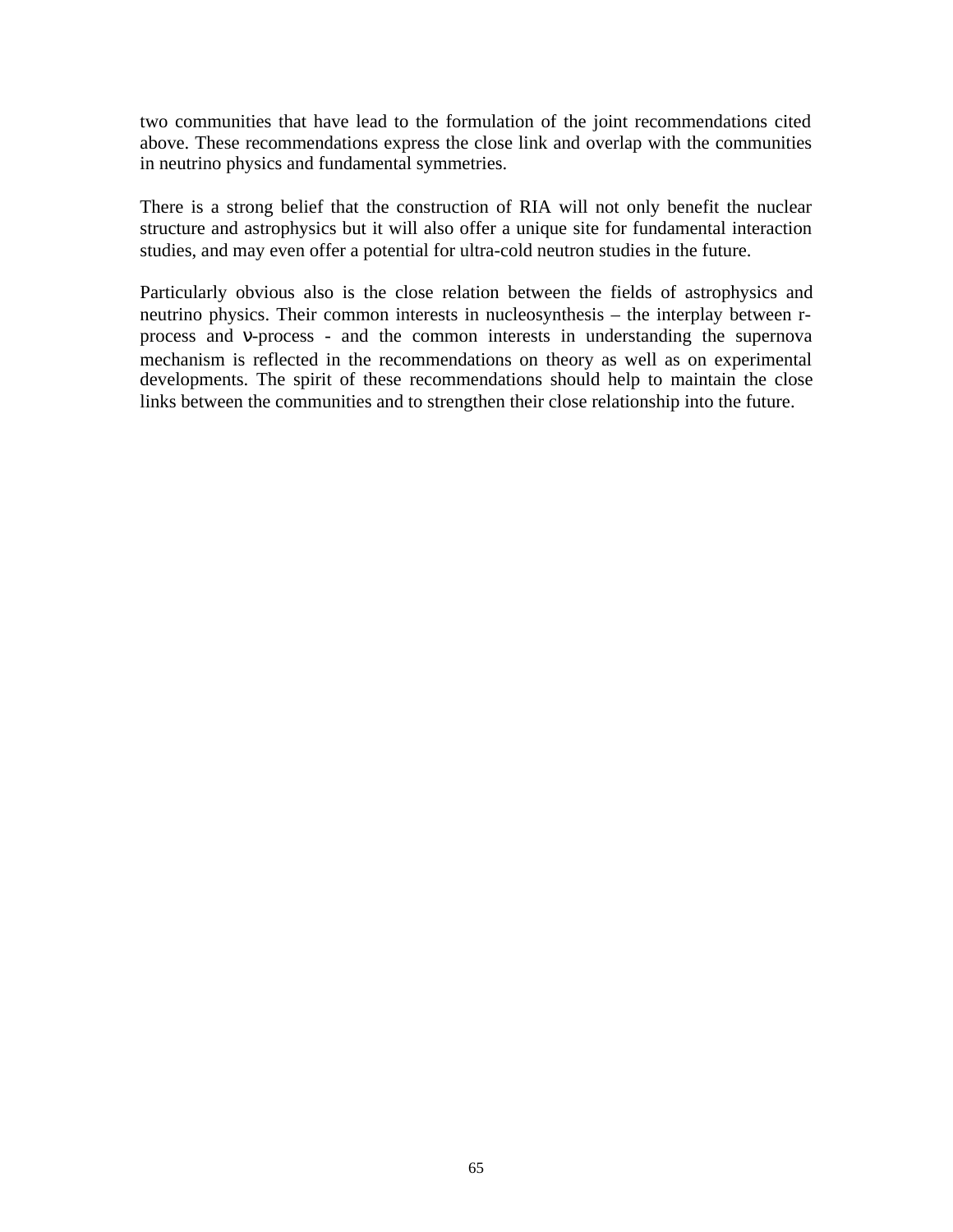two communities that have lead to the formulation of the joint recommendations cited above. These recommendations express the close link and overlap with the communities in neutrino physics and fundamental symmetries.

There is a strong belief that the construction of RIA will not only benefit the nuclear structure and astrophysics but it will also offer a unique site for fundamental interaction studies, and may even offer a potential for ultra-cold neutron studies in the future.

Particularly obvious also is the close relation between the fields of astrophysics and neutrino physics. Their common interests in nucleosynthesis – the interplay between r-process and $\nu$-process - and the common interests in understanding the supernova mechanism is reflected in the recommendations on theory as well as on experimental developments. The spirit of these recommendations should help to maintain the close links between the communities and to strengthen their close relationship into the future.